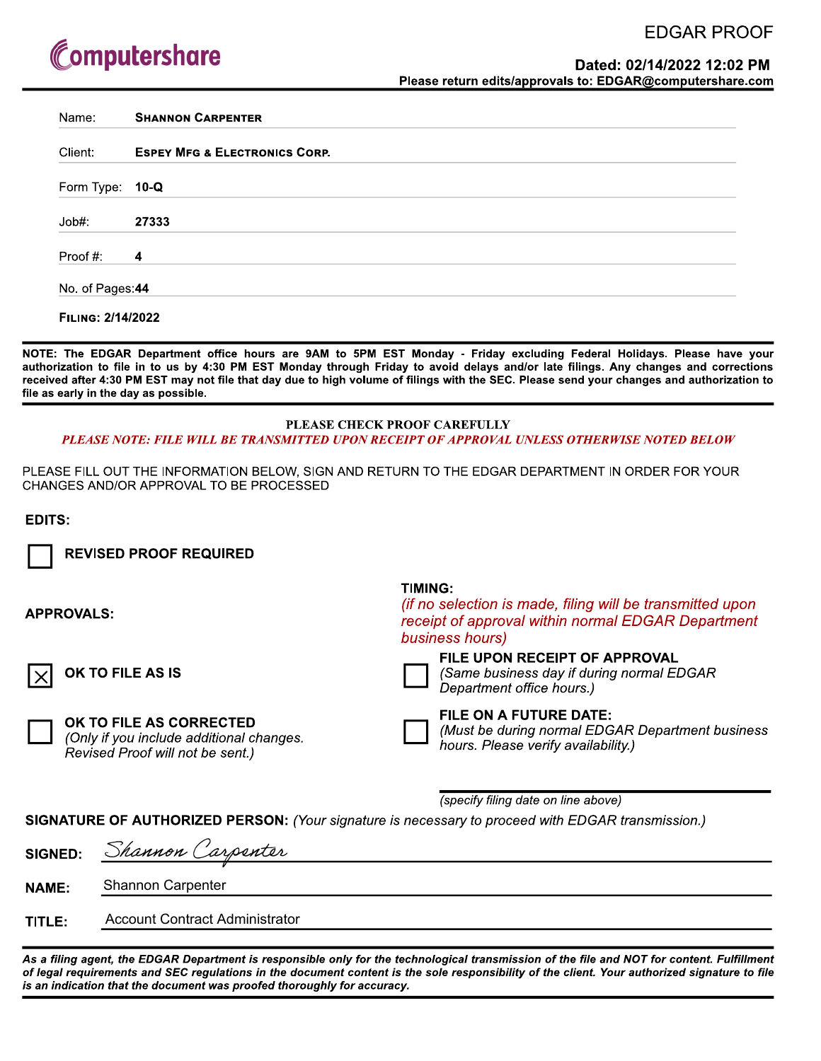Computershare

# EDGAR PROOF

**Dated: 02/14/2022 12:02 PM**

**Please return edits/approvals to: EDGAR@computershare.com**

| | |
|---|---|
| Name: | **SHANNON CARPENTER** |
| Client: | **ESPEY MFG & ELECTRONICS CORP.** |
| Form Type: | **10-Q** |
| Job#: | **27333** |
| Proof #: | **4** |
| No. of Pages: | **44** |

**FILING: 2/14/2022**

**NOTE: The EDGAR Department office hours are 9AM to 5PM EST Monday - Friday excluding Federal Holidays. Please have your authorization to file in to us by 4:30 PM EST Monday through Friday to avoid delays and/or late filings. Any changes and corrections received after 4:30 PM EST may not file that day due to high volume of filings with the SEC. Please send your changes and authorization to file as early in the day as possible.**

**PLEASE CHECK PROOF CAREFULLY**

***PLEASE NOTE: FILE WILL BE TRANSMITTED UPON RECEIPT OF APPROVAL UNLESS OTHERWISE NOTED BELOW***

PLEASE FILL OUT THE INFORMATION BELOW, SIGN AND RETURN TO THE EDGAR DEPARTMENT IN ORDER FOR YOUR CHANGES AND/OR APPROVAL TO BE PROCESSED

**EDITS:**

☐ **REVISED PROOF REQUIRED**

**APPROVALS:**

☒ **OK TO FILE AS IS**

☐ **OK TO FILE AS CORRECTED**
*(Only if you include additional changes. Revised Proof will not be sent.)*

**TIMING:**
*(if no selection is made, filing will be transmitted upon receipt of approval within normal EDGAR Department business hours)*

☐ **FILE UPON RECEIPT OF APPROVAL**
*(Same business day if during normal EDGAR Department office hours.)*

☐ **FILE ON A FUTURE DATE:**
*(Must be during normal EDGAR Department business hours. Please verify availability.)*

_______________________
*(specify filing date on line above)*

**SIGNATURE OF AUTHORIZED PERSON:** *(Your signature is necessary to proceed with EDGAR transmission.)*

**SIGNED:** Shannon Carpenter

**NAME:** Shannon Carpenter

**TITLE:** Account Contract Administrator

***As a filing agent, the EDGAR Department is responsible only for the technological transmission of the file and NOT for content. Fulfillment of legal requirements and SEC regulations in the document content is the sole responsibility of the client. Your authorized signature to file is an indication that the document was proofed thoroughly for accuracy.***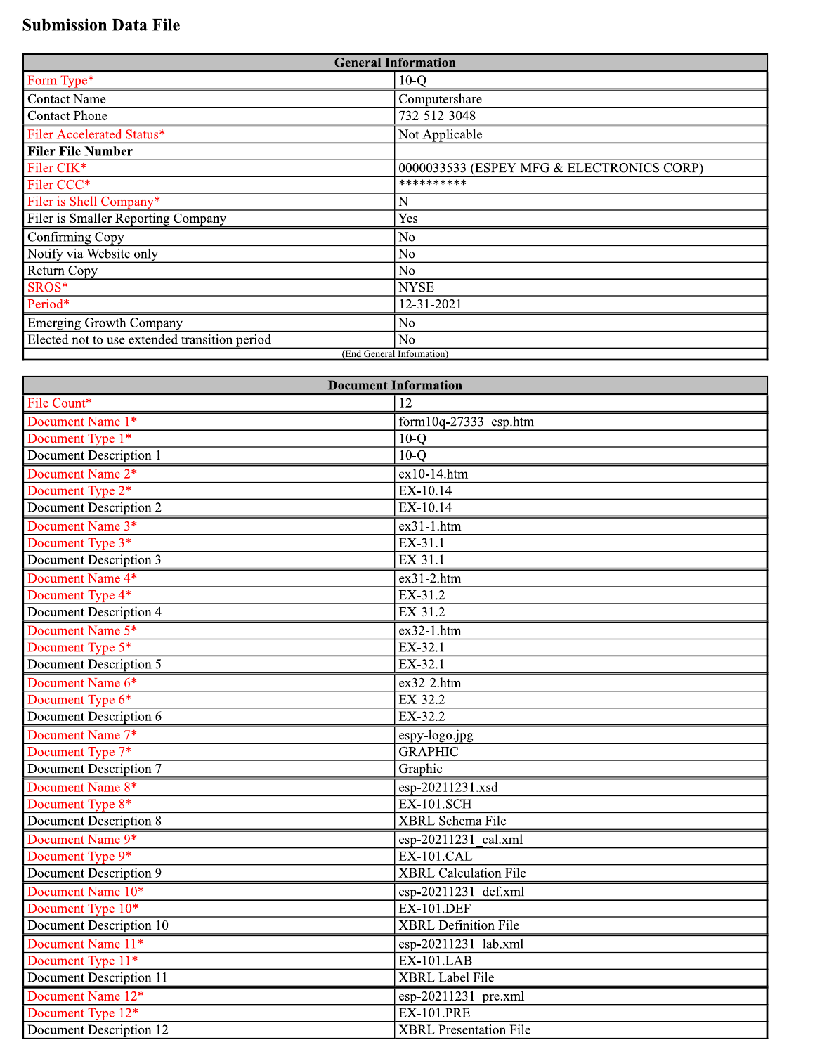# Submission Data File

| General Information | |
|---|---|
| Form Type* | 10-Q |
| Contact Name | Computershare |
| Contact Phone | 732-512-3048 |
| Filer Accelerated Status* | Not Applicable |
| **Filer File Number** | |
| Filer CIK* | 0000033533 (ESPEY MFG & ELECTRONICS CORP) |
| Filer CCC* | ********** |
| Filer is Shell Company* | N |
| Filer is Smaller Reporting Company | Yes |
| Confirming Copy | No |
| Notify via Website only | No |
| Return Copy | No |
| SROS* | NYSE |
| Period* | 12-31-2021 |
| Emerging Growth Company | No |
| Elected not to use extended transition period | No |
| (End General Information) | |

| Document Information | |
|---|---|
| File Count* | 12 |
| Document Name 1* | form10q-27333_esp.htm |
| Document Type 1* | 10-Q |
| Document Description 1 | 10-Q |
| Document Name 2* | ex10-14.htm |
| Document Type 2* | EX-10.14 |
| Document Description 2 | EX-10.14 |
| Document Name 3* | ex31-1.htm |
| Document Type 3* | EX-31.1 |
| Document Description 3 | EX-31.1 |
| Document Name 4* | ex31-2.htm |
| Document Type 4* | EX-31.2 |
| Document Description 4 | EX-31.2 |
| Document Name 5* | ex32-1.htm |
| Document Type 5* | EX-32.1 |
| Document Description 5 | EX-32.1 |
| Document Name 6* | ex32-2.htm |
| Document Type 6* | EX-32.2 |
| Document Description 6 | EX-32.2 |
| Document Name 7* | espy-logo.jpg |
| Document Type 7* | GRAPHIC |
| Document Description 7 | Graphic |
| Document Name 8* | esp-20211231.xsd |
| Document Type 8* | EX-101.SCH |
| Document Description 8 | XBRL Schema File |
| Document Name 9* | esp-20211231_cal.xml |
| Document Type 9* | EX-101.CAL |
| Document Description 9 | XBRL Calculation File |
| Document Name 10* | esp-20211231_def.xml |
| Document Type 10* | EX-101.DEF |
| Document Description 10 | XBRL Definition File |
| Document Name 11* | esp-20211231_lab.xml |
| Document Type 11* | EX-101.LAB |
| Document Description 11 | XBRL Label File |
| Document Name 12* | esp-20211231_pre.xml |
| Document Type 12* | EX-101.PRE |
| Document Description 12 | XBRL Presentation File |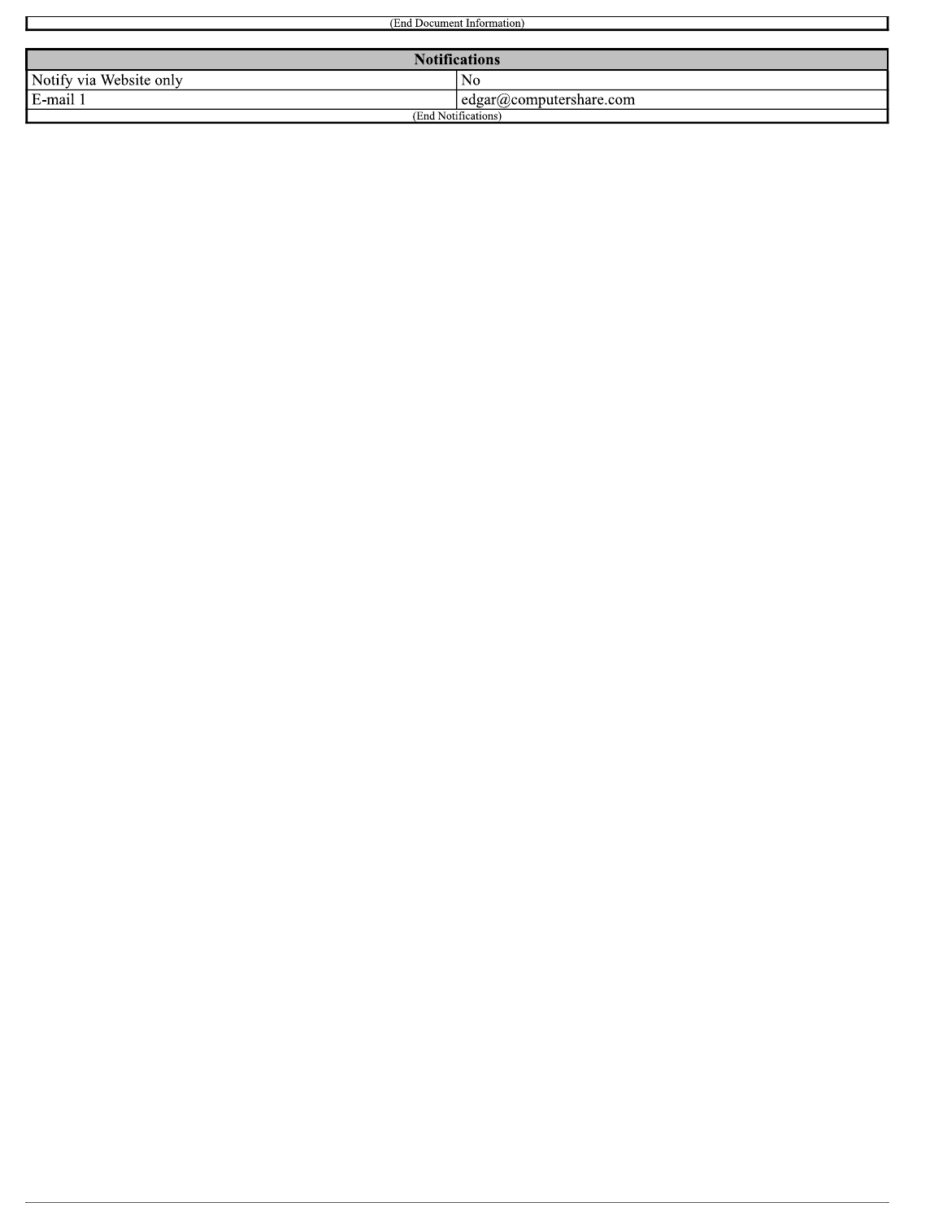(End Document Information)

| Notifications | |
|---|---|
| Notify via Website only | No |
| E-mail 1 | edgar@computershare.com |
| (End Notifications) | |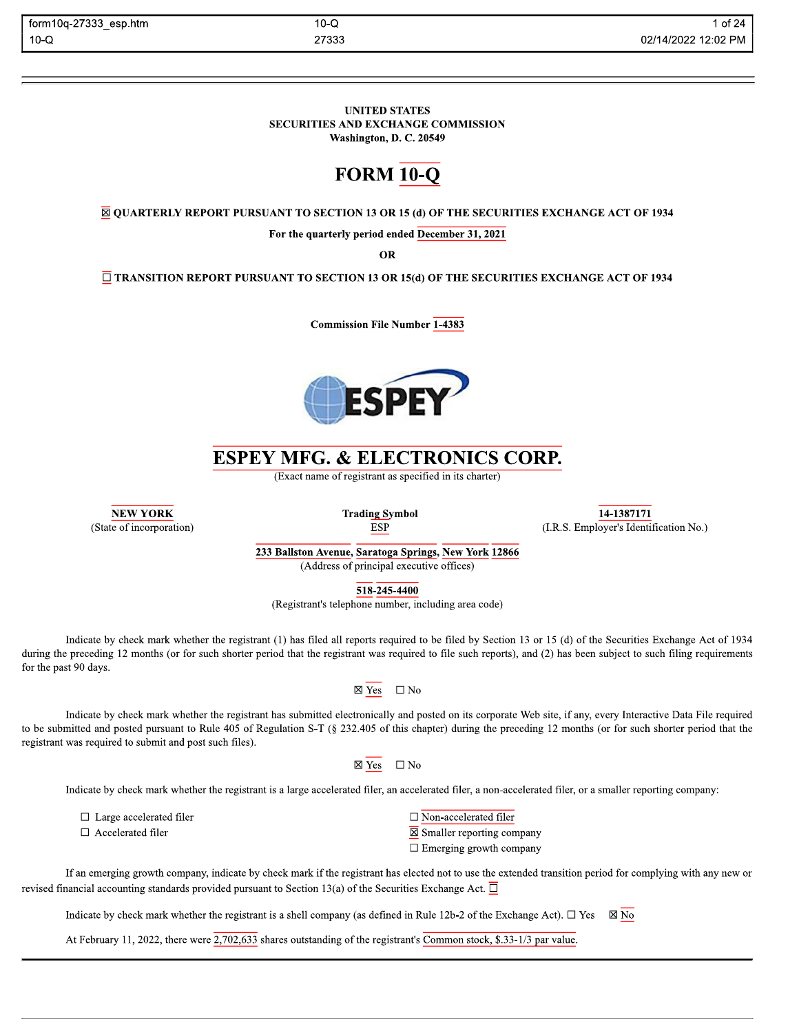UNITED STATES
SECURITIES AND EXCHANGE COMMISSION
Washington, D. C. 20549

# FORM 10-Q

☒ QUARTERLY REPORT PURSUANT TO SECTION 13 OR 15 (d) OF THE SECURITIES EXCHANGE ACT OF 1934

For the quarterly period ended December 31, 2021

OR

☐ TRANSITION REPORT PURSUANT TO SECTION 13 OR 15(d) OF THE SECURITIES EXCHANGE ACT OF 1934

Commission File Number 1-4383

# ESPEY MFG. & ELECTRONICS CORP.

(Exact name of registrant as specified in its charter)

| NEW YORK | Trading Symbol ESP | 14-1387171 |
|---|---|---|
| (State of incorporation) | | (I.R.S. Employer's Identification No.) |

233 Ballston Avenue, Saratoga Springs, New York 12866
(Address of principal executive offices)

518-245-4400
(Registrant's telephone number, including area code)

Indicate by check mark whether the registrant (1) has filed all reports required to be filed by Section 13 or 15 (d) of the Securities Exchange Act of 1934 during the preceding 12 months (or for such shorter period that the registrant was required to file such reports), and (2) has been subject to such filing requirements for the past 90 days.

☒ Yes ☐ No

Indicate by check mark whether the registrant has submitted electronically and posted on its corporate Web site, if any, every Interactive Data File required to be submitted and posted pursuant to Rule 405 of Regulation S-T (§ 232.405 of this chapter) during the preceding 12 months (or for such shorter period that the registrant was required to submit and post such files).

☒ Yes ☐ No

Indicate by check mark whether the registrant is a large accelerated filer, an accelerated filer, a non-accelerated filer, or a smaller reporting company:

| | |
|---|---|
| ☐ Large accelerated filer | ☐ Non-accelerated filer |
| ☐ Accelerated filer | ☒ Smaller reporting company |
| | ☐ Emerging growth company |

If an emerging growth company, indicate by check mark if the registrant has elected not to use the extended transition period for complying with any new or revised financial accounting standards provided pursuant to Section 13(a) of the Securities Exchange Act. ☐

Indicate by check mark whether the registrant is a shell company (as defined in Rule 12b-2 of the Exchange Act). ☐ Yes ☒ No

At February 11, 2022, there were 2,702,633 shares outstanding of the registrant's Common stock, $.33-1/3 par value.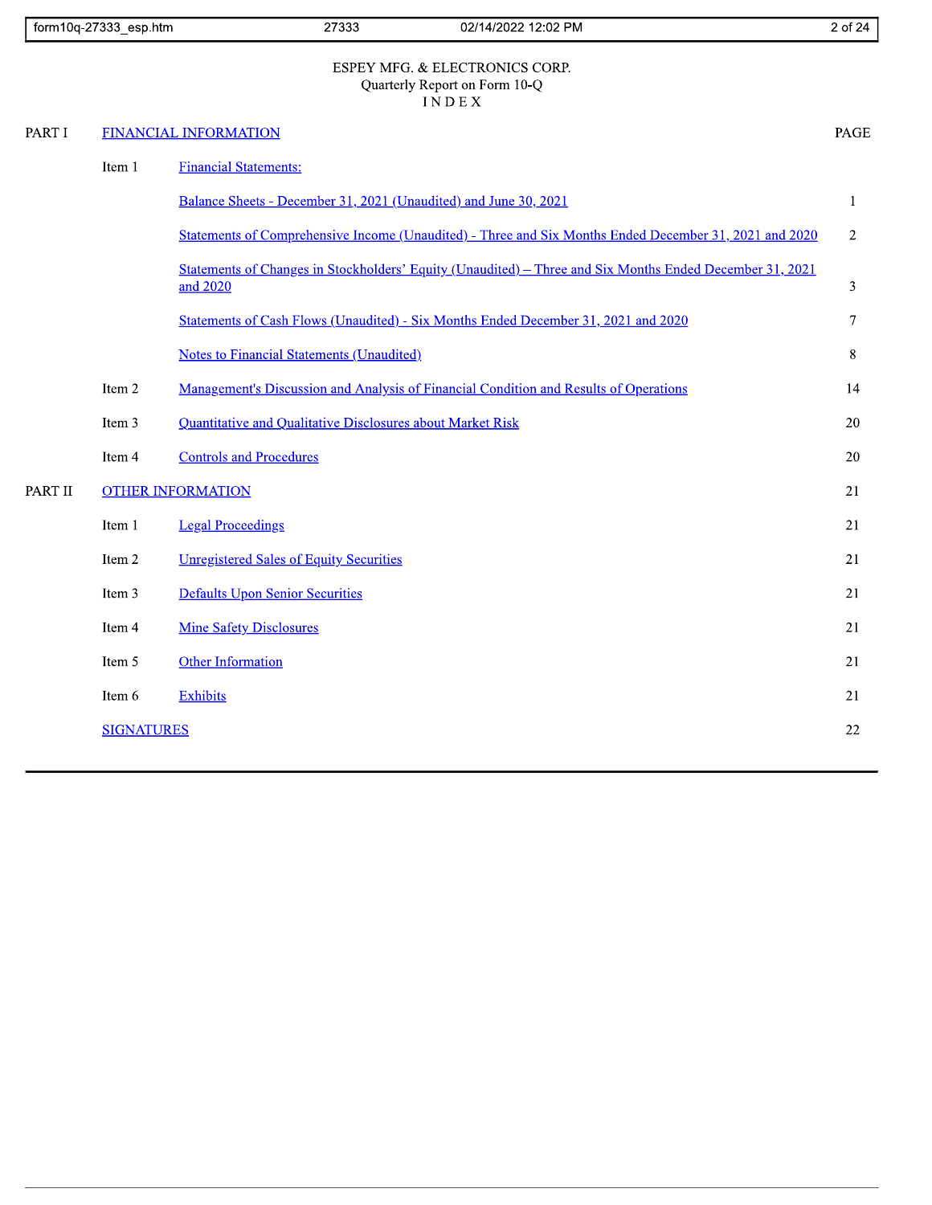ESPEY MFG. & ELECTRONICS CORP.
Quarterly Report on Form 10-Q
I N D E X

| | | | PAGE |
|---|---|---|---|
| PART I | FINANCIAL INFORMATION | | |
| | Item 1 | Financial Statements: | |
| | | Balance Sheets - December 31, 2021 (Unaudited) and June 30, 2021 | 1 |
| | | Statements of Comprehensive Income (Unaudited) - Three and Six Months Ended December 31, 2021 and 2020 | 2 |
| | | Statements of Changes in Stockholders' Equity (Unaudited) – Three and Six Months Ended December 31, 2021 and 2020 | 3 |
| | | Statements of Cash Flows (Unaudited) - Six Months Ended December 31, 2021 and 2020 | 7 |
| | | Notes to Financial Statements (Unaudited) | 8 |
| | Item 2 | Management's Discussion and Analysis of Financial Condition and Results of Operations | 14 |
| | Item 3 | Quantitative and Qualitative Disclosures about Market Risk | 20 |
| | Item 4 | Controls and Procedures | 20 |
| PART II | OTHER INFORMATION | | 21 |
| | Item 1 | Legal Proceedings | 21 |
| | Item 2 | Unregistered Sales of Equity Securities | 21 |
| | Item 3 | Defaults Upon Senior Securities | 21 |
| | Item 4 | Mine Safety Disclosures | 21 |
| | Item 5 | Other Information | 21 |
| | Item 6 | Exhibits | 21 |
| | SIGNATURES | | 22 |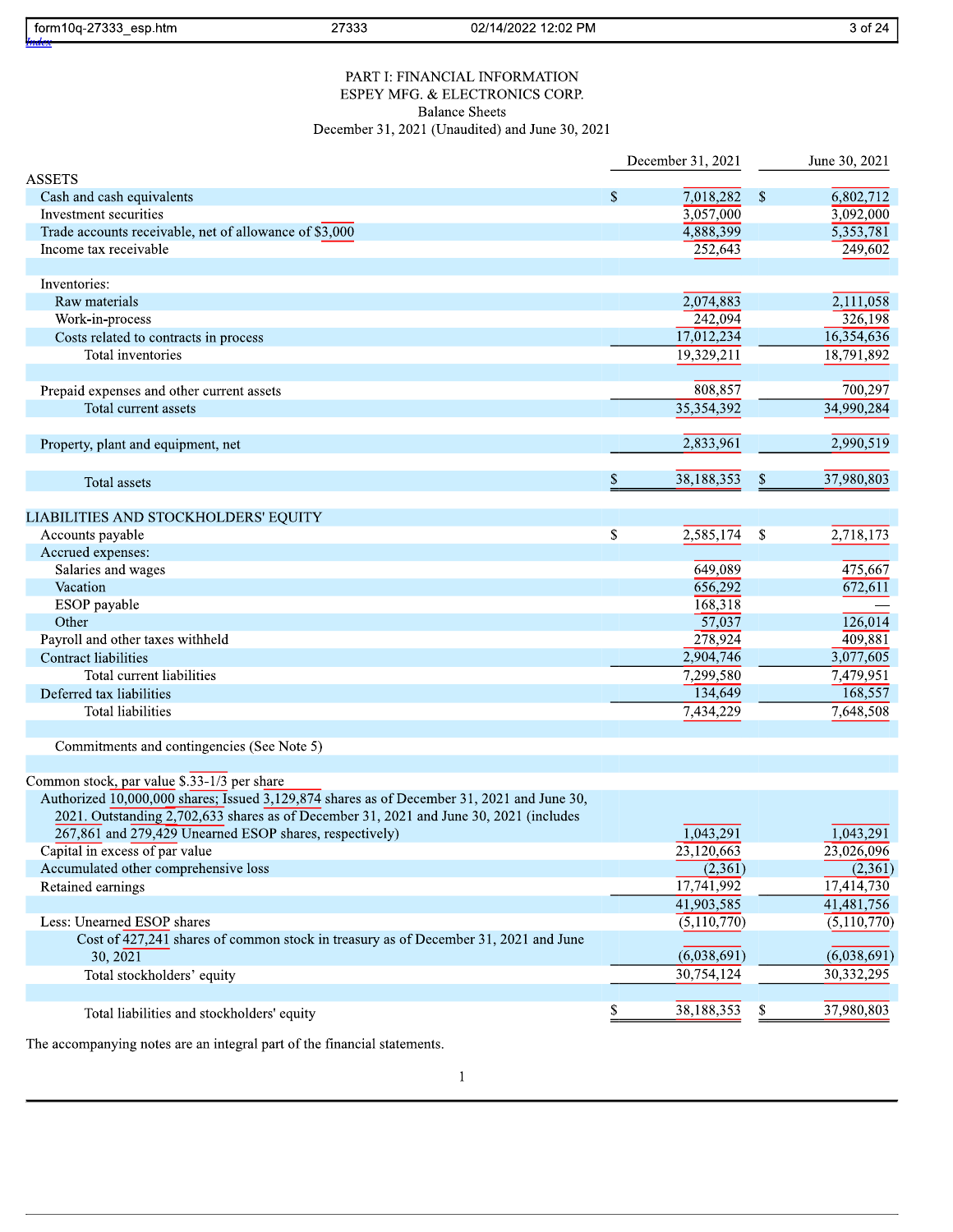PART I: FINANCIAL INFORMATION

ESPEY MFG. & ELECTRONICS CORP.

Balance Sheets

December 31, 2021 (Unaudited) and June 30, 2021

| | December 31, 2021 | June 30, 2021 |
|---|---|---|
| **ASSETS** | | |
| Cash and cash equivalents | $ 7,018,282 | $ 6,802,712 |
| Investment securities | 3,057,000 | 3,092,000 |
| Trade accounts receivable, net of allowance of $3,000 | 4,888,399 | 5,353,781 |
| Income tax receivable | 252,643 | 249,602 |
| | | |
| Inventories: | | |
| Raw materials | 2,074,883 | 2,111,058 |
| Work-in-process | 242,094 | 326,198 |
| Costs related to contracts in process | 17,012,234 | 16,354,636 |
| Total inventories | 19,329,211 | 18,791,892 |
| | | |
| Prepaid expenses and other current assets | 808,857 | 700,297 |
| Total current assets | 35,354,392 | 34,990,284 |
| | | |
| Property, plant and equipment, net | 2,833,961 | 2,990,519 |
| | | |
| Total assets | $ 38,188,353 | $ 37,980,803 |
| | | |
| **LIABILITIES AND STOCKHOLDERS' EQUITY** | | |
| Accounts payable | $ 2,585,174 | $ 2,718,173 |
| Accrued expenses: | | |
| Salaries and wages | 649,089 | 475,667 |
| Vacation | 656,292 | 672,611 |
| ESOP payable | 168,318 | — |
| Other | 57,037 | 126,014 |
| Payroll and other taxes withheld | 278,924 | 409,881 |
| Contract liabilities | 2,904,746 | 3,077,605 |
| Total current liabilities | 7,299,580 | 7,479,951 |
| Deferred tax liabilities | 134,649 | 168,557 |
| Total liabilities | 7,434,229 | 7,648,508 |
| | | |
| Commitments and contingencies (See Note 5) | | |
| | | |
| Common stock, par value $.33-1/3 per share | | |
| Authorized 10,000,000 shares; Issued 3,129,874 shares as of December 31, 2021 and June 30, 2021. Outstanding 2,702,633 shares as of December 31, 2021 and June 30, 2021 (includes 267,861 and 279,429 Unearned ESOP shares, respectively) | 1,043,291 | 1,043,291 |
| Capital in excess of par value | 23,120,663 | 23,026,096 |
| Accumulated other comprehensive loss | (2,361) | (2,361) |
| Retained earnings | 17,741,992 | 17,414,730 |
| | 41,903,585 | 41,481,756 |
| Less: Unearned ESOP shares | (5,110,770) | (5,110,770) |
| Cost of 427,241 shares of common stock in treasury as of December 31, 2021 and June 30, 2021 | (6,038,691) | (6,038,691) |
| Total stockholders' equity | 30,754,124 | 30,332,295 |
| | | |
| Total liabilities and stockholders' equity | $ 38,188,353 | $ 37,980,803 |

The accompanying notes are an integral part of the financial statements.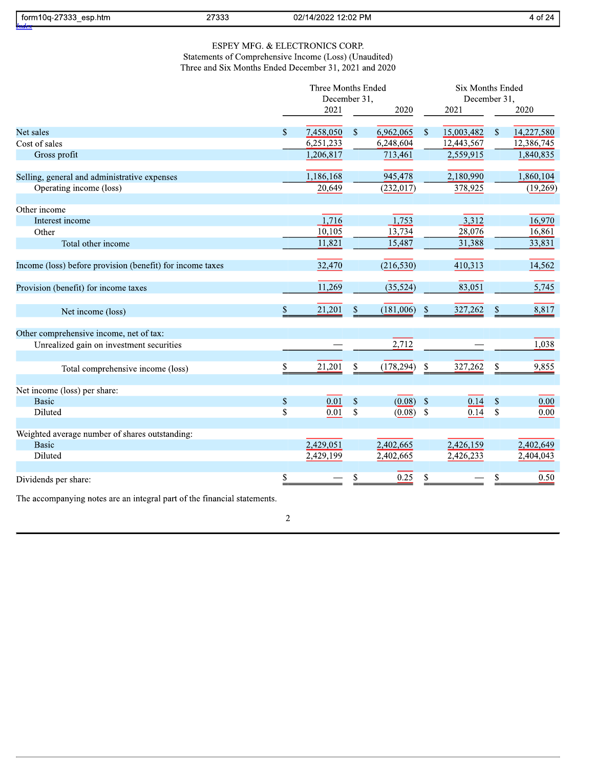ESPEY MFG. & ELECTRONICS CORP.
Statements of Comprehensive Income (Loss) (Unaudited)
Three and Six Months Ended December 31, 2021 and 2020

| | Three Months Ended December 31, | | Six Months Ended December 31, | |
|---|---|---|---|---|
| | 2021 | 2020 | 2021 | 2020 |
| Net sales | $ 7,458,050 | $ 6,962,065 | $ 15,003,482 | $ 14,227,580 |
| Cost of sales | 6,251,233 | 6,248,604 | 12,443,567 | 12,386,745 |
| Gross profit | 1,206,817 | 713,461 | 2,559,915 | 1,840,835 |
| Selling, general and administrative expenses | 1,186,168 | 945,478 | 2,180,990 | 1,860,104 |
| Operating income (loss) | 20,649 | (232,017) | 378,925 | (19,269) |
| Other income | | | | |
| Interest income | 1,716 | 1,753 | 3,312 | 16,970 |
| Other | 10,105 | 13,734 | 28,076 | 16,861 |
| Total other income | 11,821 | 15,487 | 31,388 | 33,831 |
| Income (loss) before provision (benefit) for income taxes | 32,470 | (216,530) | 410,313 | 14,562 |
| Provision (benefit) for income taxes | 11,269 | (35,524) | 83,051 | 5,745 |
| Net income (loss) | $ 21,201 | $ (181,006) | $ 327,262 | $ 8,817 |
| Other comprehensive income, net of tax: | | | | |
| Unrealized gain on investment securities | — | 2,712 | — | 1,038 |
| Total comprehensive income (loss) | $ 21,201 | $ (178,294) | $ 327,262 | $ 9,855 |
| Net income (loss) per share: | | | | |
| Basic | $ 0.01 | $ (0.08) | $ 0.14 | $ 0.00 |
| Diluted | $ 0.01 | $ (0.08) | $ 0.14 | $ 0.00 |
| Weighted average number of shares outstanding: | | | | |
| Basic | 2,429,051 | 2,402,665 | 2,426,159 | 2,402,649 |
| Diluted | 2,429,199 | 2,402,665 | 2,426,233 | 2,404,043 |
| Dividends per share: | $ — | $ 0.25 | $ — | $ 0.50 |

The accompanying notes are an integral part of the financial statements.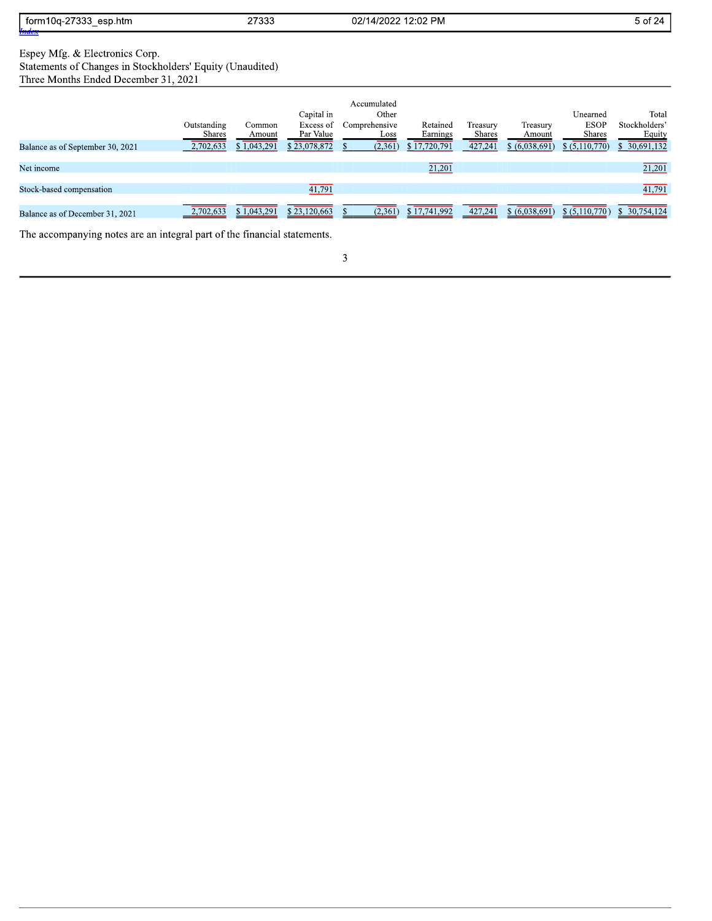Espey Mfg. & Electronics Corp.
Statements of Changes in Stockholders' Equity (Unaudited)
Three Months Ended December 31, 2021

| | Outstanding Shares | Common Amount | Capital in Excess of Par Value | Accumulated Other Comprehensive Loss | Retained Earnings | Treasury Shares | Treasury Amount | Unearned ESOP Shares | Total Stockholders' Equity |
|---|---|---|---|---|---|---|---|---|---|
| Balance as of September 30, 2021 | 2,702,633 | $ 1,043,291 | $ 23,078,872 | $ (2,361) | $ 17,720,791 | 427,241 | $ (6,038,691) | $ (5,110,770) | $ 30,691,132 |
| Net income | | | | | 21,201 | | | | 21,201 |
| Stock-based compensation | | | 41,791 | | | | | | 41,791 |
| Balance as of December 31, 2021 | 2,702,633 | $ 1,043,291 | $ 23,120,663 | $ (2,361) | $ 17,741,992 | 427,241 | $ (6,038,691) | $ (5,110,770) | $ 30,754,124 |

The accompanying notes are an integral part of the financial statements.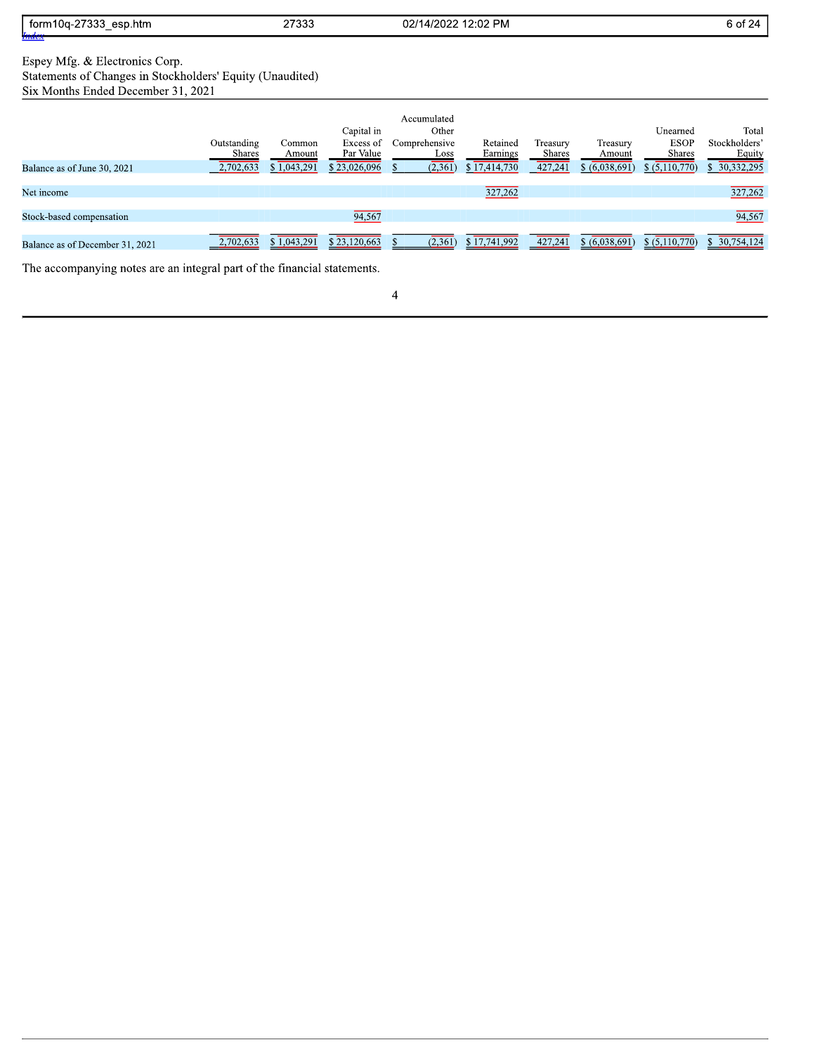Espey Mfg. & Electronics Corp.
Statements of Changes in Stockholders' Equity (Unaudited)
Six Months Ended December 31, 2021

| | Outstanding Shares | Common Amount | Capital in Excess of Par Value | Accumulated Other Comprehensive Loss | Retained Earnings | Treasury Shares | Treasury Amount | Unearned ESOP Shares | Total Stockholders' Equity |
|---|---|---|---|---|---|---|---|---|---|
| Balance as of June 30, 2021 | 2,702,633 | $ 1,043,291 | $ 23,026,096 | $ (2,361) | $ 17,414,730 | 427,241 | $ (6,038,691) | $ (5,110,770) | $ 30,332,295 |
| Net income | | | | | 327,262 | | | | 327,262 |
| Stock-based compensation | | | 94,567 | | | | | | 94,567 |
| Balance as of December 31, 2021 | 2,702,633 | $ 1,043,291 | $ 23,120,663 | $ (2,361) | $ 17,741,992 | 427,241 | $ (6,038,691) | $ (5,110,770) | $ 30,754,124 |

The accompanying notes are an integral part of the financial statements.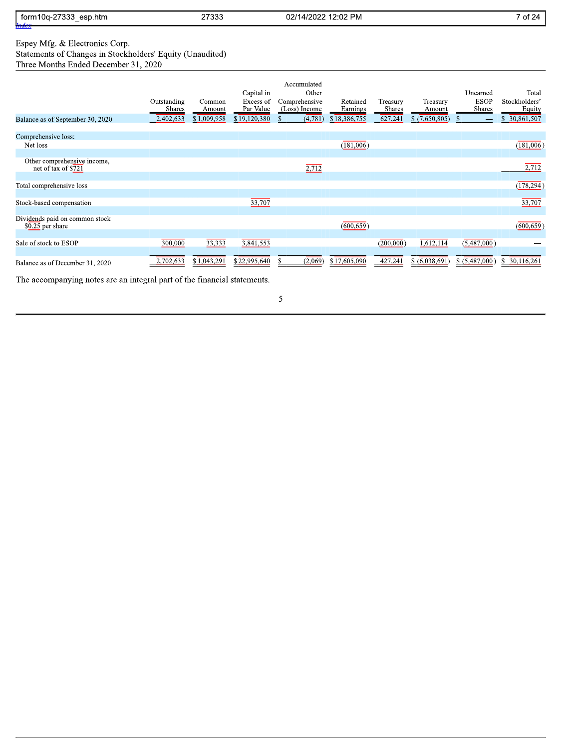Espey Mfg. & Electronics Corp.
Statements of Changes in Stockholders' Equity (Unaudited)
Three Months Ended December 31, 2020

| | Outstanding Shares | Common Amount | Capital in Excess of Par Value | Accumulated Other Comprehensive (Loss) Income | Retained Earnings | Treasury Shares | Treasury Amount | Unearned ESOP Shares | Total Stockholders' Equity |
|---|---|---|---|---|---|---|---|---|---|
| Balance as of September 30, 2020 | 2,402,633 | $ 1,009,958 | $ 19,120,380 | $ (4,781) | $ 18,386,755 | 627,241 | $ (7,650,805) | $ — | $ 30,861,507 |
| Comprehensive loss: | | | | | | | | | |
| Net loss | | | | | (181,006) | | | | (181,006) |
| Other comprehensive income, net of tax of $721 | | | | 2,712 | | | | | 2,712 |
| Total comprehensive loss | | | | | | | | | (178,294) |
| Stock-based compensation | | | 33,707 | | | | | | 33,707 |
| Dividends paid on common stock $0.25 per share | | | | | (600,659) | | | | (600,659) |
| Sale of stock to ESOP | 300,000 | 33,333 | 3,841,553 | | | (200,000) | 1,612,114 | (5,487,000) | — |
| Balance as of December 31, 2020 | 2,702,633 | $ 1,043,291 | $ 22,995,640 | $ (2,069) | $ 17,605,090 | 427,241 | $ (6,038,691) | $ (5,487,000) | $ 30,116,261 |

The accompanying notes are an integral part of the financial statements.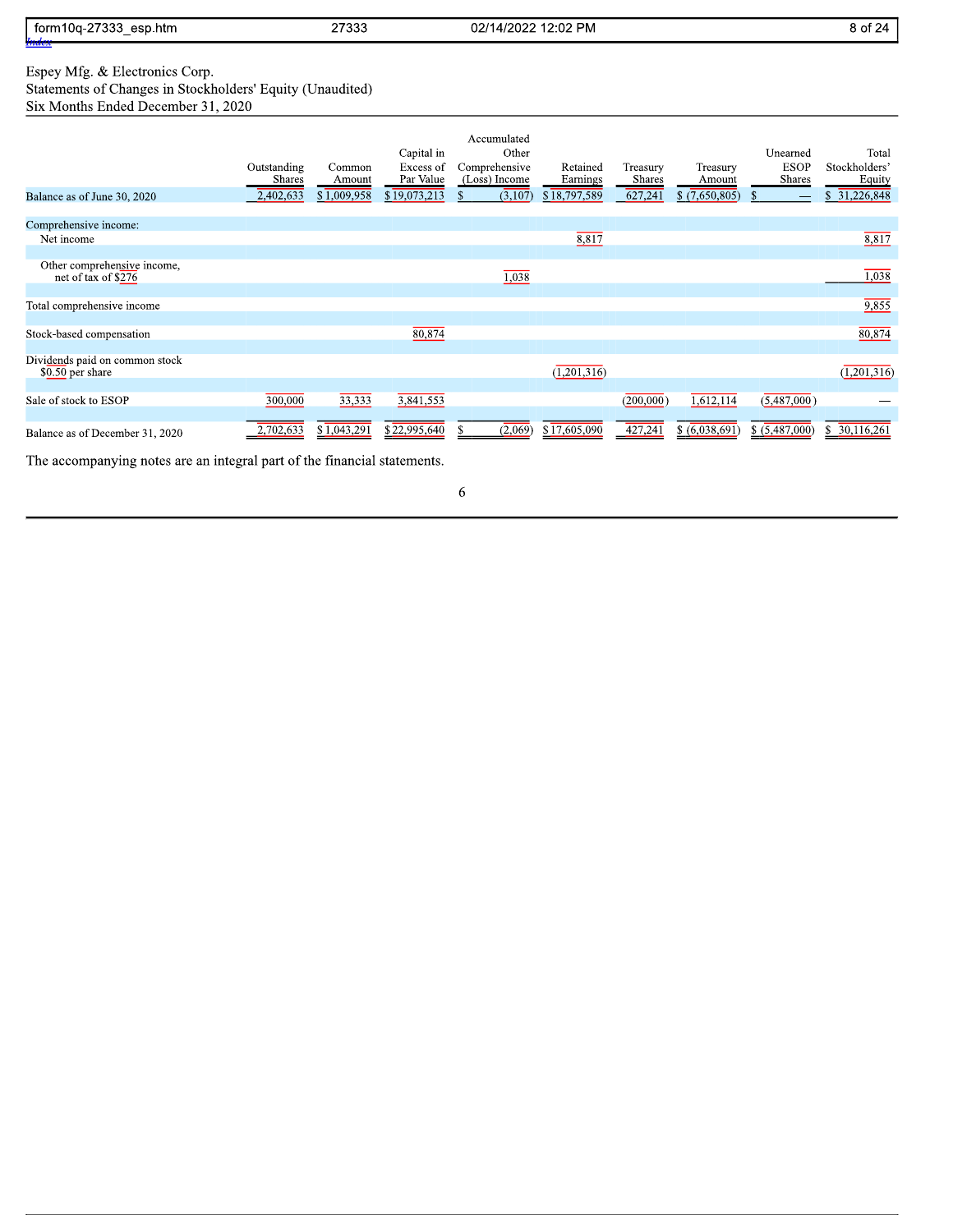Espey Mfg. & Electronics Corp.
Statements of Changes in Stockholders' Equity (Unaudited)
Six Months Ended December 31, 2020

| | Outstanding Shares | Common Amount | Capital in Excess of Par Value | Accumulated Other Comprehensive (Loss) Income | Retained Earnings | Treasury Shares | Treasury Amount | Unearned ESOP Shares | Total Stockholders' Equity |
|---|---|---|---|---|---|---|---|---|---|
| Balance as of June 30, 2020 | 2,402,633 | $ 1,009,958 | $ 19,073,213 | $ (3,107) | $ 18,797,589 | 627,241 | $ (7,650,805) | $ — | $ 31,226,848 |
| Comprehensive income: | | | | | | | | | |
| Net income | | | | | 8,817 | | | | 8,817 |
| Other comprehensive income, net of tax of $276 | | | | 1,038 | | | | | 1,038 |
| Total comprehensive income | | | | | | | | | 9,855 |
| Stock-based compensation | | | 80,874 | | | | | | 80,874 |
| Dividends paid on common stock $0.50 per share | | | | | (1,201,316) | | | | (1,201,316) |
| Sale of stock to ESOP | 300,000 | 33,333 | 3,841,553 | | | (200,000) | 1,612,114 | (5,487,000) | — |
| Balance as of December 31, 2020 | 2,702,633 | $ 1,043,291 | $ 22,995,640 | $ (2,069) | $ 17,605,090 | 427,241 | $ (6,038,691) | $ (5,487,000) | $ 30,116,261 |

The accompanying notes are an integral part of the financial statements.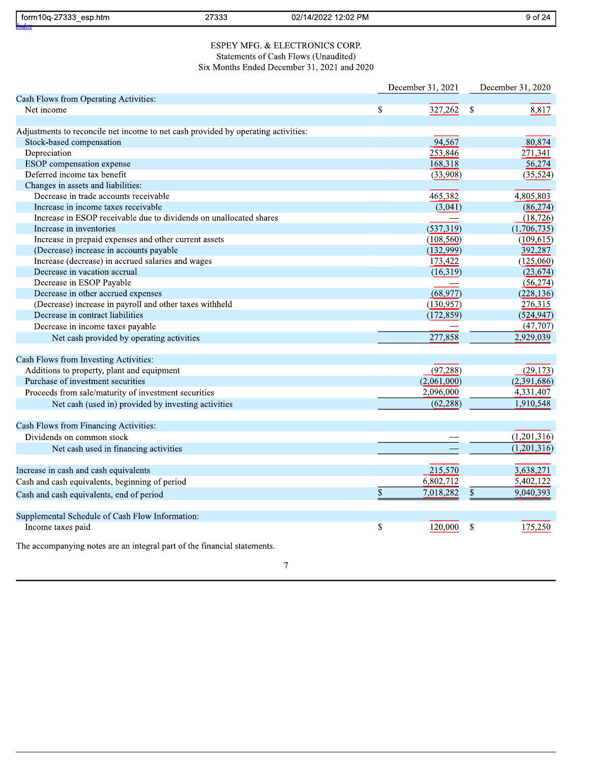ESPEY MFG. & ELECTRONICS CORP.
Statements of Cash Flows (Unaudited)
Six Months Ended December 31, 2021 and 2020

| | December 31, 2021 | December 31, 2020 |
|---|---|---|
| **Cash Flows from Operating Activities:** | | |
| Net income | $ 327,262 | $ 8,817 |
| | | |
| Adjustments to reconcile net income to net cash provided by operating activities: | | |
| Stock-based compensation | 94,567 | 80,874 |
| Depreciation | 253,846 | 271,341 |
| ESOP compensation expense | 168,318 | 56,274 |
| Deferred income tax benefit | (33,908) | (35,524) |
| Changes in assets and liabilities: | | |
| Decrease in trade accounts receivable | 465,382 | 4,805,803 |
| Increase in income taxes receivable | (3,041) | (86,274) |
| Increase in ESOP receivable due to dividends on unallocated shares | — | (18,726) |
| Increase in inventories | (537,319) | (1,706,735) |
| Increase in prepaid expenses and other current assets | (108,560) | (109,615) |
| (Decrease) increase in accounts payable | (132,999) | 392,287 |
| Increase (decrease) in accrued salaries and wages | 173,422 | (125,060) |
| Decrease in vacation accrual | (16,319) | (23,674) |
| Decrease in ESOP Payable | — | (56,274) |
| Decrease in other accrued expenses | (68,977) | (228,136) |
| (Decrease) increase in payroll and other taxes withheld | (130,957) | 276,315 |
| Decrease in contract liabilities | (172,859) | (524,947) |
| Decrease in income taxes payable | — | (47,707) |
| Net cash provided by operating activities | 277,858 | 2,929,039 |
| | | |
| **Cash Flows from Investing Activities:** | | |
| Additions to property, plant and equipment | (97,288) | (29,173) |
| Purchase of investment securities | (2,061,000) | (2,391,686) |
| Proceeds from sale/maturity of investment securities | 2,096,000 | 4,331,407 |
| Net cash (used in) provided by investing activities | (62,288) | 1,910,548 |
| | | |
| **Cash Flows from Financing Activities:** | | |
| Dividends on common stock | — | (1,201,316) |
| Net cash used in financing activities | — | (1,201,316) |
| | | |
| Increase in cash and cash equivalents | 215,570 | 3,638,271 |
| Cash and cash equivalents, beginning of period | 6,802,712 | 5,402,122 |
| Cash and cash equivalents, end of period | $ 7,018,282 | $ 9,040,393 |
| | | |
| **Supplemental Schedule of Cash Flow Information:** | | |
| Income taxes paid | $ 120,000 | $ 175,250 |

The accompanying notes are an integral part of the financial statements.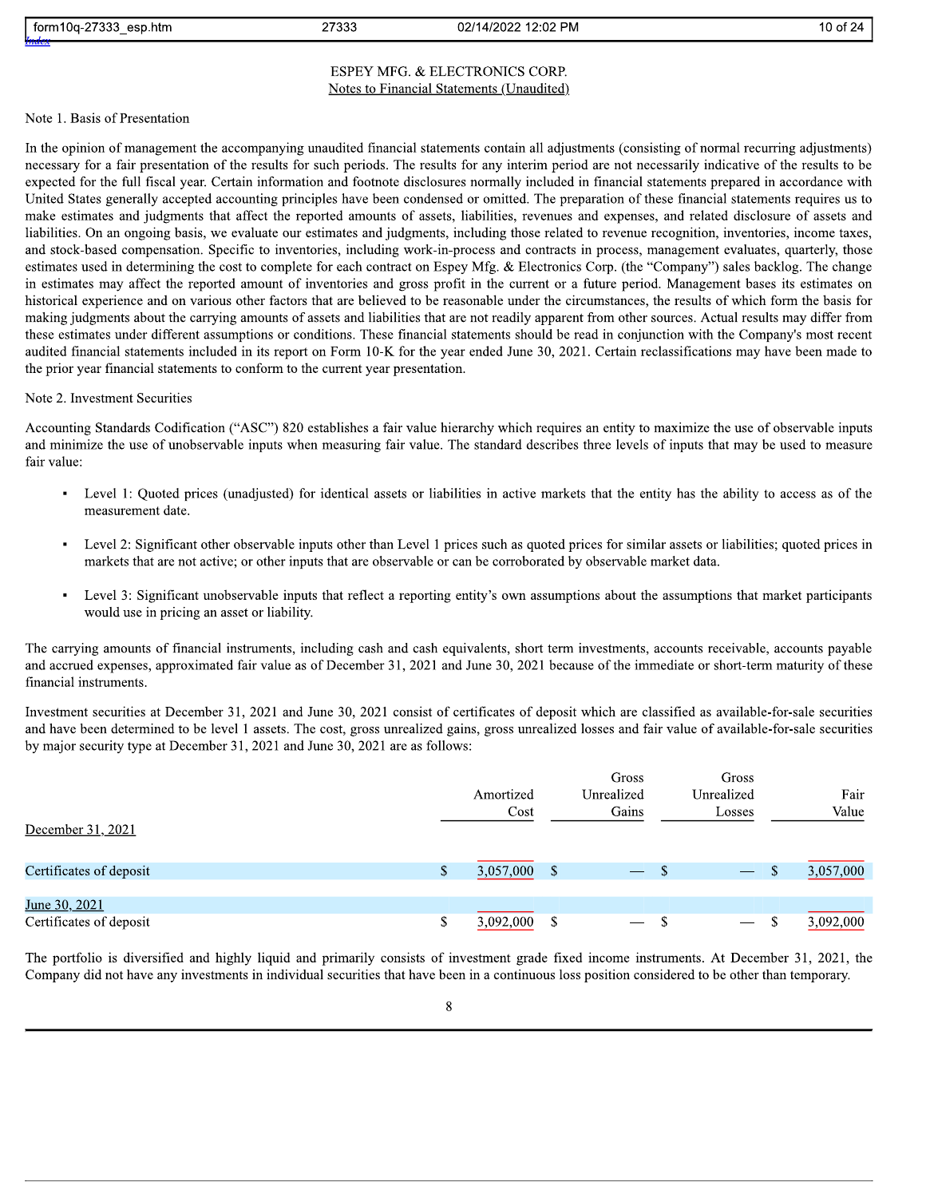ESPEY MFG. & ELECTRONICS CORP.
Notes to Financial Statements (Unaudited)

Note 1. Basis of Presentation

In the opinion of management the accompanying unaudited financial statements contain all adjustments (consisting of normal recurring adjustments) necessary for a fair presentation of the results for such periods. The results for any interim period are not necessarily indicative of the results to be expected for the full fiscal year. Certain information and footnote disclosures normally included in financial statements prepared in accordance with United States generally accepted accounting principles have been condensed or omitted. The preparation of these financial statements requires us to make estimates and judgments that affect the reported amounts of assets, liabilities, revenues and expenses, and related disclosure of assets and liabilities. On an ongoing basis, we evaluate our estimates and judgments, including those related to revenue recognition, inventories, income taxes, and stock-based compensation. Specific to inventories, including work-in-process and contracts in process, management evaluates, quarterly, those estimates used in determining the cost to complete for each contract on Espey Mfg. & Electronics Corp. (the "Company") sales backlog. The change in estimates may affect the reported amount of inventories and gross profit in the current or a future period. Management bases its estimates on historical experience and on various other factors that are believed to be reasonable under the circumstances, the results of which form the basis for making judgments about the carrying amounts of assets and liabilities that are not readily apparent from other sources. Actual results may differ from these estimates under different assumptions or conditions. These financial statements should be read in conjunction with the Company's most recent audited financial statements included in its report on Form 10-K for the year ended June 30, 2021. Certain reclassifications may have been made to the prior year financial statements to conform to the current year presentation.

Note 2. Investment Securities

Accounting Standards Codification ("ASC") 820 establishes a fair value hierarchy which requires an entity to maximize the use of observable inputs and minimize the use of unobservable inputs when measuring fair value. The standard describes three levels of inputs that may be used to measure fair value:

- Level 1: Quoted prices (unadjusted) for identical assets or liabilities in active markets that the entity has the ability to access as of the measurement date.
- Level 2: Significant other observable inputs other than Level 1 prices such as quoted prices for similar assets or liabilities; quoted prices in markets that are not active; or other inputs that are observable or can be corroborated by observable market data.
- Level 3: Significant unobservable inputs that reflect a reporting entity's own assumptions about the assumptions that market participants would use in pricing an asset or liability.

The carrying amounts of financial instruments, including cash and cash equivalents, short term investments, accounts receivable, accounts payable and accrued expenses, approximated fair value as of December 31, 2021 and June 30, 2021 because of the immediate or short-term maturity of these financial instruments.

Investment securities at December 31, 2021 and June 30, 2021 consist of certificates of deposit which are classified as available-for-sale securities and have been determined to be level 1 assets. The cost, gross unrealized gains, gross unrealized losses and fair value of available-for-sale securities by major security type at December 31, 2021 and June 30, 2021 are as follows:

| | Amortized Cost | Gross Unrealized Gains | Gross Unrealized Losses | Fair Value |
|---|---|---|---|---|
| December 31, 2021 | | | | |
| Certificates of deposit | $ 3,057,000 | $ — | $ — | $ 3,057,000 |
| June 30, 2021 | | | | |
| Certificates of deposit | $ 3,092,000 | $ — | $ — | $ 3,092,000 |

The portfolio is diversified and highly liquid and primarily consists of investment grade fixed income instruments. At December 31, 2021, the Company did not have any investments in individual securities that have been in a continuous loss position considered to be other than temporary.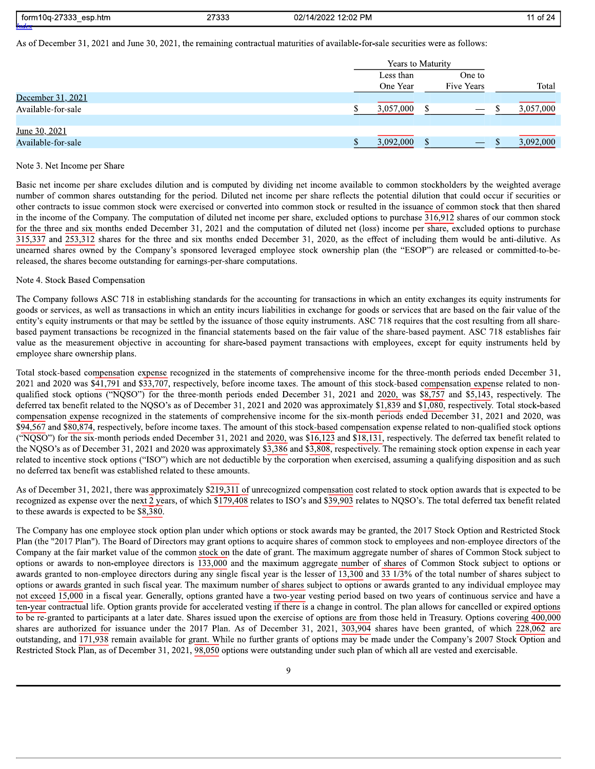As of December 31, 2021 and June 30, 2021, the remaining contractual maturities of available-for-sale securities were as follows:

| | Years to Maturity | | |
|---|---|---|---|
| | Less than One Year | One to Five Years | Total |
| December 31, 2021 | | | |
| Available-for-sale | $ 3,057,000 | $ — | $ 3,057,000 |
| June 30, 2021 | | | |
| Available-for-sale | $ 3,092,000 | $ — | $ 3,092,000 |

Note 3. Net Income per Share

Basic net income per share excludes dilution and is computed by dividing net income available to common stockholders by the weighted average number of common shares outstanding for the period. Diluted net income per share reflects the potential dilution that could occur if securities or other contracts to issue common stock were exercised or converted into common stock or resulted in the issuance of common stock that then shared in the income of the Company. The computation of diluted net income per share, excluded options to purchase 316,912 shares of our common stock for the three and six months ended December 31, 2021 and the computation of diluted net (loss) income per share, excluded options to purchase 315,337 and 253,312 shares for the three and six months ended December 31, 2020, as the effect of including them would be anti-dilutive. As unearned shares owned by the Company's sponsored leveraged employee stock ownership plan (the "ESOP") are released or committed-to-be-released, the shares become outstanding for earnings-per-share computations.

Note 4. Stock Based Compensation

The Company follows ASC 718 in establishing standards for the accounting for transactions in which an entity exchanges its equity instruments for goods or services, as well as transactions in which an entity incurs liabilities in exchange for goods or services that are based on the fair value of the entity's equity instruments or that may be settled by the issuance of those equity instruments. ASC 718 requires that the cost resulting from all share-based payment transactions be recognized in the financial statements based on the fair value of the share-based payment. ASC 718 establishes fair value as the measurement objective in accounting for share-based payment transactions with employees, except for equity instruments held by employee share ownership plans.

Total stock-based compensation expense recognized in the statements of comprehensive income for the three-month periods ended December 31, 2021 and 2020 was $41,791 and $33,707, respectively, before income taxes. The amount of this stock-based compensation expense related to non-qualified stock options ("NQSO") for the three-month periods ended December 31, 2021 and 2020, was $8,757 and $5,143, respectively. The deferred tax benefit related to the NQSO's as of December 31, 2021 and 2020 was approximately $1,839 and $1,080, respectively. Total stock-based compensation expense recognized in the statements of comprehensive income for the six-month periods ended December 31, 2021 and 2020, was $94,567 and $80,874, respectively, before income taxes. The amount of this stock-based compensation expense related to non-qualified stock options ("NQSO") for the six-month periods ended December 31, 2021 and 2020, was $16,123 and $18,131, respectively. The deferred tax benefit related to the NQSO's as of December 31, 2021 and 2020 was approximately $3,386 and $3,808, respectively. The remaining stock option expense in each year related to incentive stock options ("ISO") which are not deductible by the corporation when exercised, assuming a qualifying disposition and as such no deferred tax benefit was established related to these amounts.

As of December 31, 2021, there was approximately $219,311 of unrecognized compensation cost related to stock option awards that is expected to be recognized as expense over the next 2 years, of which $179,408 relates to ISO's and $39,903 relates to NQSO's. The total deferred tax benefit related to these awards is expected to be $8,380.

The Company has one employee stock option plan under which options or stock awards may be granted, the 2017 Stock Option and Restricted Stock Plan (the "2017 Plan"). The Board of Directors may grant options to acquire shares of common stock to employees and non-employee directors of the Company at the fair market value of the common stock on the date of grant. The maximum aggregate number of shares of Common Stock subject to options or awards to non-employee directors is 133,000 and the maximum aggregate number of shares of Common Stock subject to options or awards granted to non-employee directors during any single fiscal year is the lesser of 13,300 and 33 1/3% of the total number of shares subject to options or awards granted in such fiscal year. The maximum number of shares subject to options or awards granted to any individual employee may not exceed 15,000 in a fiscal year. Generally, options granted have a two-year vesting period based on two years of continuous service and have a ten-year contractual life. Option grants provide for accelerated vesting if there is a change in control. The plan allows for cancelled or expired options to be re-granted to participants at a later date. Shares issued upon the exercise of options are from those held in Treasury. Options covering 400,000 shares are authorized for issuance under the 2017 Plan. As of December 31, 2021, 303,904 shares have been granted, of which 228,062 are outstanding, and 171,938 remain available for grant. While no further grants of options may be made under the Company's 2007 Stock Option and Restricted Stock Plan, as of December 31, 2021, 98,050 options were outstanding under such plan of which all are vested and exercisable.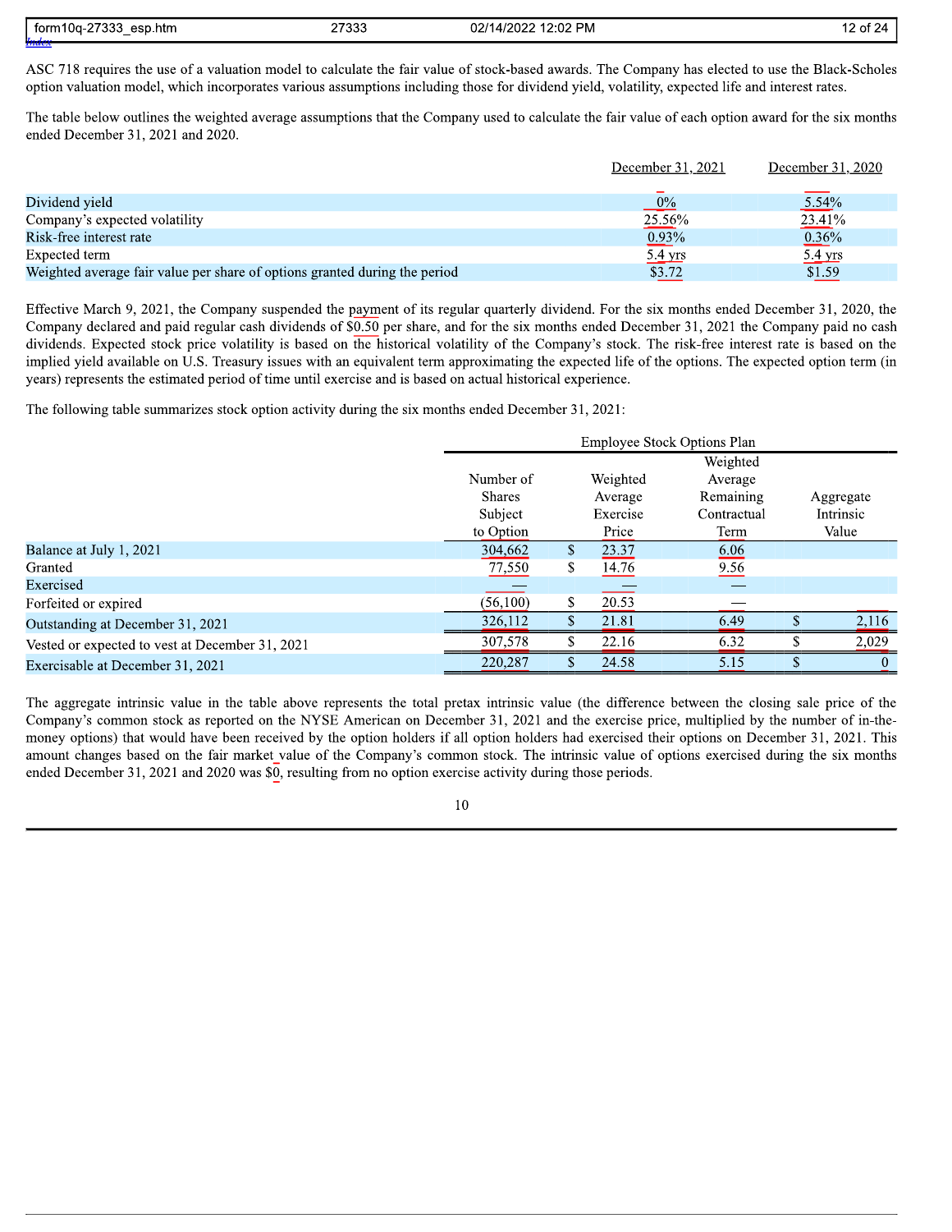ASC 718 requires the use of a valuation model to calculate the fair value of stock-based awards. The Company has elected to use the Black-Scholes option valuation model, which incorporates various assumptions including those for dividend yield, volatility, expected life and interest rates.

The table below outlines the weighted average assumptions that the Company used to calculate the fair value of each option award for the six months ended December 31, 2021 and 2020.

| | December 31, 2021 | December 31, 2020 |
|---|---|---|
| Dividend yield | 0% | 5.54% |
| Company's expected volatility | 25.56% | 23.41% |
| Risk-free interest rate | 0.93% | 0.36% |
| Expected term | 5.4 yrs | 5.4 yrs |
| Weighted average fair value per share of options granted during the period | $3.72 | $1.59 |

Effective March 9, 2021, the Company suspended the payment of its regular quarterly dividend. For the six months ended December 31, 2020, the Company declared and paid regular cash dividends of $0.50 per share, and for the six months ended December 31, 2021 the Company paid no cash dividends. Expected stock price volatility is based on the historical volatility of the Company's stock. The risk-free interest rate is based on the implied yield available on U.S. Treasury issues with an equivalent term approximating the expected life of the options. The expected option term (in years) represents the estimated period of time until exercise and is based on actual historical experience.

The following table summarizes stock option activity during the six months ended December 31, 2021:

| | Employee Stock Options Plan | | | |
|---|---|---|---|---|
| | Number of Shares Subject to Option | Weighted Average Exercise Price | Weighted Average Remaining Contractual Term | Aggregate Intrinsic Value |
| Balance at July 1, 2021 | 304,662 | $ 23.37 | 6.06 | |
| Granted | 77,550 | $ 14.76 | 9.56 | |
| Exercised | — | — | — | |
| Forfeited or expired | (56,100) | $ 20.53 | — | |
| Outstanding at December 31, 2021 | 326,112 | $ 21.81 | 6.49 | $ 2,116 |
| Vested or expected to vest at December 31, 2021 | 307,578 | $ 22.16 | 6.32 | $ 2,029 |
| Exercisable at December 31, 2021 | 220,287 | $ 24.58 | 5.15 | $ 0 |

The aggregate intrinsic value in the table above represents the total pretax intrinsic value (the difference between the closing sale price of the Company's common stock as reported on the NYSE American on December 31, 2021 and the exercise price, multiplied by the number of in-the-money options) that would have been received by the option holders if all option holders had exercised their options on December 31, 2021. This amount changes based on the fair market value of the Company's common stock. The intrinsic value of options exercised during the six months ended December 31, 2021 and 2020 was $0, resulting from no option exercise activity during those periods.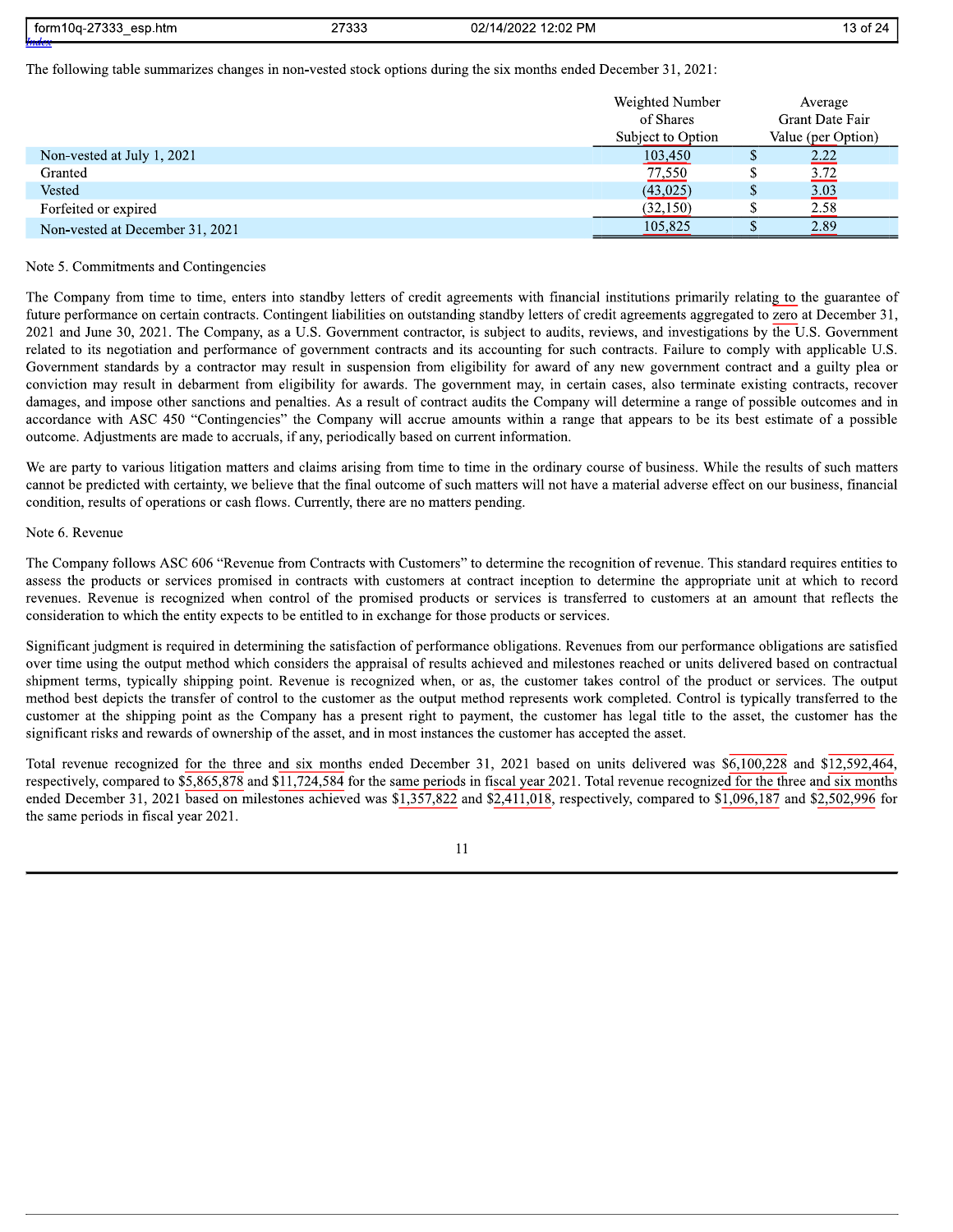The following table summarizes changes in non-vested stock options during the six months ended December 31, 2021:

| | Weighted Number of Shares Subject to Option | | Average Grant Date Fair Value (per Option) |
|---|---|---|---|
| Non-vested at July 1, 2021 | 103,450 | $ | 2.22 |
| Granted | 77,550 | $ | 3.72 |
| Vested | (43,025) | $ | 3.03 |
| Forfeited or expired | (32,150) | $ | 2.58 |
| Non-vested at December 31, 2021 | 105,825 | $ | 2.89 |

Note 5. Commitments and Contingencies

The Company from time to time, enters into standby letters of credit agreements with financial institutions primarily relating to the guarantee of future performance on certain contracts. Contingent liabilities on outstanding standby letters of credit agreements aggregated to zero at December 31, 2021 and June 30, 2021. The Company, as a U.S. Government contractor, is subject to audits, reviews, and investigations by the U.S. Government related to its negotiation and performance of government contracts and its accounting for such contracts. Failure to comply with applicable U.S. Government standards by a contractor may result in suspension from eligibility for award of any new government contract and a guilty plea or conviction may result in debarment from eligibility for awards. The government may, in certain cases, also terminate existing contracts, recover damages, and impose other sanctions and penalties. As a result of contract audits the Company will determine a range of possible outcomes and in accordance with ASC 450 "Contingencies" the Company will accrue amounts within a range that appears to be its best estimate of a possible outcome. Adjustments are made to accruals, if any, periodically based on current information.

We are party to various litigation matters and claims arising from time to time in the ordinary course of business. While the results of such matters cannot be predicted with certainty, we believe that the final outcome of such matters will not have a material adverse effect on our business, financial condition, results of operations or cash flows. Currently, there are no matters pending.

Note 6. Revenue

The Company follows ASC 606 "Revenue from Contracts with Customers" to determine the recognition of revenue. This standard requires entities to assess the products or services promised in contracts with customers at contract inception to determine the appropriate unit at which to record revenues. Revenue is recognized when control of the promised products or services is transferred to customers at an amount that reflects the consideration to which the entity expects to be entitled to in exchange for those products or services.

Significant judgment is required in determining the satisfaction of performance obligations. Revenues from our performance obligations are satisfied over time using the output method which considers the appraisal of results achieved and milestones reached or units delivered based on contractual shipment terms, typically shipping point. Revenue is recognized when, or as, the customer takes control of the product or services. The output method best depicts the transfer of control to the customer as the output method represents work completed. Control is typically transferred to the customer at the shipping point as the Company has a present right to payment, the customer has legal title to the asset, the customer has the significant risks and rewards of ownership of the asset, and in most instances the customer has accepted the asset.

Total revenue recognized for the three and six months ended December 31, 2021 based on units delivered was $6,100,228 and $12,592,464, respectively, compared to $5,865,878 and $11,724,584 for the same periods in fiscal year 2021. Total revenue recognized for the three and six months ended December 31, 2021 based on milestones achieved was $1,357,822 and $2,411,018, respectively, compared to $1,096,187 and $2,502,996 for the same periods in fiscal year 2021.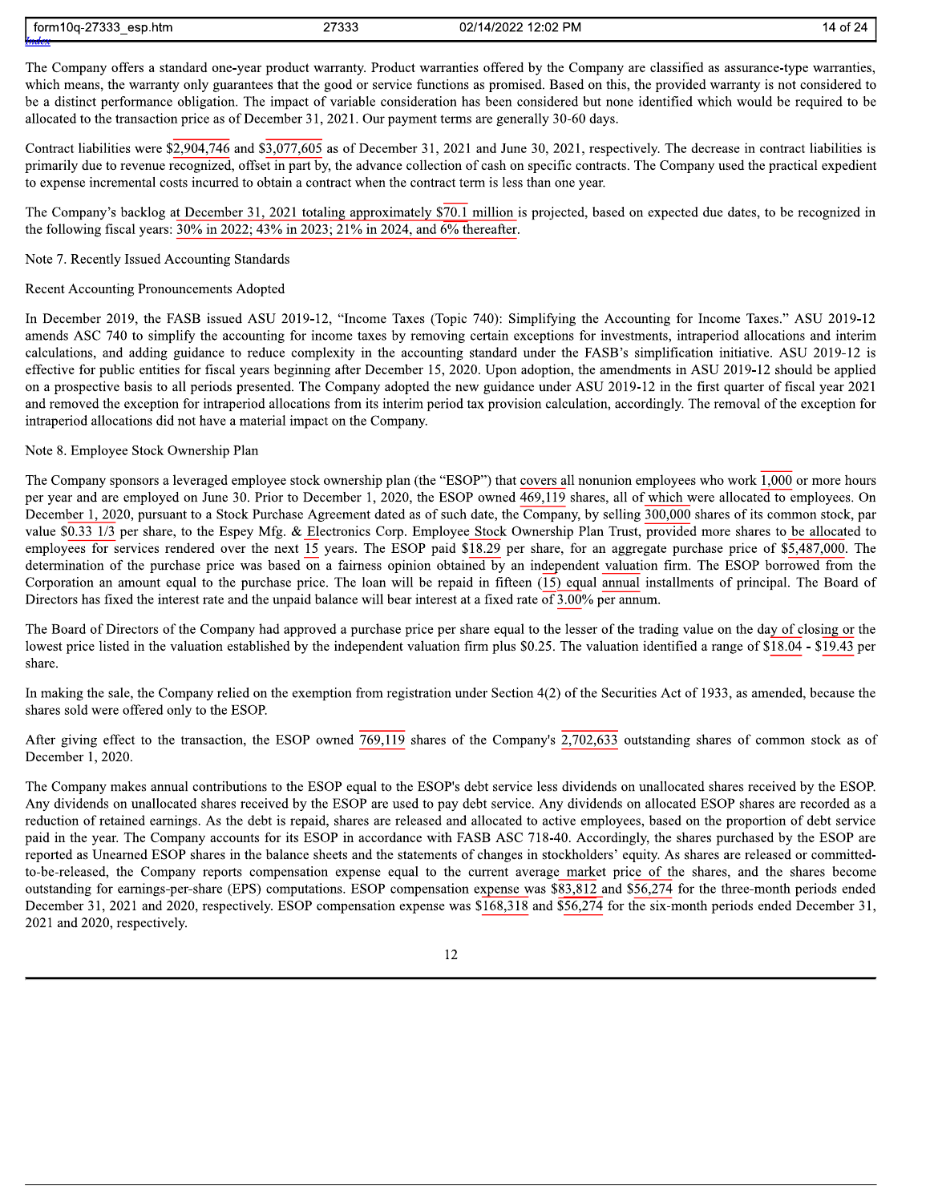The Company offers a standard one-year product warranty. Product warranties offered by the Company are classified as assurance-type warranties, which means, the warranty only guarantees that the good or service functions as promised. Based on this, the provided warranty is not considered to be a distinct performance obligation. The impact of variable consideration has been considered but none identified which would be required to be allocated to the transaction price as of December 31, 2021. Our payment terms are generally 30-60 days.

Contract liabilities were $2,904,746 and $3,077,605 as of December 31, 2021 and June 30, 2021, respectively. The decrease in contract liabilities is primarily due to revenue recognized, offset in part by, the advance collection of cash on specific contracts. The Company used the practical expedient to expense incremental costs incurred to obtain a contract when the contract term is less than one year.

The Company's backlog at December 31, 2021 totaling approximately $70.1 million is projected, based on expected due dates, to be recognized in the following fiscal years: 30% in 2022; 43% in 2023; 21% in 2024, and 6% thereafter.

Note 7. Recently Issued Accounting Standards

Recent Accounting Pronouncements Adopted

In December 2019, the FASB issued ASU 2019-12, "Income Taxes (Topic 740): Simplifying the Accounting for Income Taxes." ASU 2019-12 amends ASC 740 to simplify the accounting for income taxes by removing certain exceptions for investments, intraperiod allocations and interim calculations, and adding guidance to reduce complexity in the accounting standard under the FASB's simplification initiative. ASU 2019-12 is effective for public entities for fiscal years beginning after December 15, 2020. Upon adoption, the amendments in ASU 2019-12 should be applied on a prospective basis to all periods presented. The Company adopted the new guidance under ASU 2019-12 in the first quarter of fiscal year 2021 and removed the exception for intraperiod allocations from its interim period tax provision calculation, accordingly. The removal of the exception for intraperiod allocations did not have a material impact on the Company.

Note 8. Employee Stock Ownership Plan

The Company sponsors a leveraged employee stock ownership plan (the "ESOP") that covers all nonunion employees who work 1,000 or more hours per year and are employed on June 30. Prior to December 1, 2020, the ESOP owned 469,119 shares, all of which were allocated to employees. On December 1, 2020, pursuant to a Stock Purchase Agreement dated as of such date, the Company, by selling 300,000 shares of its common stock, par value $0.33 1/3 per share, to the Espey Mfg. & Electronics Corp. Employee Stock Ownership Plan Trust, provided more shares to be allocated to employees for services rendered over the next 15 years. The ESOP paid $18.29 per share, for an aggregate purchase price of $5,487,000. The determination of the purchase price was based on a fairness opinion obtained by an independent valuation firm. The ESOP borrowed from the Corporation an amount equal to the purchase price. The loan will be repaid in fifteen (15) equal annual installments of principal. The Board of Directors has fixed the interest rate and the unpaid balance will bear interest at a fixed rate of 3.00% per annum.

The Board of Directors of the Company had approved a purchase price per share equal to the lesser of the trading value on the day of closing or the lowest price listed in the valuation established by the independent valuation firm plus $0.25. The valuation identified a range of $18.04 - $19.43 per share.

In making the sale, the Company relied on the exemption from registration under Section 4(2) of the Securities Act of 1933, as amended, because the shares sold were offered only to the ESOP.

After giving effect to the transaction, the ESOP owned 769,119 shares of the Company's 2,702,633 outstanding shares of common stock as of December 1, 2020.

The Company makes annual contributions to the ESOP equal to the ESOP's debt service less dividends on unallocated shares received by the ESOP. Any dividends on unallocated shares received by the ESOP are used to pay debt service. Any dividends on allocated ESOP shares are recorded as a reduction of retained earnings. As the debt is repaid, shares are released and allocated to active employees, based on the proportion of debt service paid in the year. The Company accounts for its ESOP in accordance with FASB ASC 718-40. Accordingly, the shares purchased by the ESOP are reported as Unearned ESOP shares in the balance sheets and the statements of changes in stockholders' equity. As shares are released or committed-to-be-released, the Company reports compensation expense equal to the current average market price of the shares, and the shares become outstanding for earnings-per-share (EPS) computations. ESOP compensation expense was $83,812 and $56,274 for the three-month periods ended December 31, 2021 and 2020, respectively. ESOP compensation expense was $168,318 and $56,274 for the six-month periods ended December 31, 2021 and 2020, respectively.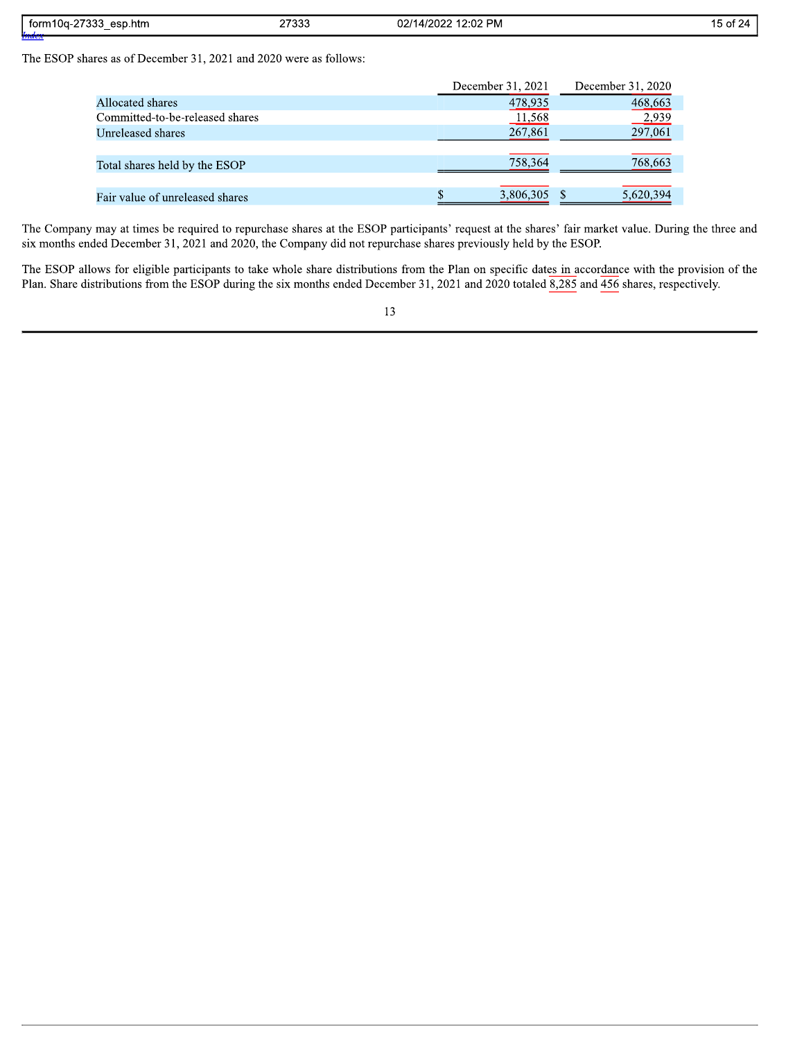The ESOP shares as of December 31, 2021 and 2020 were as follows:

| | December 31, 2021 | December 31, 2020 |
|---|---|---|
| Allocated shares | 478,935 | 468,663 |
| Committed-to-be-released shares | 11,568 | 2,939 |
| Unreleased shares | 267,861 | 297,061 |
| Total shares held by the ESOP | 758,364 | 768,663 |
| Fair value of unreleased shares | $ 3,806,305 | $ 5,620,394 |

The Company may at times be required to repurchase shares at the ESOP participants' request at the shares' fair market value. During the three and six months ended December 31, 2021 and 2020, the Company did not repurchase shares previously held by the ESOP.

The ESOP allows for eligible participants to take whole share distributions from the Plan on specific dates in accordance with the provision of the Plan. Share distributions from the ESOP during the six months ended December 31, 2021 and 2020 totaled 8,285 and 456 shares, respectively.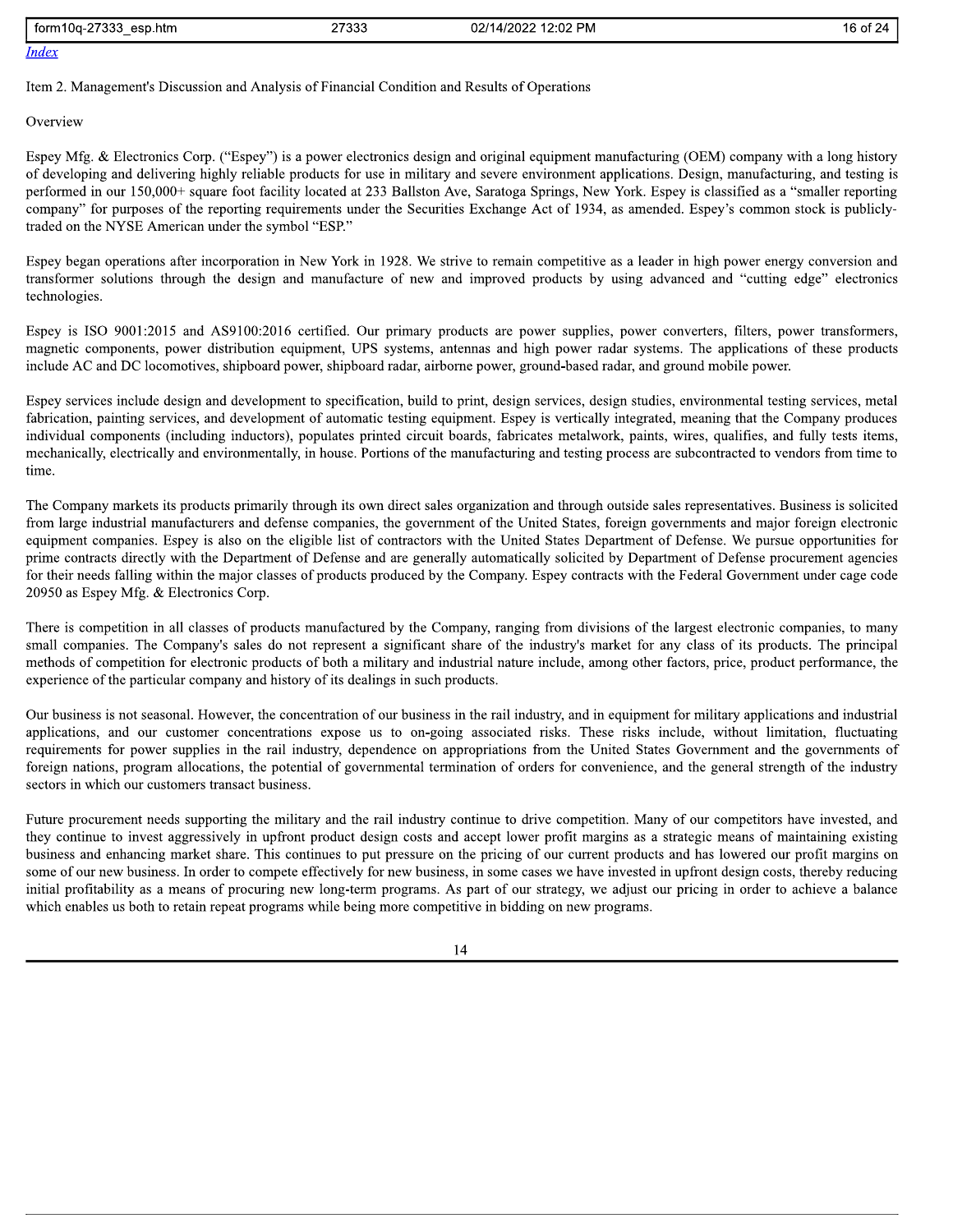[Index](#)

## Item 2. Management's Discussion and Analysis of Financial Condition and Results of Operations

### Overview

Espey Mfg. & Electronics Corp. ("Espey") is a power electronics design and original equipment manufacturing (OEM) company with a long history of developing and delivering highly reliable products for use in military and severe environment applications. Design, manufacturing, and testing is performed in our 150,000+ square foot facility located at 233 Ballston Ave, Saratoga Springs, New York. Espey is classified as a "smaller reporting company" for purposes of the reporting requirements under the Securities Exchange Act of 1934, as amended. Espey's common stock is publicly-traded on the NYSE American under the symbol "ESP."

Espey began operations after incorporation in New York in 1928. We strive to remain competitive as a leader in high power energy conversion and transformer solutions through the design and manufacture of new and improved products by using advanced and "cutting edge" electronics technologies.

Espey is ISO 9001:2015 and AS9100:2016 certified. Our primary products are power supplies, power converters, filters, power transformers, magnetic components, power distribution equipment, UPS systems, antennas and high power radar systems. The applications of these products include AC and DC locomotives, shipboard power, shipboard radar, airborne power, ground-based radar, and ground mobile power.

Espey services include design and development to specification, build to print, design services, design studies, environmental testing services, metal fabrication, painting services, and development of automatic testing equipment. Espey is vertically integrated, meaning that the Company produces individual components (including inductors), populates printed circuit boards, fabricates metalwork, paints, wires, qualifies, and fully tests items, mechanically, electrically and environmentally, in house. Portions of the manufacturing and testing process are subcontracted to vendors from time to time.

The Company markets its products primarily through its own direct sales organization and through outside sales representatives. Business is solicited from large industrial manufacturers and defense companies, the government of the United States, foreign governments and major foreign electronic equipment companies. Espey is also on the eligible list of contractors with the United States Department of Defense. We pursue opportunities for prime contracts directly with the Department of Defense and are generally automatically solicited by Department of Defense procurement agencies for their needs falling within the major classes of products produced by the Company. Espey contracts with the Federal Government under cage code 20950 as Espey Mfg. & Electronics Corp.

There is competition in all classes of products manufactured by the Company, ranging from divisions of the largest electronic companies, to many small companies. The Company's sales do not represent a significant share of the industry's market for any class of its products. The principal methods of competition for electronic products of both a military and industrial nature include, among other factors, price, product performance, the experience of the particular company and history of its dealings in such products.

Our business is not seasonal. However, the concentration of our business in the rail industry, and in equipment for military applications and industrial applications, and our customer concentrations expose us to on-going associated risks. These risks include, without limitation, fluctuating requirements for power supplies in the rail industry, dependence on appropriations from the United States Government and the governments of foreign nations, program allocations, the potential of governmental termination of orders for convenience, and the general strength of the industry sectors in which our customers transact business.

Future procurement needs supporting the military and the rail industry continue to drive competition. Many of our competitors have invested, and they continue to invest aggressively in upfront product design costs and accept lower profit margins as a strategic means of maintaining existing business and enhancing market share. This continues to put pressure on the pricing of our current products and has lowered our profit margins on some of our new business. In order to compete effectively for new business, in some cases we have invested in upfront design costs, thereby reducing initial profitability as a means of procuring new long-term programs. As part of our strategy, we adjust our pricing in order to achieve a balance which enables us both to retain repeat programs while being more competitive in bidding on new programs.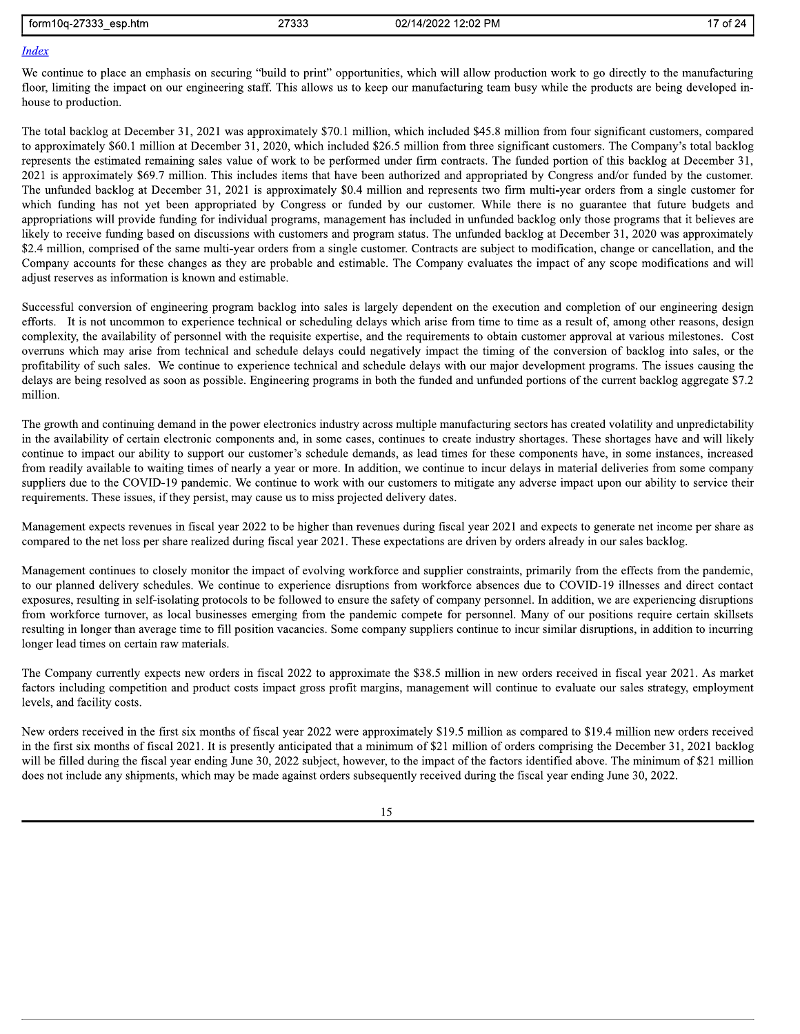[Index](#)

We continue to place an emphasis on securing "build to print" opportunities, which will allow production work to go directly to the manufacturing floor, limiting the impact on our engineering staff. This allows us to keep our manufacturing team busy while the products are being developed in-house to production.

The total backlog at December 31, 2021 was approximately $70.1 million, which included $45.8 million from four significant customers, compared to approximately $60.1 million at December 31, 2020, which included $26.5 million from three significant customers. The Company's total backlog represents the estimated remaining sales value of work to be performed under firm contracts. The funded portion of this backlog at December 31, 2021 is approximately $69.7 million. This includes items that have been authorized and appropriated by Congress and/or funded by the customer. The unfunded backlog at December 31, 2021 is approximately $0.4 million and represents two firm multi-year orders from a single customer for which funding has not yet been appropriated by Congress or funded by our customer. While there is no guarantee that future budgets and appropriations will provide funding for individual programs, management has included in unfunded backlog only those programs that it believes are likely to receive funding based on discussions with customers and program status. The unfunded backlog at December 31, 2020 was approximately $2.4 million, comprised of the same multi-year orders from a single customer. Contracts are subject to modification, change or cancellation, and the Company accounts for these changes as they are probable and estimable. The Company evaluates the impact of any scope modifications and will adjust reserves as information is known and estimable.

Successful conversion of engineering program backlog into sales is largely dependent on the execution and completion of our engineering design efforts. It is not uncommon to experience technical or scheduling delays which arise from time to time as a result of, among other reasons, design complexity, the availability of personnel with the requisite expertise, and the requirements to obtain customer approval at various milestones. Cost overruns which may arise from technical and schedule delays could negatively impact the timing of the conversion of backlog into sales, or the profitability of such sales. We continue to experience technical and schedule delays with our major development programs. The issues causing the delays are being resolved as soon as possible. Engineering programs in both the funded and unfunded portions of the current backlog aggregate $7.2 million.

The growth and continuing demand in the power electronics industry across multiple manufacturing sectors has created volatility and unpredictability in the availability of certain electronic components and, in some cases, continues to create industry shortages. These shortages have and will likely continue to impact our ability to support our customer's schedule demands, as lead times for these components have, in some instances, increased from readily available to waiting times of nearly a year or more. In addition, we continue to incur delays in material deliveries from some company suppliers due to the COVID-19 pandemic. We continue to work with our customers to mitigate any adverse impact upon our ability to service their requirements. These issues, if they persist, may cause us to miss projected delivery dates.

Management expects revenues in fiscal year 2022 to be higher than revenues during fiscal year 2021 and expects to generate net income per share as compared to the net loss per share realized during fiscal year 2021. These expectations are driven by orders already in our sales backlog.

Management continues to closely monitor the impact of evolving workforce and supplier constraints, primarily from the effects from the pandemic, to our planned delivery schedules. We continue to experience disruptions from workforce absences due to COVID-19 illnesses and direct contact exposures, resulting in self-isolating protocols to be followed to ensure the safety of company personnel. In addition, we are experiencing disruptions from workforce turnover, as local businesses emerging from the pandemic compete for personnel. Many of our positions require certain skillsets resulting in longer than average time to fill position vacancies. Some company suppliers continue to incur similar disruptions, in addition to incurring longer lead times on certain raw materials.

The Company currently expects new orders in fiscal 2022 to approximate the $38.5 million in new orders received in fiscal year 2021. As market factors including competition and product costs impact gross profit margins, management will continue to evaluate our sales strategy, employment levels, and facility costs.

New orders received in the first six months of fiscal year 2022 were approximately $19.5 million as compared to $19.4 million new orders received in the first six months of fiscal 2021. It is presently anticipated that a minimum of $21 million of orders comprising the December 31, 2021 backlog will be filled during the fiscal year ending June 30, 2022 subject, however, to the impact of the factors identified above. The minimum of $21 million does not include any shipments, which may be made against orders subsequently received during the fiscal year ending June 30, 2022.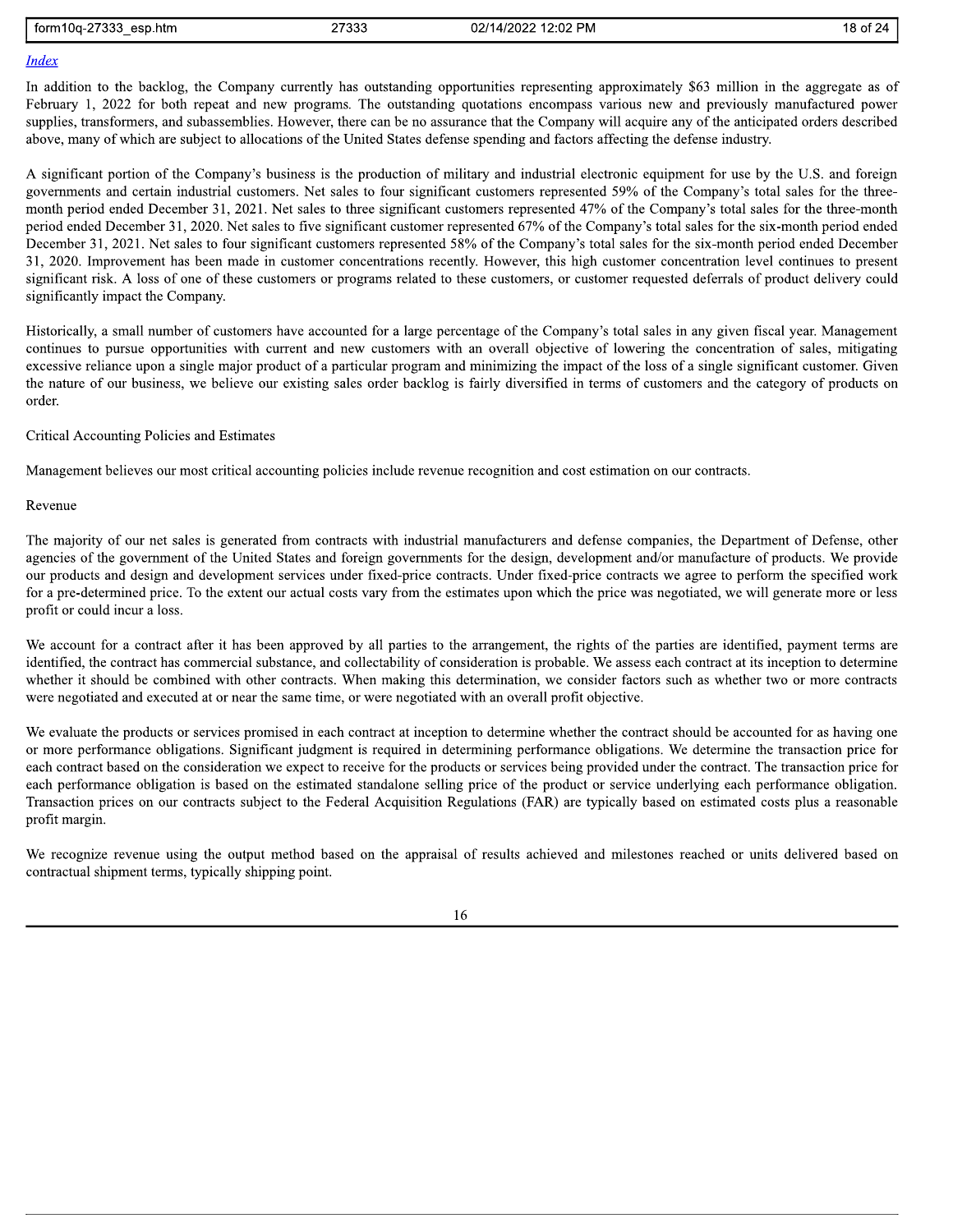[Index](#)

In addition to the backlog, the Company currently has outstanding opportunities representing approximately $63 million in the aggregate as of February 1, 2022 for both repeat and new programs. The outstanding quotations encompass various new and previously manufactured power supplies, transformers, and subassemblies. However, there can be no assurance that the Company will acquire any of the anticipated orders described above, many of which are subject to allocations of the United States defense spending and factors affecting the defense industry.

A significant portion of the Company's business is the production of military and industrial electronic equipment for use by the U.S. and foreign governments and certain industrial customers. Net sales to four significant customers represented 59% of the Company's total sales for the three-month period ended December 31, 2021. Net sales to three significant customers represented 47% of the Company's total sales for the three-month period ended December 31, 2020. Net sales to five significant customer represented 67% of the Company's total sales for the six-month period ended December 31, 2021. Net sales to four significant customers represented 58% of the Company's total sales for the six-month period ended December 31, 2020. Improvement has been made in customer concentrations recently. However, this high customer concentration level continues to present significant risk. A loss of one of these customers or programs related to these customers, or customer requested deferrals of product delivery could significantly impact the Company.

Historically, a small number of customers have accounted for a large percentage of the Company's total sales in any given fiscal year. Management continues to pursue opportunities with current and new customers with an overall objective of lowering the concentration of sales, mitigating excessive reliance upon a single major product of a particular program and minimizing the impact of the loss of a single significant customer. Given the nature of our business, we believe our existing sales order backlog is fairly diversified in terms of customers and the category of products on order.

Critical Accounting Policies and Estimates

Management believes our most critical accounting policies include revenue recognition and cost estimation on our contracts.

Revenue

The majority of our net sales is generated from contracts with industrial manufacturers and defense companies, the Department of Defense, other agencies of the government of the United States and foreign governments for the design, development and/or manufacture of products. We provide our products and design and development services under fixed-price contracts. Under fixed-price contracts we agree to perform the specified work for a pre-determined price. To the extent our actual costs vary from the estimates upon which the price was negotiated, we will generate more or less profit or could incur a loss.

We account for a contract after it has been approved by all parties to the arrangement, the rights of the parties are identified, payment terms are identified, the contract has commercial substance, and collectability of consideration is probable. We assess each contract at its inception to determine whether it should be combined with other contracts. When making this determination, we consider factors such as whether two or more contracts were negotiated and executed at or near the same time, or were negotiated with an overall profit objective.

We evaluate the products or services promised in each contract at inception to determine whether the contract should be accounted for as having one or more performance obligations. Significant judgment is required in determining performance obligations. We determine the transaction price for each contract based on the consideration we expect to receive for the products or services being provided under the contract. The transaction price for each performance obligation is based on the estimated standalone selling price of the product or service underlying each performance obligation. Transaction prices on our contracts subject to the Federal Acquisition Regulations (FAR) are typically based on estimated costs plus a reasonable profit margin.

We recognize revenue using the output method based on the appraisal of results achieved and milestones reached or units delivered based on contractual shipment terms, typically shipping point.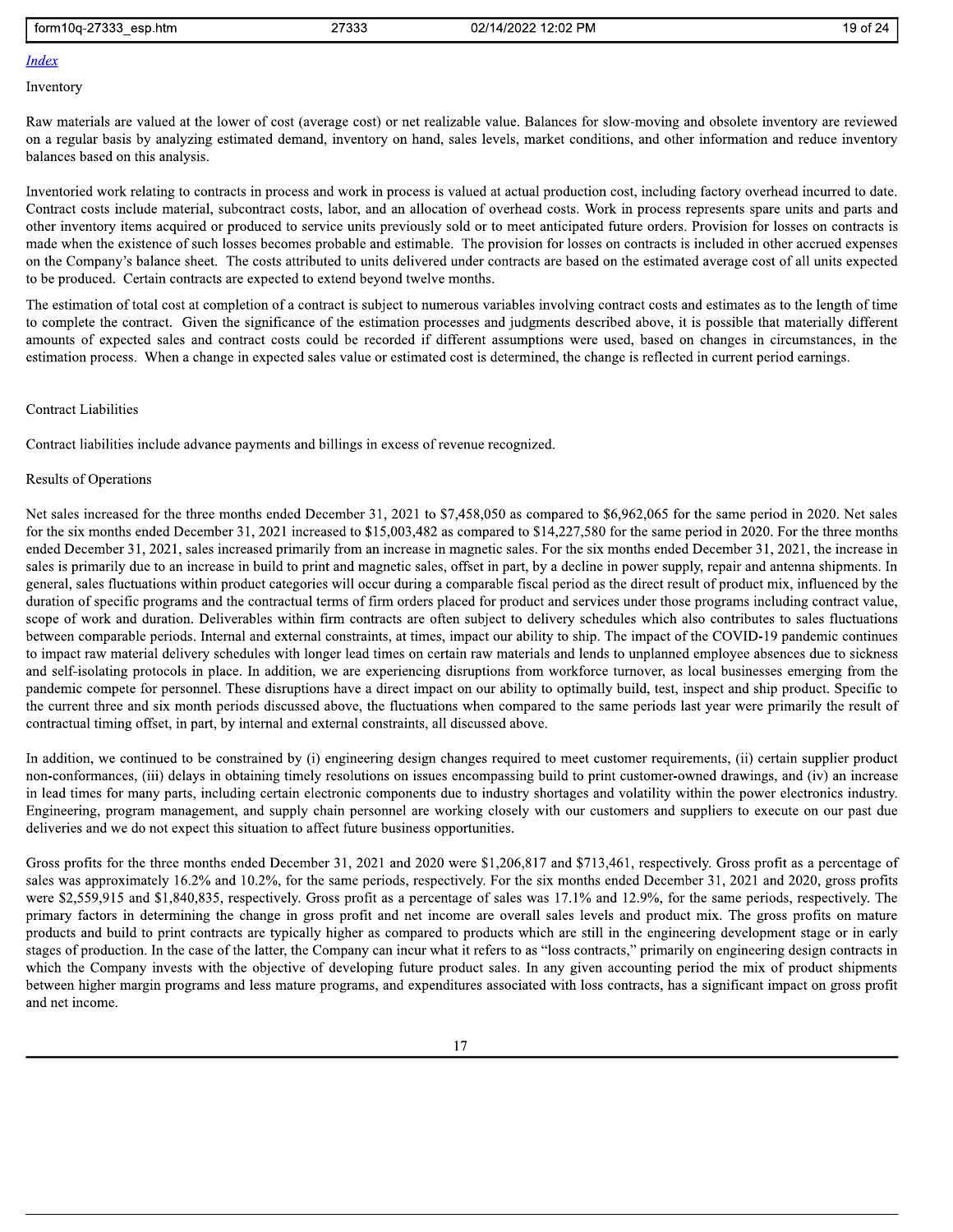[Index](#)

Inventory

Raw materials are valued at the lower of cost (average cost) or net realizable value. Balances for slow-moving and obsolete inventory are reviewed on a regular basis by analyzing estimated demand, inventory on hand, sales levels, market conditions, and other information and reduce inventory balances based on this analysis.

Inventoried work relating to contracts in process and work in process is valued at actual production cost, including factory overhead incurred to date. Contract costs include material, subcontract costs, labor, and an allocation of overhead costs. Work in process represents spare units and parts and other inventory items acquired or produced to service units previously sold or to meet anticipated future orders. Provision for losses on contracts is made when the existence of such losses becomes probable and estimable. The provision for losses on contracts is included in other accrued expenses on the Company's balance sheet. The costs attributed to units delivered under contracts are based on the estimated average cost of all units expected to be produced. Certain contracts are expected to extend beyond twelve months.

The estimation of total cost at completion of a contract is subject to numerous variables involving contract costs and estimates as to the length of time to complete the contract. Given the significance of the estimation processes and judgments described above, it is possible that materially different amounts of expected sales and contract costs could be recorded if different assumptions were used, based on changes in circumstances, in the estimation process. When a change in expected sales value or estimated cost is determined, the change is reflected in current period earnings.

Contract Liabilities

Contract liabilities include advance payments and billings in excess of revenue recognized.

Results of Operations

Net sales increased for the three months ended December 31, 2021 to $7,458,050 as compared to $6,962,065 for the same period in 2020. Net sales for the six months ended December 31, 2021 increased to $15,003,482 as compared to $14,227,580 for the same period in 2020. For the three months ended December 31, 2021, sales increased primarily from an increase in magnetic sales. For the six months ended December 31, 2021, the increase in sales is primarily due to an increase in build to print and magnetic sales, offset in part, by a decline in power supply, repair and antenna shipments. In general, sales fluctuations within product categories will occur during a comparable fiscal period as the direct result of product mix, influenced by the duration of specific programs and the contractual terms of firm orders placed for product and services under those programs including contract value, scope of work and duration. Deliverables within firm contracts are often subject to delivery schedules which also contributes to sales fluctuations between comparable periods. Internal and external constraints, at times, impact our ability to ship. The impact of the COVID-19 pandemic continues to impact raw material delivery schedules with longer lead times on certain raw materials and lends to unplanned employee absences due to sickness and self-isolating protocols in place. In addition, we are experiencing disruptions from workforce turnover, as local businesses emerging from the pandemic compete for personnel. These disruptions have a direct impact on our ability to optimally build, test, inspect and ship product. Specific to the current three and six month periods discussed above, the fluctuations when compared to the same periods last year were primarily the result of contractual timing offset, in part, by internal and external constraints, all discussed above.

In addition, we continued to be constrained by (i) engineering design changes required to meet customer requirements, (ii) certain supplier product non-conformances, (iii) delays in obtaining timely resolutions on issues encompassing build to print customer-owned drawings, and (iv) an increase in lead times for many parts, including certain electronic components due to industry shortages and volatility within the power electronics industry. Engineering, program management, and supply chain personnel are working closely with our customers and suppliers to execute on our past due deliveries and we do not expect this situation to affect future business opportunities.

Gross profits for the three months ended December 31, 2021 and 2020 were $1,206,817 and $713,461, respectively. Gross profit as a percentage of sales was approximately 16.2% and 10.2%, for the same periods, respectively. For the six months ended December 31, 2021 and 2020, gross profits were $2,559,915 and $1,840,835, respectively. Gross profit as a percentage of sales was 17.1% and 12.9%, for the same periods, respectively. The primary factors in determining the change in gross profit and net income are overall sales levels and product mix. The gross profits on mature products and build to print contracts are typically higher as compared to products which are still in the engineering development stage or in early stages of production. In the case of the latter, the Company can incur what it refers to as "loss contracts," primarily on engineering design contracts in which the Company invests with the objective of developing future product sales. In any given accounting period the mix of product shipments between higher margin programs and less mature programs, and expenditures associated with loss contracts, has a significant impact on gross profit and net income.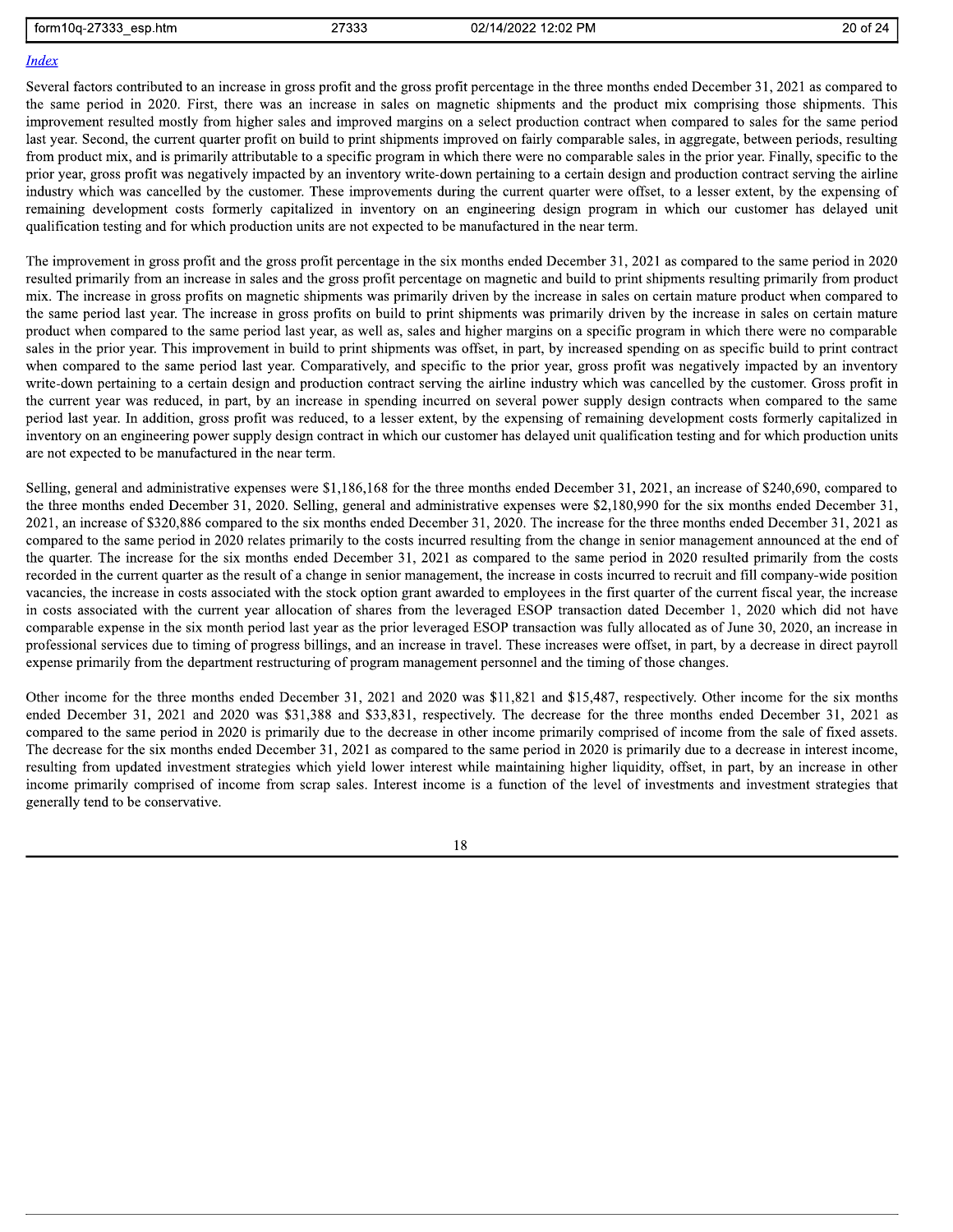[Index](#)

Several factors contributed to an increase in gross profit and the gross profit percentage in the three months ended December 31, 2021 as compared to the same period in 2020. First, there was an increase in sales on magnetic shipments and the product mix comprising those shipments. This improvement resulted mostly from higher sales and improved margins on a select production contract when compared to sales for the same period last year. Second, the current quarter profit on build to print shipments improved on fairly comparable sales, in aggregate, between periods, resulting from product mix, and is primarily attributable to a specific program in which there were no comparable sales in the prior year. Finally, specific to the prior year, gross profit was negatively impacted by an inventory write-down pertaining to a certain design and production contract serving the airline industry which was cancelled by the customer. These improvements during the current quarter were offset, to a lesser extent, by the expensing of remaining development costs formerly capitalized in inventory on an engineering design program in which our customer has delayed unit qualification testing and for which production units are not expected to be manufactured in the near term.

The improvement in gross profit and the gross profit percentage in the six months ended December 31, 2021 as compared to the same period in 2020 resulted primarily from an increase in sales and the gross profit percentage on magnetic and build to print shipments resulting primarily from product mix. The increase in gross profits on magnetic shipments was primarily driven by the increase in sales on certain mature product when compared to the same period last year. The increase in gross profits on build to print shipments was primarily driven by the increase in sales on certain mature product when compared to the same period last year, as well as, sales and higher margins on a specific program in which there were no comparable sales in the prior year. This improvement in build to print shipments was offset, in part, by increased spending on as specific build to print contract when compared to the same period last year. Comparatively, and specific to the prior year, gross profit was negatively impacted by an inventory write-down pertaining to a certain design and production contract serving the airline industry which was cancelled by the customer. Gross profit in the current year was reduced, in part, by an increase in spending incurred on several power supply design contracts when compared to the same period last year. In addition, gross profit was reduced, to a lesser extent, by the expensing of remaining development costs formerly capitalized in inventory on an engineering power supply design contract in which our customer has delayed unit qualification testing and for which production units are not expected to be manufactured in the near term.

Selling, general and administrative expenses were $1,186,168 for the three months ended December 31, 2021, an increase of $240,690, compared to the three months ended December 31, 2020. Selling, general and administrative expenses were $2,180,990 for the six months ended December 31, 2021, an increase of $320,886 compared to the six months ended December 31, 2020. The increase for the three months ended December 31, 2021 as compared to the same period in 2020 relates primarily to the costs incurred resulting from the change in senior management announced at the end of the quarter. The increase for the six months ended December 31, 2021 as compared to the same period in 2020 resulted primarily from the costs recorded in the current quarter as the result of a change in senior management, the increase in costs incurred to recruit and fill company-wide position vacancies, the increase in costs associated with the stock option grant awarded to employees in the first quarter of the current fiscal year, the increase in costs associated with the current year allocation of shares from the leveraged ESOP transaction dated December 1, 2020 which did not have comparable expense in the six month period last year as the prior leveraged ESOP transaction was fully allocated as of June 30, 2020, an increase in professional services due to timing of progress billings, and an increase in travel. These increases were offset, in part, by a decrease in direct payroll expense primarily from the department restructuring of program management personnel and the timing of those changes.

Other income for the three months ended December 31, 2021 and 2020 was $11,821 and $15,487, respectively. Other income for the six months ended December 31, 2021 and 2020 was $31,388 and $33,831, respectively. The decrease for the three months ended December 31, 2021 as compared to the same period in 2020 is primarily due to the decrease in other income primarily comprised of income from the sale of fixed assets. The decrease for the six months ended December 31, 2021 as compared to the same period in 2020 is primarily due to a decrease in interest income, resulting from updated investment strategies which yield lower interest while maintaining higher liquidity, offset, in part, by an increase in other income primarily comprised of income from scrap sales. Interest income is a function of the level of investments and investment strategies that generally tend to be conservative.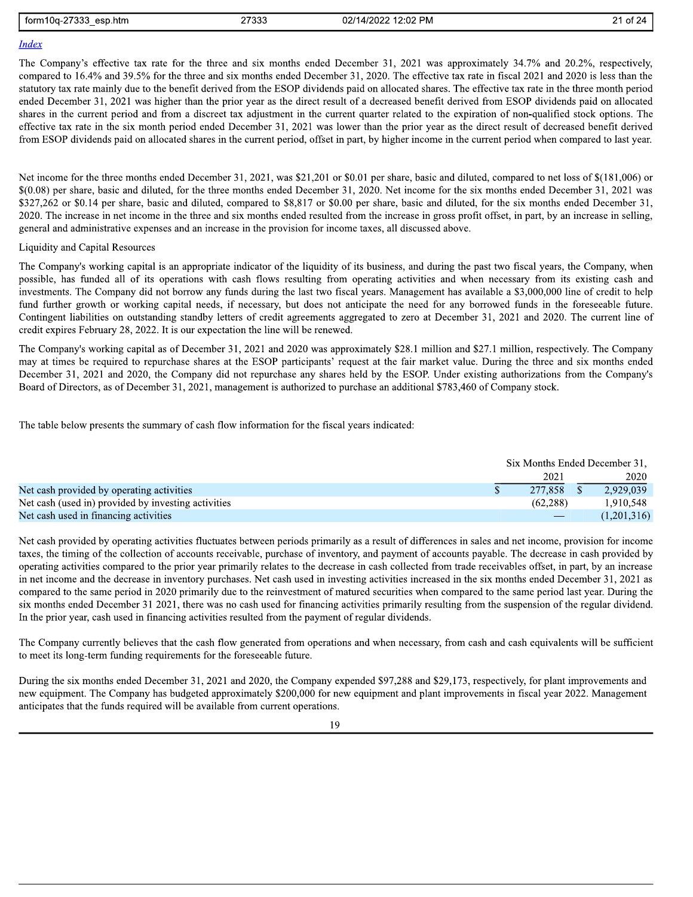[Index](#)

The Company's effective tax rate for the three and six months ended December 31, 2021 was approximately 34.7% and 20.2%, respectively, compared to 16.4% and 39.5% for the three and six months ended December 31, 2020. The effective tax rate in fiscal 2021 and 2020 is less than the statutory tax rate mainly due to the benefit derived from the ESOP dividends paid on allocated shares. The effective tax rate in the three month period ended December 31, 2021 was higher than the prior year as the direct result of a decreased benefit derived from ESOP dividends paid on allocated shares in the current period and from a discreet tax adjustment in the current quarter related to the expiration of non-qualified stock options. The effective tax rate in the six month period ended December 31, 2021 was lower than the prior year as the direct result of decreased benefit derived from ESOP dividends paid on allocated shares in the current period, offset in part, by higher income in the current period when compared to last year.

Net income for the three months ended December 31, 2021, was $21,201 or $0.01 per share, basic and diluted, compared to net loss of $(181,006) or $(0.08) per share, basic and diluted, for the three months ended December 31, 2020. Net income for the six months ended December 31, 2021 was $327,262 or $0.14 per share, basic and diluted, compared to $8,817 or $0.00 per share, basic and diluted, for the six months ended December 31, 2020. The increase in net income in the three and six months ended resulted from the increase in gross profit offset, in part, by an increase in selling, general and administrative expenses and an increase in the provision for income taxes, all discussed above.

Liquidity and Capital Resources

The Company's working capital is an appropriate indicator of the liquidity of its business, and during the past two fiscal years, the Company, when possible, has funded all of its operations with cash flows resulting from operating activities and when necessary from its existing cash and investments. The Company did not borrow any funds during the last two fiscal years. Management has available a $3,000,000 line of credit to help fund further growth or working capital needs, if necessary, but does not anticipate the need for any borrowed funds in the foreseeable future. Contingent liabilities on outstanding standby letters of credit agreements aggregated to zero at December 31, 2021 and 2020. The current line of credit expires February 28, 2022. It is our expectation the line will be renewed.

The Company's working capital as of December 31, 2021 and 2020 was approximately $28.1 million and $27.1 million, respectively. The Company may at times be required to repurchase shares at the ESOP participants' request at the fair market value. During the three and six months ended December 31, 2021 and 2020, the Company did not repurchase any shares held by the ESOP. Under existing authorizations from the Company's Board of Directors, as of December 31, 2021, management is authorized to purchase an additional $783,460 of Company stock.

The table below presents the summary of cash flow information for the fiscal years indicated:

| | Six Months Ended December 31, | |
|---|---|---|
| | 2021 | 2020 |
| Net cash provided by operating activities | $ 277,858 | $ 2,929,039 |
| Net cash (used in) provided by investing activities | (62,288) | 1,910,548 |
| Net cash used in financing activities | — | (1,201,316) |

Net cash provided by operating activities fluctuates between periods primarily as a result of differences in sales and net income, provision for income taxes, the timing of the collection of accounts receivable, purchase of inventory, and payment of accounts payable. The decrease in cash provided by operating activities compared to the prior year primarily relates to the decrease in cash collected from trade receivables offset, in part, by an increase in net income and the decrease in inventory purchases. Net cash used in investing activities increased in the six months ended December 31, 2021 as compared to the same period in 2020 primarily due to the reinvestment of matured securities when compared to the same period last year. During the six months ended December 31 2021, there was no cash used for financing activities primarily resulting from the suspension of the regular dividend. In the prior year, cash used in financing activities resulted from the payment of regular dividends.

The Company currently believes that the cash flow generated from operations and when necessary, from cash and cash equivalents will be sufficient to meet its long-term funding requirements for the foreseeable future.

During the six months ended December 31, 2021 and 2020, the Company expended $97,288 and $29,173, respectively, for plant improvements and new equipment. The Company has budgeted approximately $200,000 for new equipment and plant improvements in fiscal year 2022. Management anticipates that the funds required will be available from current operations.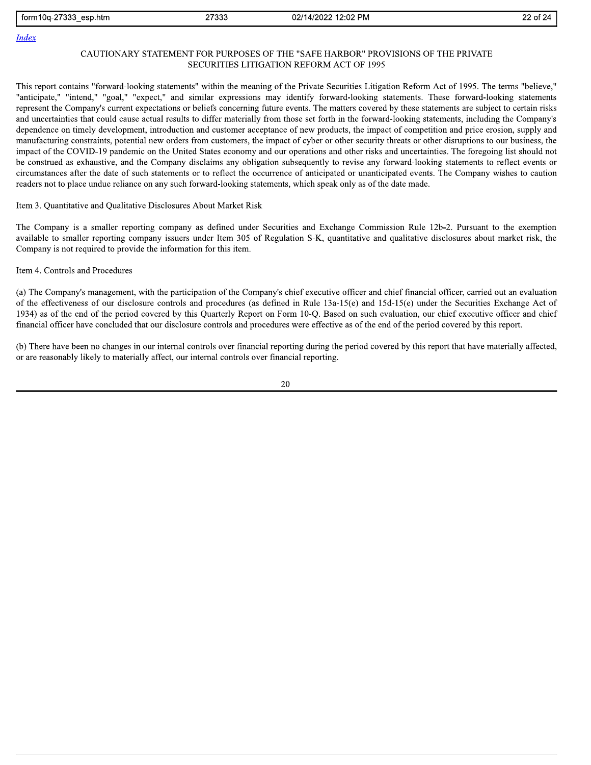[Index](#)

## CAUTIONARY STATEMENT FOR PURPOSES OF THE "SAFE HARBOR" PROVISIONS OF THE PRIVATE SECURITIES LITIGATION REFORM ACT OF 1995

This report contains "forward-looking statements" within the meaning of the Private Securities Litigation Reform Act of 1995. The terms "believe," "anticipate," "intend," "goal," "expect," and similar expressions may identify forward-looking statements. These forward-looking statements represent the Company's current expectations or beliefs concerning future events. The matters covered by these statements are subject to certain risks and uncertainties that could cause actual results to differ materially from those set forth in the forward-looking statements, including the Company's dependence on timely development, introduction and customer acceptance of new products, the impact of competition and price erosion, supply and manufacturing constraints, potential new orders from customers, the impact of cyber or other security threats or other disruptions to our business, the impact of the COVID-19 pandemic on the United States economy and our operations and other risks and uncertainties. The foregoing list should not be construed as exhaustive, and the Company disclaims any obligation subsequently to revise any forward-looking statements to reflect events or circumstances after the date of such statements or to reflect the occurrence of anticipated or unanticipated events. The Company wishes to caution readers not to place undue reliance on any such forward-looking statements, which speak only as of the date made.

## Item 3. Quantitative and Qualitative Disclosures About Market Risk

The Company is a smaller reporting company as defined under Securities and Exchange Commission Rule 12b-2. Pursuant to the exemption available to smaller reporting company issuers under Item 305 of Regulation S-K, quantitative and qualitative disclosures about market risk, the Company is not required to provide the information for this item.

## Item 4. Controls and Procedures

(a) The Company's management, with the participation of the Company's chief executive officer and chief financial officer, carried out an evaluation of the effectiveness of our disclosure controls and procedures (as defined in Rule 13a-15(e) and 15d-15(e) under the Securities Exchange Act of 1934) as of the end of the period covered by this Quarterly Report on Form 10-Q. Based on such evaluation, our chief executive officer and chief financial officer have concluded that our disclosure controls and procedures were effective as of the end of the period covered by this report.

(b) There have been no changes in our internal controls over financial reporting during the period covered by this report that have materially affected, or are reasonably likely to materially affect, our internal controls over financial reporting.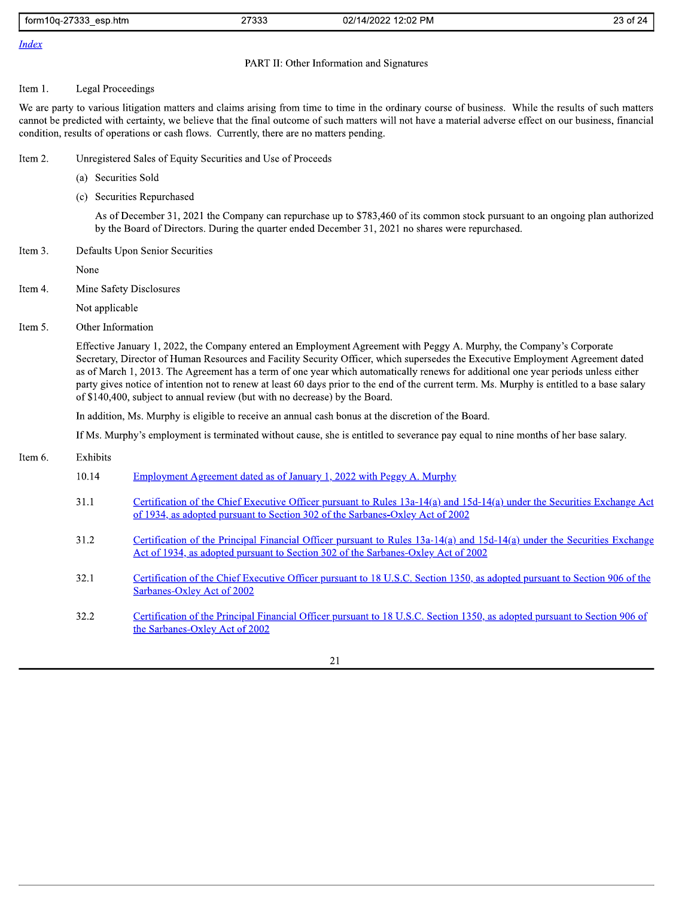[Index](#)

## PART II: Other Information and Signatures

Item 1. Legal Proceedings

We are party to various litigation matters and claims arising from time to time in the ordinary course of business. While the results of such matters cannot be predicted with certainty, we believe that the final outcome of such matters will not have a material adverse effect on our business, financial condition, results of operations or cash flows. Currently, there are no matters pending.

Item 2. Unregistered Sales of Equity Securities and Use of Proceeds

(a) Securities Sold

(c) Securities Repurchased

As of December 31, 2021 the Company can repurchase up to $783,460 of its common stock pursuant to an ongoing plan authorized by the Board of Directors. During the quarter ended December 31, 2021 no shares were repurchased.

Item 3. Defaults Upon Senior Securities

None

Item 4. Mine Safety Disclosures

Not applicable

Item 5. Other Information

Effective January 1, 2022, the Company entered an Employment Agreement with Peggy A. Murphy, the Company's Corporate Secretary, Director of Human Resources and Facility Security Officer, which supersedes the Executive Employment Agreement dated as of March 1, 2013. The Agreement has a term of one year which automatically renews for additional one year periods unless either party gives notice of intention not to renew at least 60 days prior to the end of the current term. Ms. Murphy is entitled to a base salary of $140,400, subject to annual review (but with no decrease) by the Board.

In addition, Ms. Murphy is eligible to receive an annual cash bonus at the discretion of the Board.

If Ms. Murphy's employment is terminated without cause, she is entitled to severance pay equal to nine months of her base salary.

Item 6. Exhibits

| | |
|---|---|
| 10.14 | Employment Agreement dated as of January 1, 2022 with Peggy A. Murphy |
| 31.1 | Certification of the Chief Executive Officer pursuant to Rules 13a-14(a) and 15d-14(a) under the Securities Exchange Act of 1934, as adopted pursuant to Section 302 of the Sarbanes-Oxley Act of 2002 |
| 31.2 | Certification of the Principal Financial Officer pursuant to Rules 13a-14(a) and 15d-14(a) under the Securities Exchange Act of 1934, as adopted pursuant to Section 302 of the Sarbanes-Oxley Act of 2002 |
| 32.1 | Certification of the Chief Executive Officer pursuant to 18 U.S.C. Section 1350, as adopted pursuant to Section 906 of the Sarbanes-Oxley Act of 2002 |
| 32.2 | Certification of the Principal Financial Officer pursuant to 18 U.S.C. Section 1350, as adopted pursuant to Section 906 of the Sarbanes-Oxley Act of 2002 |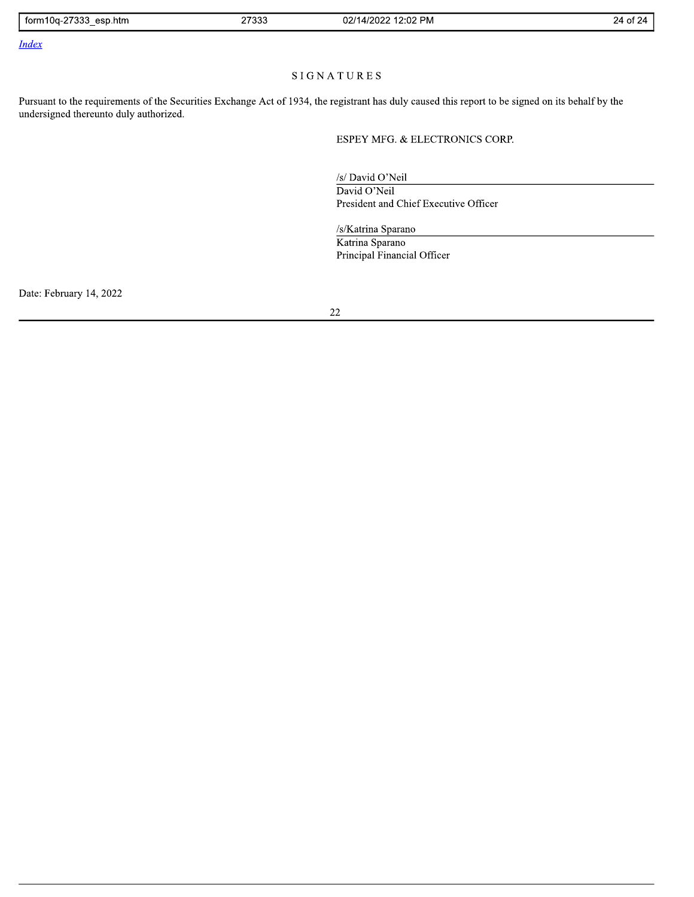[Index](#)

## SIGNATURES

Pursuant to the requirements of the Securities Exchange Act of 1934, the registrant has duly caused this report to be signed on its behalf by the undersigned thereunto duly authorized.

ESPEY MFG. & ELECTRONICS CORP.

/s/ David O'Neil
David O'Neil
President and Chief Executive Officer

/s/Katrina Sparano
Katrina Sparano
Principal Financial Officer

Date: February 14, 2022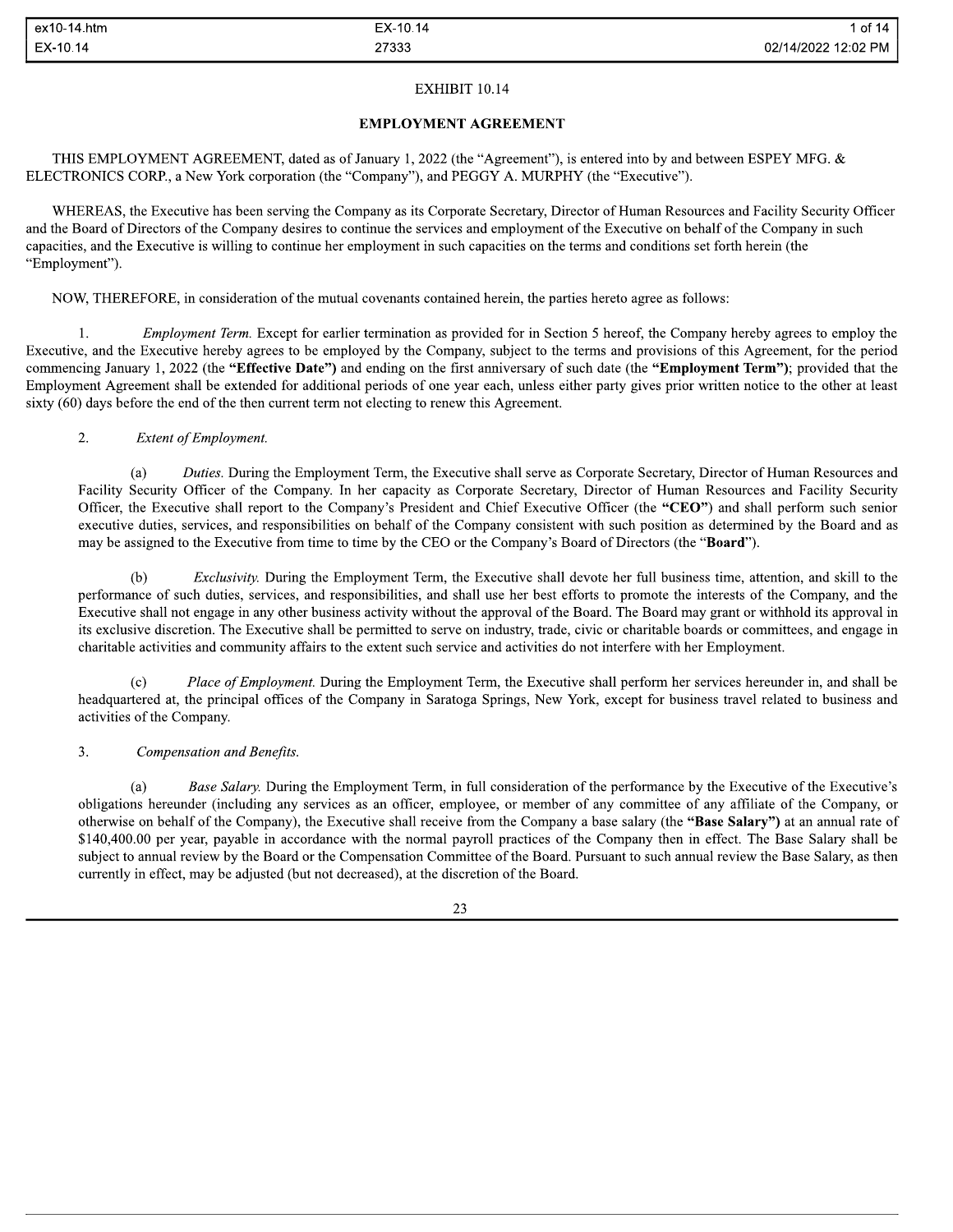EXHIBIT 10.14

## EMPLOYMENT AGREEMENT

THIS EMPLOYMENT AGREEMENT, dated as of January 1, 2022 (the "Agreement"), is entered into by and between ESPEY MFG. & ELECTRONICS CORP., a New York corporation (the "Company"), and PEGGY A. MURPHY (the "Executive").

WHEREAS, the Executive has been serving the Company as its Corporate Secretary, Director of Human Resources and Facility Security Officer and the Board of Directors of the Company desires to continue the services and employment of the Executive on behalf of the Company in such capacities, and the Executive is willing to continue her employment in such capacities on the terms and conditions set forth herein (the "Employment").

NOW, THEREFORE, in consideration of the mutual covenants contained herein, the parties hereto agree as follows:

1. *Employment Term.* Except for earlier termination as provided for in Section 5 hereof, the Company hereby agrees to employ the Executive, and the Executive hereby agrees to be employed by the Company, subject to the terms and provisions of this Agreement, for the period commencing January 1, 2022 (the **"Effective Date")** and ending on the first anniversary of such date (the **"Employment Term")**; provided that the Employment Agreement shall be extended for additional periods of one year each, unless either party gives prior written notice to the other at least sixty (60) days before the end of the then current term not electing to renew this Agreement.

2. *Extent of Employment.*

(a) *Duties.* During the Employment Term, the Executive shall serve as Corporate Secretary, Director of Human Resources and Facility Security Officer of the Company. In her capacity as Corporate Secretary, Director of Human Resources and Facility Security Officer, the Executive shall report to the Company's President and Chief Executive Officer (the **"CEO"**) and shall perform such senior executive duties, services, and responsibilities on behalf of the Company consistent with such position as determined by the Board and as may be assigned to the Executive from time to time by the CEO or the Company's Board of Directors (the "**Board**").

(b) *Exclusivity.* During the Employment Term, the Executive shall devote her full business time, attention, and skill to the performance of such duties, services, and responsibilities, and shall use her best efforts to promote the interests of the Company, and the Executive shall not engage in any other business activity without the approval of the Board. The Board may grant or withhold its approval in its exclusive discretion. The Executive shall be permitted to serve on industry, trade, civic or charitable boards or committees, and engage in charitable activities and community affairs to the extent such service and activities do not interfere with her Employment.

(c) *Place of Employment.* During the Employment Term, the Executive shall perform her services hereunder in, and shall be headquartered at, the principal offices of the Company in Saratoga Springs, New York, except for business travel related to business and activities of the Company.

3. *Compensation and Benefits.*

(a) *Base Salary.* During the Employment Term, in full consideration of the performance by the Executive of the Executive's obligations hereunder (including any services as an officer, employee, or member of any committee of any affiliate of the Company, or otherwise on behalf of the Company), the Executive shall receive from the Company a base salary (the **"Base Salary")** at an annual rate of $140,400.00 per year, payable in accordance with the normal payroll practices of the Company then in effect. The Base Salary shall be subject to annual review by the Board or the Compensation Committee of the Board. Pursuant to such annual review the Base Salary, as then currently in effect, may be adjusted (but not decreased), at the discretion of the Board.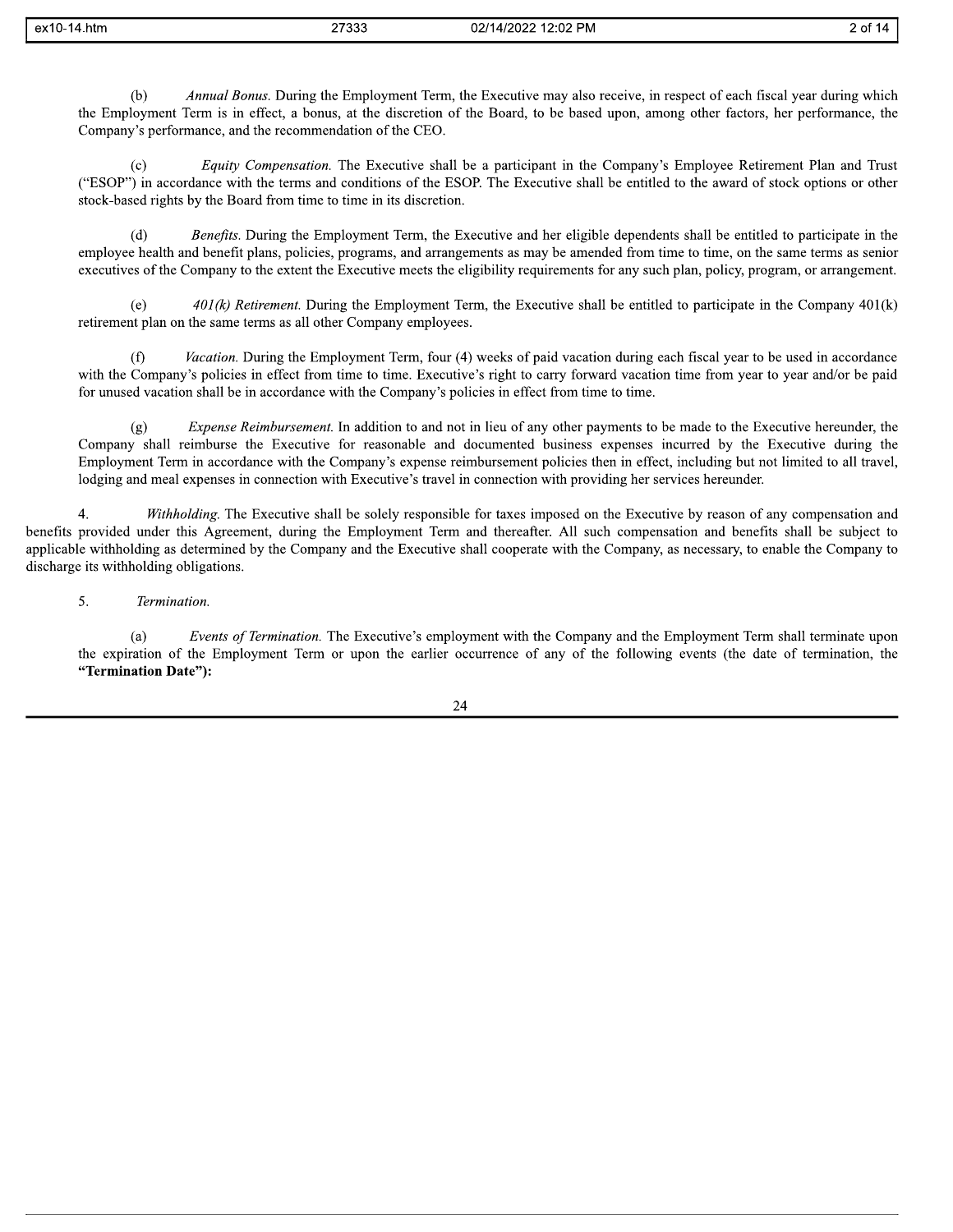(b) *Annual Bonus.* During the Employment Term, the Executive may also receive, in respect of each fiscal year during which the Employment Term is in effect, a bonus, at the discretion of the Board, to be based upon, among other factors, her performance, the Company's performance, and the recommendation of the CEO.

(c) *Equity Compensation.* The Executive shall be a participant in the Company's Employee Retirement Plan and Trust ("ESOP") in accordance with the terms and conditions of the ESOP. The Executive shall be entitled to the award of stock options or other stock-based rights by the Board from time to time in its discretion.

(d) *Benefits.* During the Employment Term, the Executive and her eligible dependents shall be entitled to participate in the employee health and benefit plans, policies, programs, and arrangements as may be amended from time to time, on the same terms as senior executives of the Company to the extent the Executive meets the eligibility requirements for any such plan, policy, program, or arrangement.

(e) *401(k) Retirement.* During the Employment Term, the Executive shall be entitled to participate in the Company 401(k) retirement plan on the same terms as all other Company employees.

(f) *Vacation.* During the Employment Term, four (4) weeks of paid vacation during each fiscal year to be used in accordance with the Company's policies in effect from time to time. Executive's right to carry forward vacation time from year to year and/or be paid for unused vacation shall be in accordance with the Company's policies in effect from time to time.

(g) *Expense Reimbursement.* In addition to and not in lieu of any other payments to be made to the Executive hereunder, the Company shall reimburse the Executive for reasonable and documented business expenses incurred by the Executive during the Employment Term in accordance with the Company's expense reimbursement policies then in effect, including but not limited to all travel, lodging and meal expenses in connection with Executive's travel in connection with providing her services hereunder.

4. *Withholding.* The Executive shall be solely responsible for taxes imposed on the Executive by reason of any compensation and benefits provided under this Agreement, during the Employment Term and thereafter. All such compensation and benefits shall be subject to applicable withholding as determined by the Company and the Executive shall cooperate with the Company, as necessary, to enable the Company to discharge its withholding obligations.

5. *Termination.*

(a) *Events of Termination.* The Executive's employment with the Company and the Employment Term shall terminate upon the expiration of the Employment Term or upon the earlier occurrence of any of the following events (the date of termination, the **"Termination Date"):**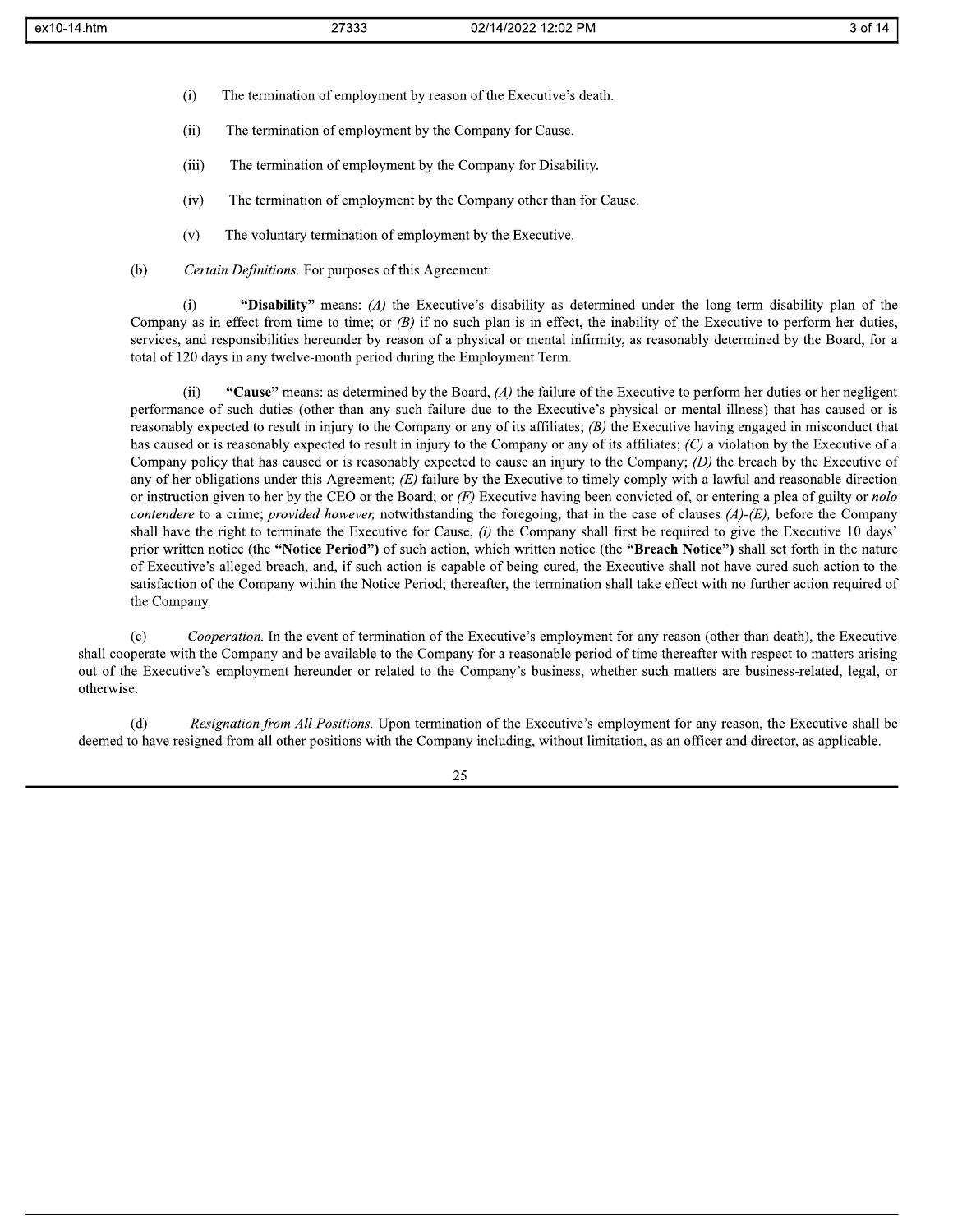(i) The termination of employment by reason of the Executive's death.

(ii) The termination of employment by the Company for Cause.

(iii) The termination of employment by the Company for Disability.

(iv) The termination of employment by the Company other than for Cause.

(v) The voluntary termination of employment by the Executive.

(b) *Certain Definitions.* For purposes of this Agreement:

(i) **"Disability"** means: *(A)* the Executive's disability as determined under the long-term disability plan of the Company as in effect from time to time; or *(B)* if no such plan is in effect, the inability of the Executive to perform her duties, services, and responsibilities hereunder by reason of a physical or mental infirmity, as reasonably determined by the Board, for a total of 120 days in any twelve-month period during the Employment Term.

(ii) **"Cause"** means: as determined by the Board, *(A)* the failure of the Executive to perform her duties or her negligent performance of such duties (other than any such failure due to the Executive's physical or mental illness) that has caused or is reasonably expected to result in injury to the Company or any of its affiliates; *(B)* the Executive having engaged in misconduct that has caused or is reasonably expected to result in injury to the Company or any of its affiliates; *(C)* a violation by the Executive of a Company policy that has caused or is reasonably expected to cause an injury to the Company; *(D)* the breach by the Executive of any of her obligations under this Agreement; *(E)* failure by the Executive to timely comply with a lawful and reasonable direction or instruction given to her by the CEO or the Board; or *(F)* Executive having been convicted of, or entering a plea of guilty or *nolo contendere* to a crime; *provided however,* notwithstanding the foregoing, that in the case of clauses *(A)-(E),* before the Company shall have the right to terminate the Executive for Cause, *(i)* the Company shall first be required to give the Executive 10 days' prior written notice (the **"Notice Period")** of such action, which written notice (the **"Breach Notice")** shall set forth in the nature of Executive's alleged breach, and, if such action is capable of being cured, the Executive shall not have cured such action to the satisfaction of the Company within the Notice Period; thereafter, the termination shall take effect with no further action required of the Company.

(c) *Cooperation.* In the event of termination of the Executive's employment for any reason (other than death), the Executive shall cooperate with the Company and be available to the Company for a reasonable period of time thereafter with respect to matters arising out of the Executive's employment hereunder or related to the Company's business, whether such matters are business-related, legal, or otherwise.

(d) *Resignation from All Positions.* Upon termination of the Executive's employment for any reason, the Executive shall be deemed to have resigned from all other positions with the Company including, without limitation, as an officer and director, as applicable.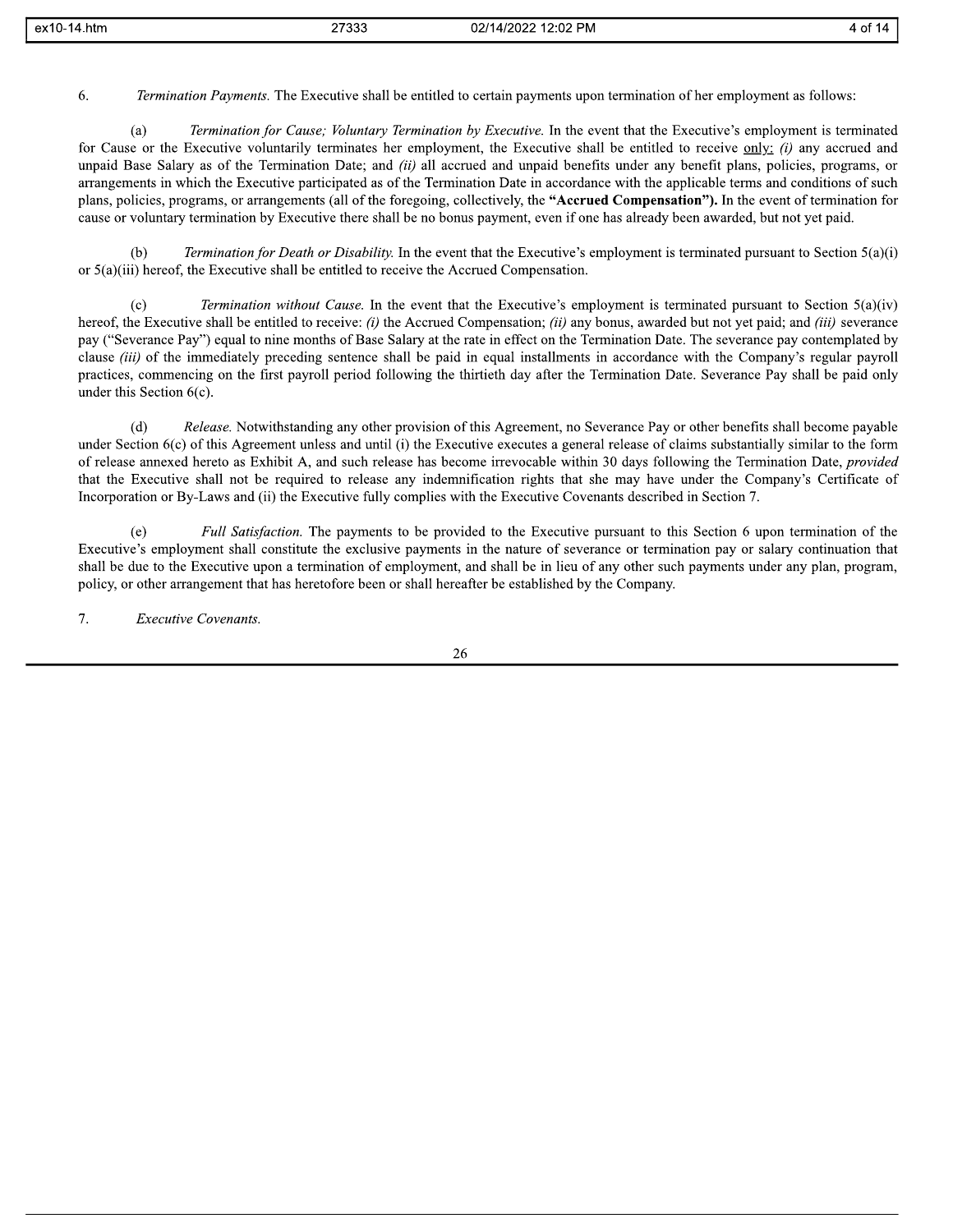6. *Termination Payments.* The Executive shall be entitled to certain payments upon termination of her employment as follows:

(a) *Termination for Cause; Voluntary Termination by Executive.* In the event that the Executive's employment is terminated for Cause or the Executive voluntarily terminates her employment, the Executive shall be entitled to receive only: *(i)* any accrued and unpaid Base Salary as of the Termination Date; and *(ii)* all accrued and unpaid benefits under any benefit plans, policies, programs, or arrangements in which the Executive participated as of the Termination Date in accordance with the applicable terms and conditions of such plans, policies, programs, or arrangements (all of the foregoing, collectively, the **"Accrued Compensation").** In the event of termination for cause or voluntary termination by Executive there shall be no bonus payment, even if one has already been awarded, but not yet paid.

(b) *Termination for Death or Disability.* In the event that the Executive's employment is terminated pursuant to Section 5(a)(i) or 5(a)(iii) hereof, the Executive shall be entitled to receive the Accrued Compensation.

(c) *Termination without Cause.* In the event that the Executive's employment is terminated pursuant to Section 5(a)(iv) hereof, the Executive shall be entitled to receive: *(i)* the Accrued Compensation; *(ii)* any bonus, awarded but not yet paid; and *(iii)* severance pay ("Severance Pay") equal to nine months of Base Salary at the rate in effect on the Termination Date. The severance pay contemplated by clause *(iii)* of the immediately preceding sentence shall be paid in equal installments in accordance with the Company's regular payroll practices, commencing on the first payroll period following the thirtieth day after the Termination Date. Severance Pay shall be paid only under this Section 6(c).

(d) *Release.* Notwithstanding any other provision of this Agreement, no Severance Pay or other benefits shall become payable under Section 6(c) of this Agreement unless and until (i) the Executive executes a general release of claims substantially similar to the form of release annexed hereto as Exhibit A, and such release has become irrevocable within 30 days following the Termination Date, *provided* that the Executive shall not be required to release any indemnification rights that she may have under the Company's Certificate of Incorporation or By-Laws and (ii) the Executive fully complies with the Executive Covenants described in Section 7.

(e) *Full Satisfaction.* The payments to be provided to the Executive pursuant to this Section 6 upon termination of the Executive's employment shall constitute the exclusive payments in the nature of severance or termination pay or salary continuation that shall be due to the Executive upon a termination of employment, and shall be in lieu of any other such payments under any plan, program, policy, or other arrangement that has heretofore been or shall hereafter be established by the Company.

7. *Executive Covenants.*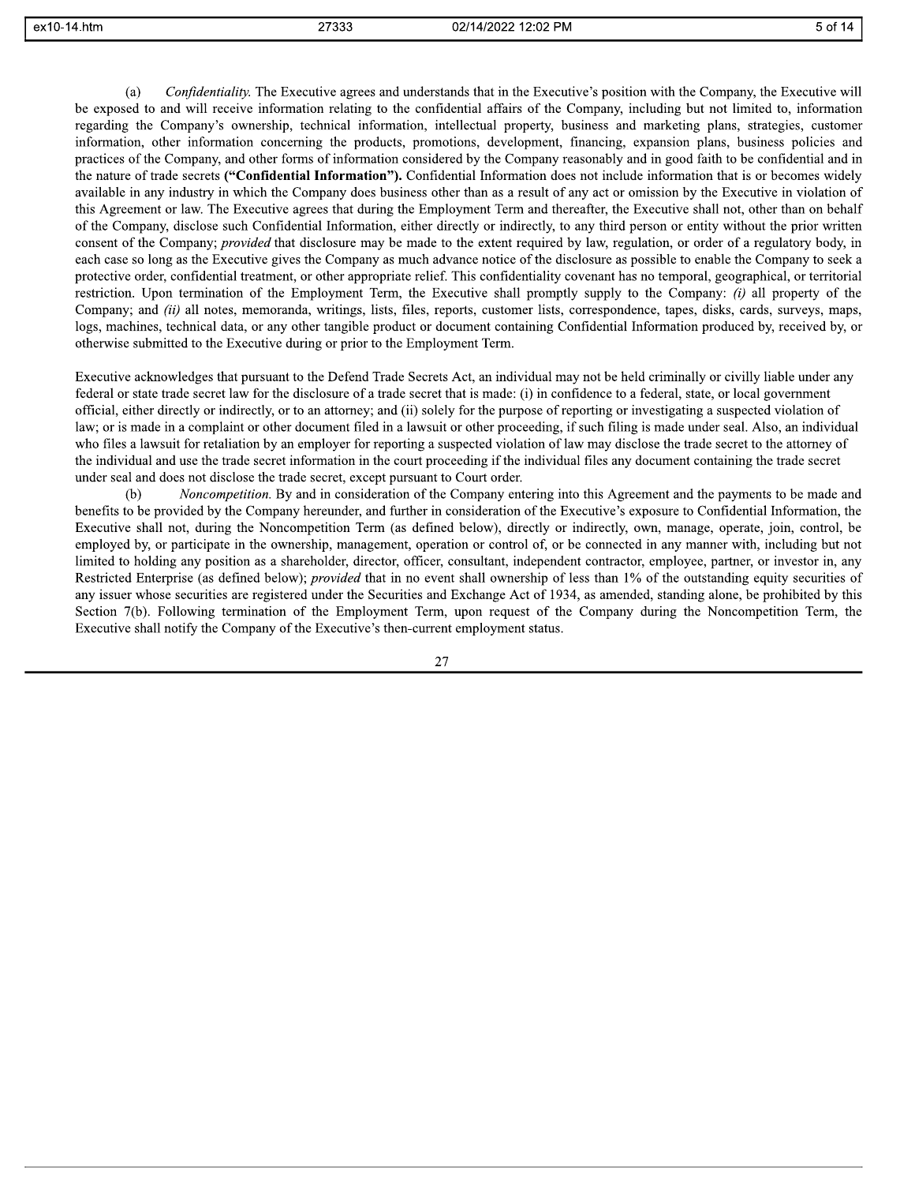(a) *Confidentiality.* The Executive agrees and understands that in the Executive's position with the Company, the Executive will be exposed to and will receive information relating to the confidential affairs of the Company, including but not limited to, information regarding the Company's ownership, technical information, intellectual property, business and marketing plans, strategies, customer information, other information concerning the products, promotions, development, financing, expansion plans, business policies and practices of the Company, and other forms of information considered by the Company reasonably and in good faith to be confidential and in the nature of trade secrets **("Confidential Information").** Confidential Information does not include information that is or becomes widely available in any industry in which the Company does business other than as a result of any act or omission by the Executive in violation of this Agreement or law. The Executive agrees that during the Employment Term and thereafter, the Executive shall not, other than on behalf of the Company, disclose such Confidential Information, either directly or indirectly, to any third person or entity without the prior written consent of the Company; *provided* that disclosure may be made to the extent required by law, regulation, or order of a regulatory body, in each case so long as the Executive gives the Company as much advance notice of the disclosure as possible to enable the Company to seek a protective order, confidential treatment, or other appropriate relief. This confidentiality covenant has no temporal, geographical, or territorial restriction. Upon termination of the Employment Term, the Executive shall promptly supply to the Company: *(i)* all property of the Company; and *(ii)* all notes, memoranda, writings, lists, files, reports, customer lists, correspondence, tapes, disks, cards, surveys, maps, logs, machines, technical data, or any other tangible product or document containing Confidential Information produced by, received by, or otherwise submitted to the Executive during or prior to the Employment Term.

Executive acknowledges that pursuant to the Defend Trade Secrets Act, an individual may not be held criminally or civilly liable under any federal or state trade secret law for the disclosure of a trade secret that is made: (i) in confidence to a federal, state, or local government official, either directly or indirectly, or to an attorney; and (ii) solely for the purpose of reporting or investigating a suspected violation of law; or is made in a complaint or other document filed in a lawsuit or other proceeding, if such filing is made under seal. Also, an individual who files a lawsuit for retaliation by an employer for reporting a suspected violation of law may disclose the trade secret to the attorney of the individual and use the trade secret information in the court proceeding if the individual files any document containing the trade secret under seal and does not disclose the trade secret, except pursuant to Court order.

(b) *Noncompetition.* By and in consideration of the Company entering into this Agreement and the payments to be made and benefits to be provided by the Company hereunder, and further in consideration of the Executive's exposure to Confidential Information, the Executive shall not, during the Noncompetition Term (as defined below), directly or indirectly, own, manage, operate, join, control, be employed by, or participate in the ownership, management, operation or control of, or be connected in any manner with, including but not limited to holding any position as a shareholder, director, officer, consultant, independent contractor, employee, partner, or investor in, any Restricted Enterprise (as defined below); *provided* that in no event shall ownership of less than 1% of the outstanding equity securities of any issuer whose securities are registered under the Securities and Exchange Act of 1934, as amended, standing alone, be prohibited by this Section 7(b). Following termination of the Employment Term, upon request of the Company during the Noncompetition Term, the Executive shall notify the Company of the Executive's then-current employment status.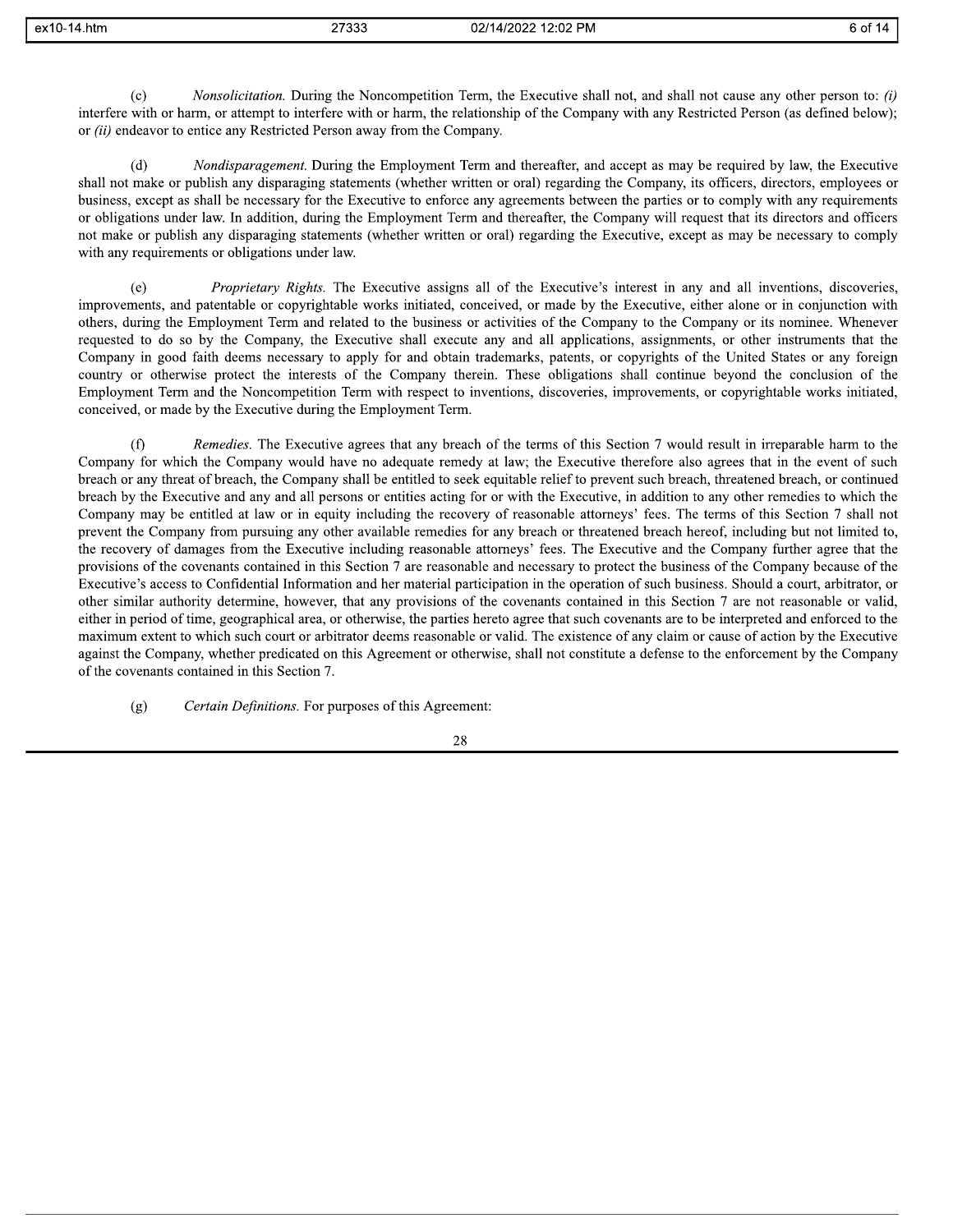(c) *Nonsolicitation.* During the Noncompetition Term, the Executive shall not, and shall not cause any other person to: *(i)* interfere with or harm, or attempt to interfere with or harm, the relationship of the Company with any Restricted Person (as defined below); or *(ii)* endeavor to entice any Restricted Person away from the Company.

(d) *Nondisparagement.* During the Employment Term and thereafter, and accept as may be required by law, the Executive shall not make or publish any disparaging statements (whether written or oral) regarding the Company, its officers, directors, employees or business, except as shall be necessary for the Executive to enforce any agreements between the parties or to comply with any requirements or obligations under law. In addition, during the Employment Term and thereafter, the Company will request that its directors and officers not make or publish any disparaging statements (whether written or oral) regarding the Executive, except as may be necessary to comply with any requirements or obligations under law.

(e) *Proprietary Rights.* The Executive assigns all of the Executive's interest in any and all inventions, discoveries, improvements, and patentable or copyrightable works initiated, conceived, or made by the Executive, either alone or in conjunction with others, during the Employment Term and related to the business or activities of the Company to the Company or its nominee. Whenever requested to do so by the Company, the Executive shall execute any and all applications, assignments, or other instruments that the Company in good faith deems necessary to apply for and obtain trademarks, patents, or copyrights of the United States or any foreign country or otherwise protect the interests of the Company therein. These obligations shall continue beyond the conclusion of the Employment Term and the Noncompetition Term with respect to inventions, discoveries, improvements, or copyrightable works initiated, conceived, or made by the Executive during the Employment Term.

(f) *Remedies.* The Executive agrees that any breach of the terms of this Section 7 would result in irreparable harm to the Company for which the Company would have no adequate remedy at law; the Executive therefore also agrees that in the event of such breach or any threat of breach, the Company shall be entitled to seek equitable relief to prevent such breach, threatened breach, or continued breach by the Executive and any and all persons or entities acting for or with the Executive, in addition to any other remedies to which the Company may be entitled at law or in equity including the recovery of reasonable attorneys' fees. The terms of this Section 7 shall not prevent the Company from pursuing any other available remedies for any breach or threatened breach hereof, including but not limited to, the recovery of damages from the Executive including reasonable attorneys' fees. The Executive and the Company further agree that the provisions of the covenants contained in this Section 7 are reasonable and necessary to protect the business of the Company because of the Executive's access to Confidential Information and her material participation in the operation of such business. Should a court, arbitrator, or other similar authority determine, however, that any provisions of the covenants contained in this Section 7 are not reasonable or valid, either in period of time, geographical area, or otherwise, the parties hereto agree that such covenants are to be interpreted and enforced to the maximum extent to which such court or arbitrator deems reasonable or valid. The existence of any claim or cause of action by the Executive against the Company, whether predicated on this Agreement or otherwise, shall not constitute a defense to the enforcement by the Company of the covenants contained in this Section 7.

(g) *Certain Definitions.* For purposes of this Agreement: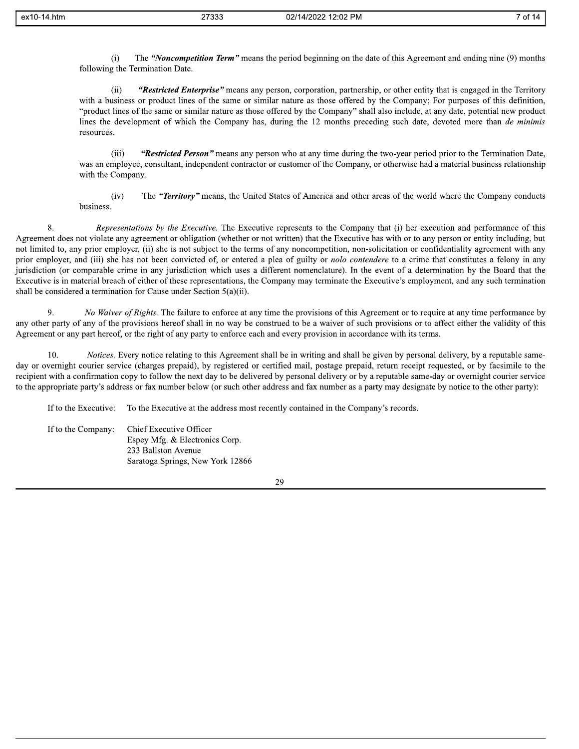(i) The ***"Noncompetition Term"*** means the period beginning on the date of this Agreement and ending nine (9) months following the Termination Date.

(ii) ***"Restricted Enterprise"*** means any person, corporation, partnership, or other entity that is engaged in the Territory with a business or product lines of the same or similar nature as those offered by the Company; For purposes of this definition, "product lines of the same or similar nature as those offered by the Company" shall also include, at any date, potential new product lines the development of which the Company has, during the 12 months preceding such date, devoted more than *de minimis* resources.

(iii) ***"Restricted Person"*** means any person who at any time during the two-year period prior to the Termination Date, was an employee, consultant, independent contractor or customer of the Company, or otherwise had a material business relationship with the Company.

(iv) The ***"Territory"*** means, the United States of America and other areas of the world where the Company conducts business.

8. *Representations by the Executive.* The Executive represents to the Company that (i) her execution and performance of this Agreement does not violate any agreement or obligation (whether or not written) that the Executive has with or to any person or entity including, but not limited to, any prior employer, (ii) she is not subject to the terms of any noncompetition, non-solicitation or confidentiality agreement with any prior employer, and (iii) she has not been convicted of, or entered a plea of guilty or *nolo contendere* to a crime that constitutes a felony in any jurisdiction (or comparable crime in any jurisdiction which uses a different nomenclature). In the event of a determination by the Board that the Executive is in material breach of either of these representations, the Company may terminate the Executive's employment, and any such termination shall be considered a termination for Cause under Section 5(a)(ii).

9. *No Waiver of Rights.* The failure to enforce at any time the provisions of this Agreement or to require at any time performance by any other party of any of the provisions hereof shall in no way be construed to be a waiver of such provisions or to affect either the validity of this Agreement or any part hereof, or the right of any party to enforce each and every provision in accordance with its terms.

10. *Notices.* Every notice relating to this Agreement shall be in writing and shall be given by personal delivery, by a reputable same-day or overnight courier service (charges prepaid), by registered or certified mail, postage prepaid, return receipt requested, or by facsimile to the recipient with a confirmation copy to follow the next day to be delivered by personal delivery or by a reputable same-day or overnight courier service to the appropriate party's address or fax number below (or such other address and fax number as a party may designate by notice to the other party):

If to the Executive: To the Executive at the address most recently contained in the Company's records.

If to the Company: Chief Executive Officer
Espey Mfg. & Electronics Corp.
233 Ballston Avenue
Saratoga Springs, New York 12866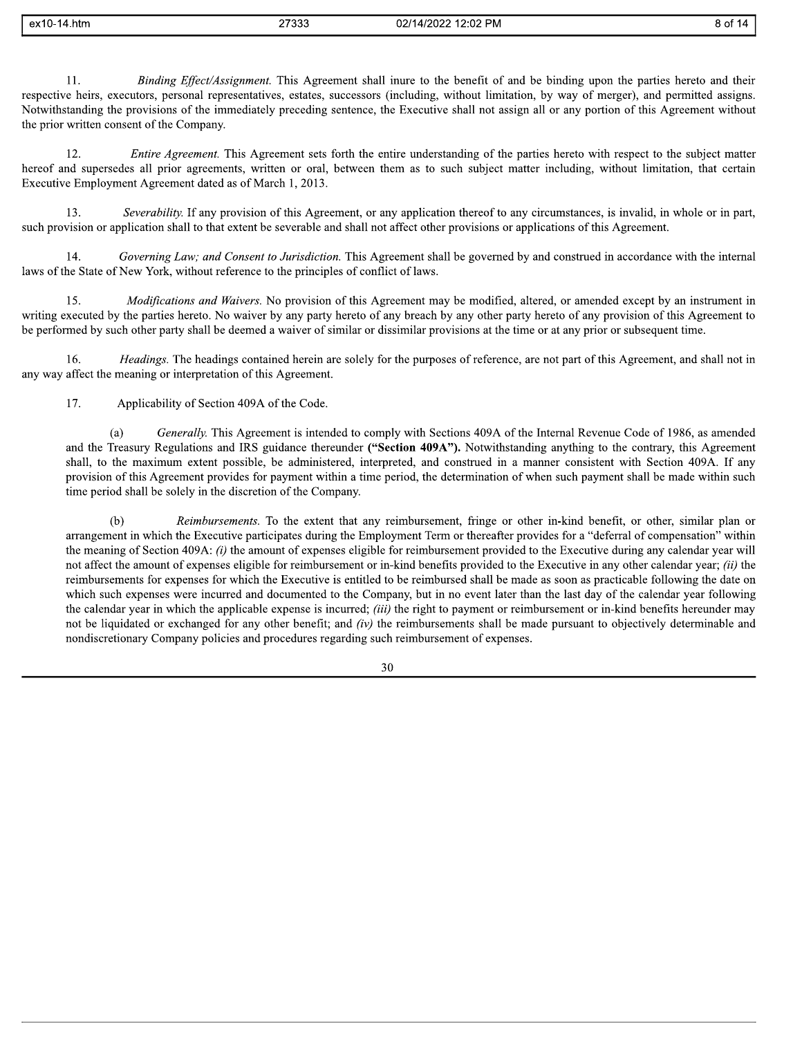11. *Binding Effect/Assignment.* This Agreement shall inure to the benefit of and be binding upon the parties hereto and their respective heirs, executors, personal representatives, estates, successors (including, without limitation, by way of merger), and permitted assigns. Notwithstanding the provisions of the immediately preceding sentence, the Executive shall not assign all or any portion of this Agreement without the prior written consent of the Company.

12. *Entire Agreement.* This Agreement sets forth the entire understanding of the parties hereto with respect to the subject matter hereof and supersedes all prior agreements, written or oral, between them as to such subject matter including, without limitation, that certain Executive Employment Agreement dated as of March 1, 2013.

13. *Severability.* If any provision of this Agreement, or any application thereof to any circumstances, is invalid, in whole or in part, such provision or application shall to that extent be severable and shall not affect other provisions or applications of this Agreement.

14. *Governing Law; and Consent to Jurisdiction.* This Agreement shall be governed by and construed in accordance with the internal laws of the State of New York, without reference to the principles of conflict of laws.

15. *Modifications and Waivers.* No provision of this Agreement may be modified, altered, or amended except by an instrument in writing executed by the parties hereto. No waiver by any party hereto of any breach by any other party hereto of any provision of this Agreement to be performed by such other party shall be deemed a waiver of similar or dissimilar provisions at the time or at any prior or subsequent time.

16. *Headings.* The headings contained herein are solely for the purposes of reference, are not part of this Agreement, and shall not in any way affect the meaning or interpretation of this Agreement.

17. Applicability of Section 409A of the Code.

(a) *Generally.* This Agreement is intended to comply with Sections 409A of the Internal Revenue Code of 1986, as amended and the Treasury Regulations and IRS guidance thereunder **("Section 409A").** Notwithstanding anything to the contrary, this Agreement shall, to the maximum extent possible, be administered, interpreted, and construed in a manner consistent with Section 409A. If any provision of this Agreement provides for payment within a time period, the determination of when such payment shall be made within such time period shall be solely in the discretion of the Company.

(b) *Reimbursements.* To the extent that any reimbursement, fringe or other in-kind benefit, or other, similar plan or arrangement in which the Executive participates during the Employment Term or thereafter provides for a "deferral of compensation" within the meaning of Section 409A: *(i)* the amount of expenses eligible for reimbursement provided to the Executive during any calendar year will not affect the amount of expenses eligible for reimbursement or in-kind benefits provided to the Executive in any other calendar year; *(ii)* the reimbursements for expenses for which the Executive is entitled to be reimbursed shall be made as soon as practicable following the date on which such expenses were incurred and documented to the Company, but in no event later than the last day of the calendar year following the calendar year in which the applicable expense is incurred; *(iii)* the right to payment or reimbursement or in-kind benefits hereunder may not be liquidated or exchanged for any other benefit; and *(iv)* the reimbursements shall be made pursuant to objectively determinable and nondiscretionary Company policies and procedures regarding such reimbursement of expenses.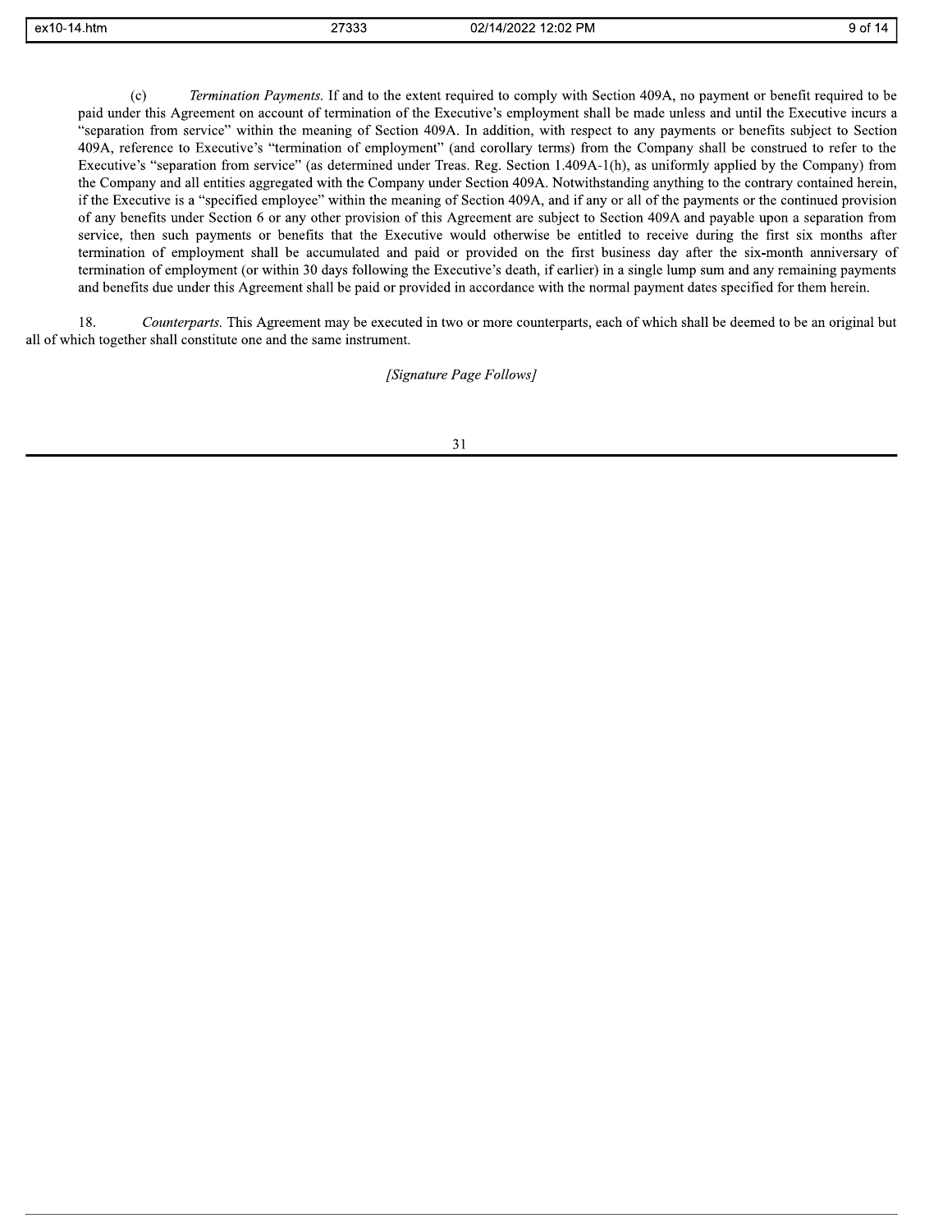(c) *Termination Payments.* If and to the extent required to comply with Section 409A, no payment or benefit required to be paid under this Agreement on account of termination of the Executive's employment shall be made unless and until the Executive incurs a "separation from service" within the meaning of Section 409A. In addition, with respect to any payments or benefits subject to Section 409A, reference to Executive's "termination of employment" (and corollary terms) from the Company shall be construed to refer to the Executive's "separation from service" (as determined under Treas. Reg. Section 1.409A-1(h), as uniformly applied by the Company) from the Company and all entities aggregated with the Company under Section 409A. Notwithstanding anything to the contrary contained herein, if the Executive is a "specified employee" within the meaning of Section 409A, and if any or all of the payments or the continued provision of any benefits under Section 6 or any other provision of this Agreement are subject to Section 409A and payable upon a separation from service, then such payments or benefits that the Executive would otherwise be entitled to receive during the first six months after termination of employment shall be accumulated and paid or provided on the first business day after the six-month anniversary of termination of employment (or within 30 days following the Executive's death, if earlier) in a single lump sum and any remaining payments and benefits due under this Agreement shall be paid or provided in accordance with the normal payment dates specified for them herein.

18. *Counterparts.* This Agreement may be executed in two or more counterparts, each of which shall be deemed to be an original but all of which together shall constitute one and the same instrument.

*[Signature Page Follows]*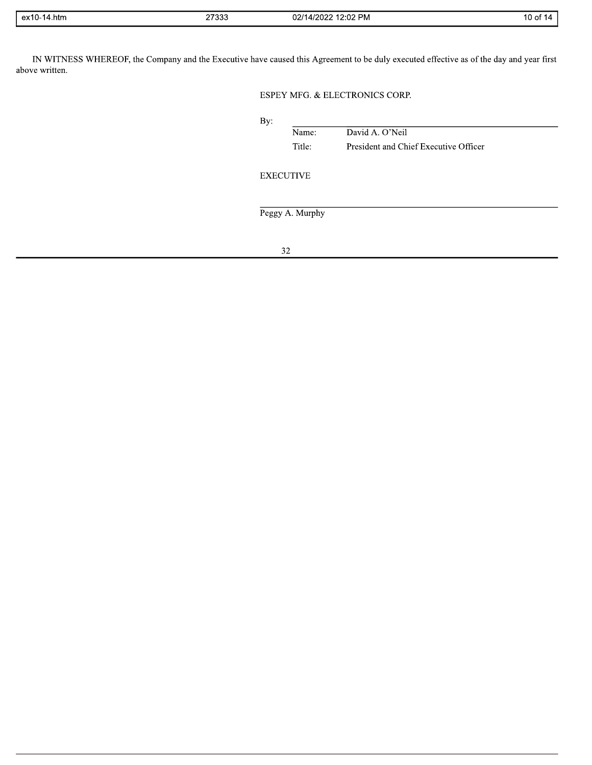IN WITNESS WHEREOF, the Company and the Executive have caused this Agreement to be duly executed effective as of the day and year first above written.

ESPEY MFG. & ELECTRONICS CORP.

By: \_\_\_\_\_\_\_\_\_\_\_\_\_\_\_\_\_\_\_\_\_\_\_\_\_\_\_\_\_\_\_\_\_\_\_\_\_\_\_\_

Name: David A. O'Neil

Title: President and Chief Executive Officer

EXECUTIVE

\_\_\_\_\_\_\_\_\_\_\_\_\_\_\_\_\_\_\_\_\_\_\_\_\_\_\_\_\_\_\_\_\_\_\_\_\_\_\_\_

Peggy A. Murphy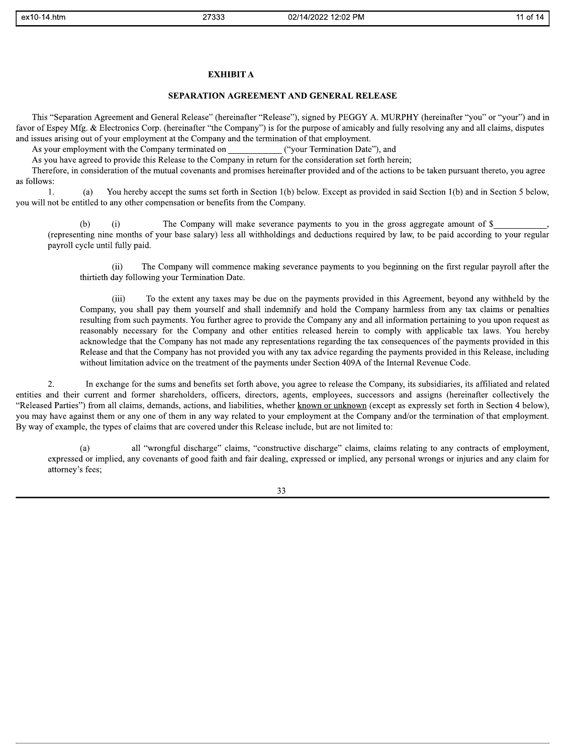# EXHIBIT A

## SEPARATION AGREEMENT AND GENERAL RELEASE

This "Separation Agreement and General Release" (hereinafter "Release"), signed by PEGGY A. MURPHY (hereinafter "you" or "your") and in favor of Espey Mfg. & Electronics Corp. (hereinafter "the Company") is for the purpose of amicably and fully resolving any and all claims, disputes and issues arising out of your employment at the Company and the termination of that employment.

As your employment with the Company terminated on ___________ ("your Termination Date"), and

As you have agreed to provide this Release to the Company in return for the consideration set forth herein;

Therefore, in consideration of the mutual covenants and promises hereinafter provided and of the actions to be taken pursuant thereto, you agree as follows:

1. (a) You hereby accept the sums set forth in Section 1(b) below. Except as provided in said Section 1(b) and in Section 5 below, you will not be entitled to any other compensation or benefits from the Company.

(b) (i) The Company will make severance payments to you in the gross aggregate amount of $___________, (representing nine months of your base salary) less all withholdings and deductions required by law, to be paid according to your regular payroll cycle until fully paid.

(ii) The Company will commence making severance payments to you beginning on the first regular payroll after the thirtieth day following your Termination Date.

(iii) To the extent any taxes may be due on the payments provided in this Agreement, beyond any withheld by the Company, you shall pay them yourself and shall indemnify and hold the Company harmless from any tax claims or penalties resulting from such payments. You further agree to provide the Company any and all information pertaining to you upon request as reasonably necessary for the Company and other entities released herein to comply with applicable tax laws. You hereby acknowledge that the Company has not made any representations regarding the tax consequences of the payments provided in this Release and that the Company has not provided you with any tax advice regarding the payments provided in this Release, including without limitation advice on the treatment of the payments under Section 409A of the Internal Revenue Code.

2. In exchange for the sums and benefits set forth above, you agree to release the Company, its subsidiaries, its affiliated and related entities and their current and former shareholders, officers, directors, agents, employees, successors and assigns (hereinafter collectively the "Released Parties") from all claims, demands, actions, and liabilities, whether known or unknown (except as expressly set forth in Section 4 below), you may have against them or any one of them in any way related to your employment at the Company and/or the termination of that employment. By way of example, the types of claims that are covered under this Release include, but are not limited to:

(a) all "wrongful discharge" claims, "constructive discharge" claims, claims relating to any contracts of employment, expressed or implied, any covenants of good faith and fair dealing, expressed or implied, any personal wrongs or injuries and any claim for attorney's fees;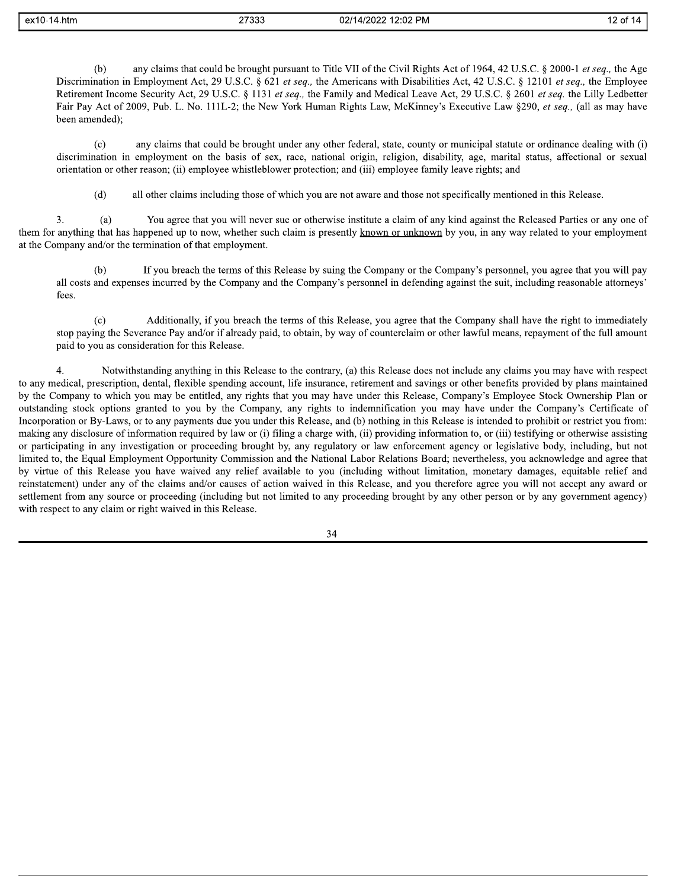(b) any claims that could be brought pursuant to Title VII of the Civil Rights Act of 1964, 42 U.S.C. § 2000-1 *et seq.,* the Age Discrimination in Employment Act, 29 U.S.C. § 621 *et seq.,* the Americans with Disabilities Act, 42 U.S.C. § 12101 *et seq.,* the Employee Retirement Income Security Act, 29 U.S.C. § 1131 *et seq.,* the Family and Medical Leave Act, 29 U.S.C. § 2601 *et seq.* the Lilly Ledbetter Fair Pay Act of 2009, Pub. L. No. 111L-2; the New York Human Rights Law, McKinney's Executive Law §290, *et seq.,* (all as may have been amended);

(c) any claims that could be brought under any other federal, state, county or municipal statute or ordinance dealing with (i) discrimination in employment on the basis of sex, race, national origin, religion, disability, age, marital status, affectional or sexual orientation or other reason; (ii) employee whistleblower protection; and (iii) employee family leave rights; and

(d) all other claims including those of which you are not aware and those not specifically mentioned in this Release.

3. (a) You agree that you will never sue or otherwise institute a claim of any kind against the Released Parties or any one of them for anything that has happened up to now, whether such claim is presently <u>known or unknown</u> by you, in any way related to your employment at the Company and/or the termination of that employment.

(b) If you breach the terms of this Release by suing the Company or the Company's personnel, you agree that you will pay all costs and expenses incurred by the Company and the Company's personnel in defending against the suit, including reasonable attorneys' fees.

(c) Additionally, if you breach the terms of this Release, you agree that the Company shall have the right to immediately stop paying the Severance Pay and/or if already paid, to obtain, by way of counterclaim or other lawful means, repayment of the full amount paid to you as consideration for this Release.

4. Notwithstanding anything in this Release to the contrary, (a) this Release does not include any claims you may have with respect to any medical, prescription, dental, flexible spending account, life insurance, retirement and savings or other benefits provided by plans maintained by the Company to which you may be entitled, any rights that you may have under this Release, Company's Employee Stock Ownership Plan or outstanding stock options granted to you by the Company, any rights to indemnification you may have under the Company's Certificate of Incorporation or By-Laws, or to any payments due you under this Release, and (b) nothing in this Release is intended to prohibit or restrict you from: making any disclosure of information required by law or (i) filing a charge with, (ii) providing information to, or (iii) testifying or otherwise assisting or participating in any investigation or proceeding brought by, any regulatory or law enforcement agency or legislative body, including, but not limited to, the Equal Employment Opportunity Commission and the National Labor Relations Board; nevertheless, you acknowledge and agree that by virtue of this Release you have waived any relief available to you (including without limitation, monetary damages, equitable relief and reinstatement) under any of the claims and/or causes of action waived in this Release, and you therefore agree you will not accept any award or settlement from any source or proceeding (including but not limited to any proceeding brought by any other person or by any government agency) with respect to any claim or right waived in this Release.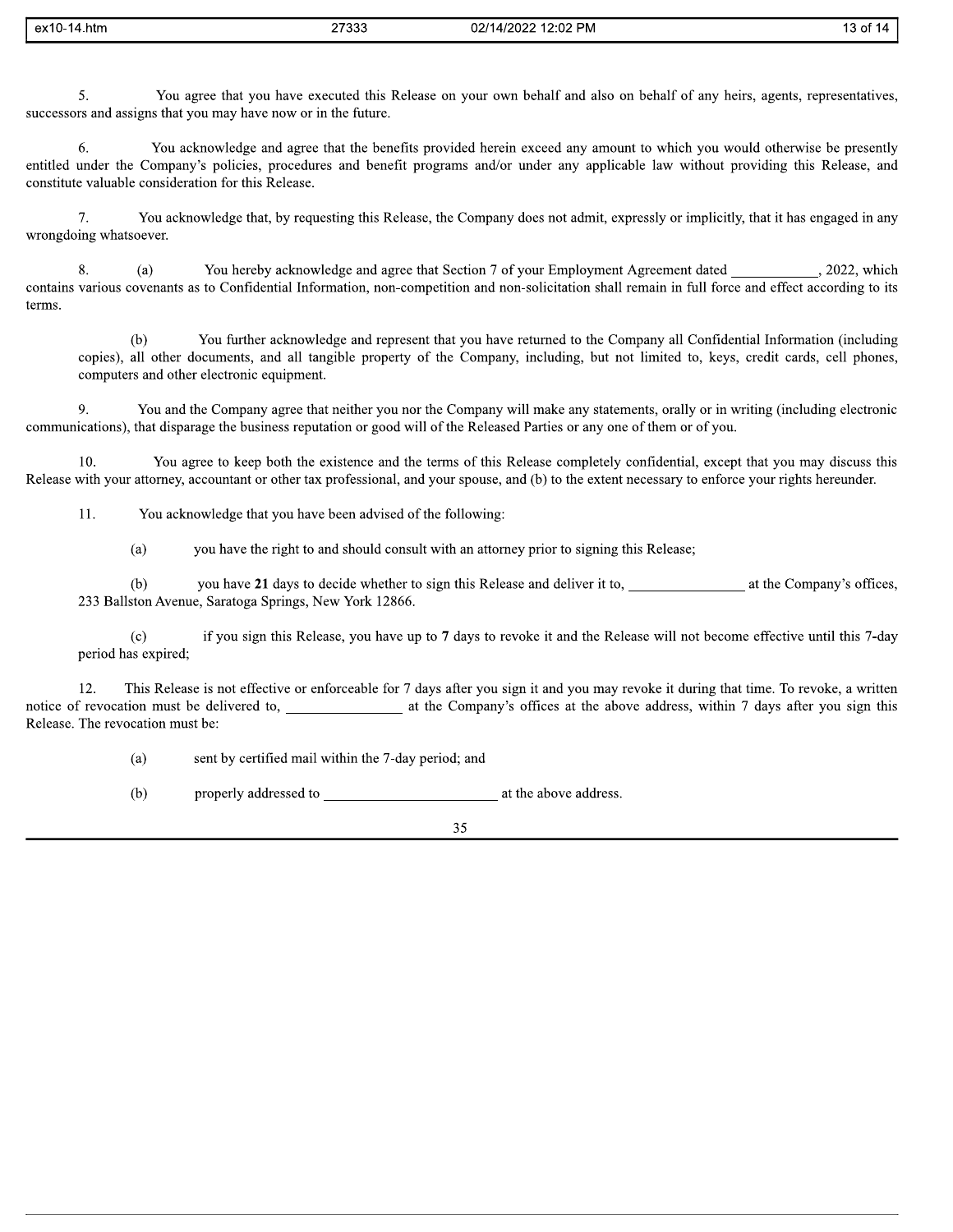5. You agree that you have executed this Release on your own behalf and also on behalf of any heirs, agents, representatives, successors and assigns that you may have now or in the future.

6. You acknowledge and agree that the benefits provided herein exceed any amount to which you would otherwise be presently entitled under the Company's policies, procedures and benefit programs and/or under any applicable law without providing this Release, and constitute valuable consideration for this Release.

7. You acknowledge that, by requesting this Release, the Company does not admit, expressly or implicitly, that it has engaged in any wrongdoing whatsoever.

8. (a) You hereby acknowledge and agree that Section 7 of your Employment Agreement dated ____________, 2022, which contains various covenants as to Confidential Information, non-competition and non-solicitation shall remain in full force and effect according to its terms.

(b) You further acknowledge and represent that you have returned to the Company all Confidential Information (including copies), all other documents, and all tangible property of the Company, including, but not limited to, keys, credit cards, cell phones, computers and other electronic equipment.

9. You and the Company agree that neither you nor the Company will make any statements, orally or in writing (including electronic communications), that disparage the business reputation or good will of the Released Parties or any one of them or of you.

10. You agree to keep both the existence and the terms of this Release completely confidential, except that you may discuss this Release with your attorney, accountant or other tax professional, and your spouse, and (b) to the extent necessary to enforce your rights hereunder.

11. You acknowledge that you have been advised of the following:

(a) you have the right to and should consult with an attorney prior to signing this Release;

(b) you have **21** days to decide whether to sign this Release and deliver it to, ________________ at the Company's offices, 233 Ballston Avenue, Saratoga Springs, New York 12866.

(c) if you sign this Release, you have up to **7** days to revoke it and the Release will not become effective until this 7-day period has expired;

12. This Release is not effective or enforceable for 7 days after you sign it and you may revoke it during that time. To revoke, a written notice of revocation must be delivered to, ________________ at the Company's offices at the above address, within 7 days after you sign this Release. The revocation must be:

(a) sent by certified mail within the 7-day period; and

(b) properly addressed to ________________________ at the above address.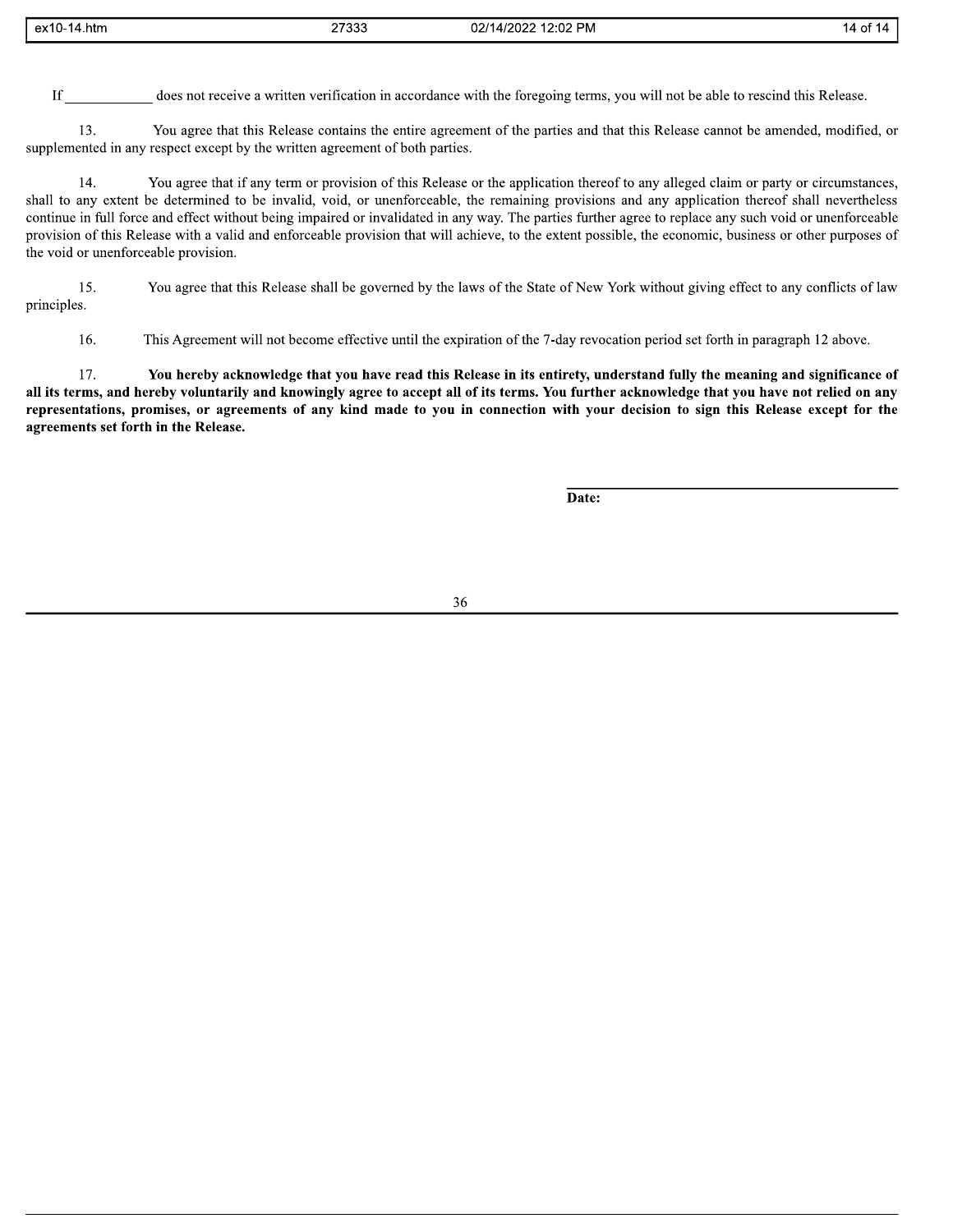If ____________ does not receive a written verification in accordance with the foregoing terms, you will not be able to rescind this Release.

13. You agree that this Release contains the entire agreement of the parties and that this Release cannot be amended, modified, or supplemented in any respect except by the written agreement of both parties.

14. You agree that if any term or provision of this Release or the application thereof to any alleged claim or party or circumstances, shall to any extent be determined to be invalid, void, or unenforceable, the remaining provisions and any application thereof shall nevertheless continue in full force and effect without being impaired or invalidated in any way. The parties further agree to replace any such void or unenforceable provision of this Release with a valid and enforceable provision that will achieve, to the extent possible, the economic, business or other purposes of the void or unenforceable provision.

15. You agree that this Release shall be governed by the laws of the State of New York without giving effect to any conflicts of law principles.

16. This Agreement will not become effective until the expiration of the 7-day revocation period set forth in paragraph 12 above.

17. **You hereby acknowledge that you have read this Release in its entirety, understand fully the meaning and significance of all its terms, and hereby voluntarily and knowingly agree to accept all of its terms. You further acknowledge that you have not relied on any representations, promises, or agreements of any kind made to you in connection with your decision to sign this Release except for the agreements set forth in the Release.**

______________________________________

**Date:**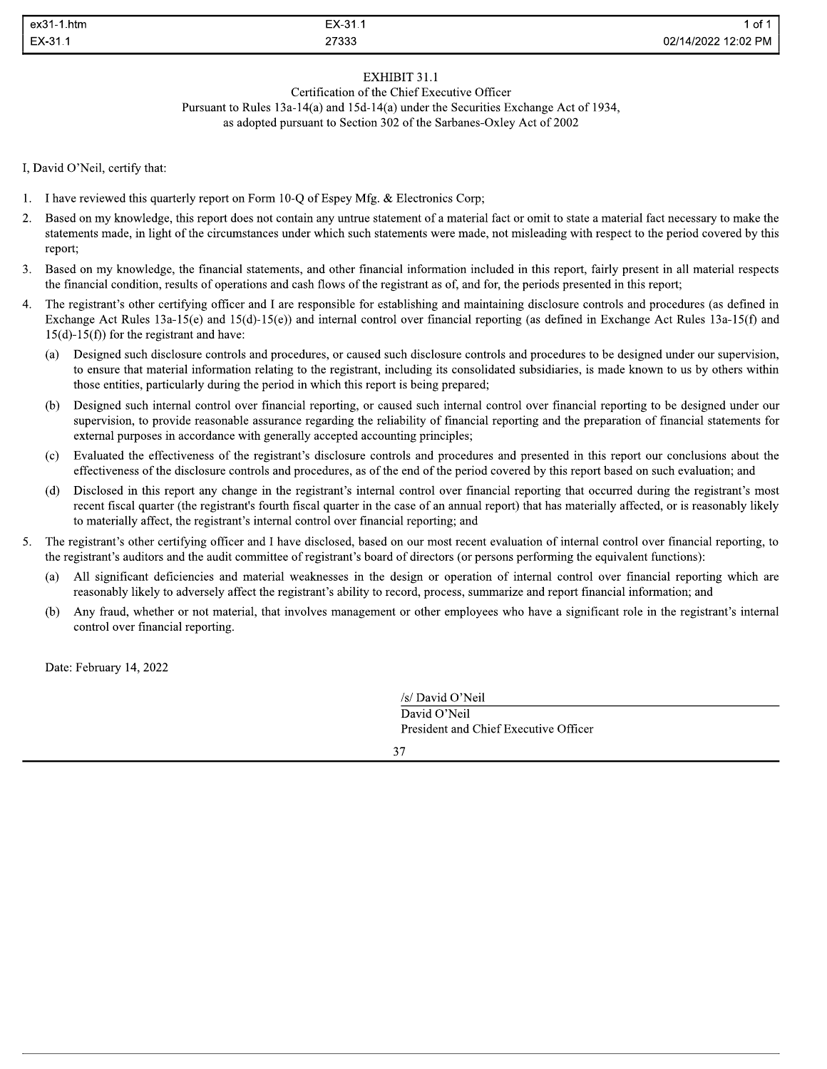# EXHIBIT 31.1

Certification of the Chief Executive Officer
Pursuant to Rules 13a-14(a) and 15d-14(a) under the Securities Exchange Act of 1934,
as adopted pursuant to Section 302 of the Sarbanes-Oxley Act of 2002

I, David O'Neil, certify that:

1. I have reviewed this quarterly report on Form 10-Q of Espey Mfg. & Electronics Corp;
2. Based on my knowledge, this report does not contain any untrue statement of a material fact or omit to state a material fact necessary to make the statements made, in light of the circumstances under which such statements were made, not misleading with respect to the period covered by this report;
3. Based on my knowledge, the financial statements, and other financial information included in this report, fairly present in all material respects the financial condition, results of operations and cash flows of the registrant as of, and for, the periods presented in this report;
4. The registrant's other certifying officer and I are responsible for establishing and maintaining disclosure controls and procedures (as defined in Exchange Act Rules 13a-15(e) and 15(d)-15(e)) and internal control over financial reporting (as defined in Exchange Act Rules 13a-15(f) and 15(d)-15(f)) for the registrant and have:
   - (a) Designed such disclosure controls and procedures, or caused such disclosure controls and procedures to be designed under our supervision, to ensure that material information relating to the registrant, including its consolidated subsidiaries, is made known to us by others within those entities, particularly during the period in which this report is being prepared;
   - (b) Designed such internal control over financial reporting, or caused such internal control over financial reporting to be designed under our supervision, to provide reasonable assurance regarding the reliability of financial reporting and the preparation of financial statements for external purposes in accordance with generally accepted accounting principles;
   - (c) Evaluated the effectiveness of the registrant's disclosure controls and procedures and presented in this report our conclusions about the effectiveness of the disclosure controls and procedures, as of the end of the period covered by this report based on such evaluation; and
   - (d) Disclosed in this report any change in the registrant's internal control over financial reporting that occurred during the registrant's most recent fiscal quarter (the registrant's fourth fiscal quarter in the case of an annual report) that has materially affected, or is reasonably likely to materially affect, the registrant's internal control over financial reporting; and
5. The registrant's other certifying officer and I have disclosed, based on our most recent evaluation of internal control over financial reporting, to the registrant's auditors and the audit committee of registrant's board of directors (or persons performing the equivalent functions):
   - (a) All significant deficiencies and material weaknesses in the design or operation of internal control over financial reporting which are reasonably likely to adversely affect the registrant's ability to record, process, summarize and report financial information; and
   - (b) Any fraud, whether or not material, that involves management or other employees who have a significant role in the registrant's internal control over financial reporting.

Date: February 14, 2022

/s/ David O'Neil
David O'Neil
President and Chief Executive Officer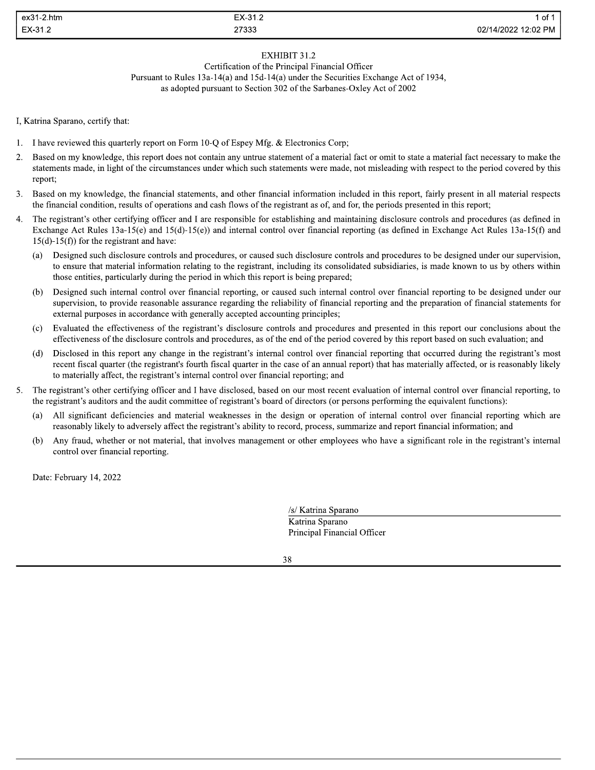# EXHIBIT 31.2

Certification of the Principal Financial Officer
Pursuant to Rules 13a-14(a) and 15d-14(a) under the Securities Exchange Act of 1934,
as adopted pursuant to Section 302 of the Sarbanes-Oxley Act of 2002

I, Katrina Sparano, certify that:

1. I have reviewed this quarterly report on Form 10-Q of Espey Mfg. & Electronics Corp;
2. Based on my knowledge, this report does not contain any untrue statement of a material fact or omit to state a material fact necessary to make the statements made, in light of the circumstances under which such statements were made, not misleading with respect to the period covered by this report;
3. Based on my knowledge, the financial statements, and other financial information included in this report, fairly present in all material respects the financial condition, results of operations and cash flows of the registrant as of, and for, the periods presented in this report;
4. The registrant's other certifying officer and I are responsible for establishing and maintaining disclosure controls and procedures (as defined in Exchange Act Rules 13a-15(e) and 15(d)-15(e)) and internal control over financial reporting (as defined in Exchange Act Rules 13a-15(f) and 15(d)-15(f)) for the registrant and have:
   - (a) Designed such disclosure controls and procedures, or caused such disclosure controls and procedures to be designed under our supervision, to ensure that material information relating to the registrant, including its consolidated subsidiaries, is made known to us by others within those entities, particularly during the period in which this report is being prepared;
   - (b) Designed such internal control over financial reporting, or caused such internal control over financial reporting to be designed under our supervision, to provide reasonable assurance regarding the reliability of financial reporting and the preparation of financial statements for external purposes in accordance with generally accepted accounting principles;
   - (c) Evaluated the effectiveness of the registrant's disclosure controls and procedures and presented in this report our conclusions about the effectiveness of the disclosure controls and procedures, as of the end of the period covered by this report based on such evaluation; and
   - (d) Disclosed in this report any change in the registrant's internal control over financial reporting that occurred during the registrant's most recent fiscal quarter (the registrant's fourth fiscal quarter in the case of an annual report) that has materially affected, or is reasonably likely to materially affect, the registrant's internal control over financial reporting; and
5. The registrant's other certifying officer and I have disclosed, based on our most recent evaluation of internal control over financial reporting, to the registrant's auditors and the audit committee of registrant's board of directors (or persons performing the equivalent functions):
   - (a) All significant deficiencies and material weaknesses in the design or operation of internal control over financial reporting which are reasonably likely to adversely affect the registrant's ability to record, process, summarize and report financial information; and
   - (b) Any fraud, whether or not material, that involves management or other employees who have a significant role in the registrant's internal control over financial reporting.

Date: February 14, 2022

/s/ Katrina Sparano
Katrina Sparano
Principal Financial Officer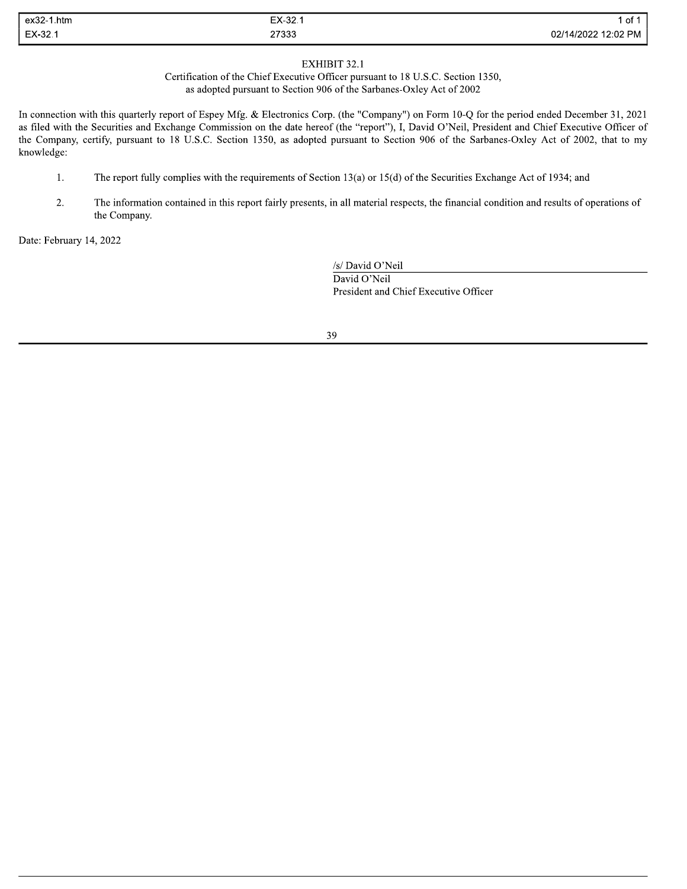# EXHIBIT 32.1

Certification of the Chief Executive Officer pursuant to 18 U.S.C. Section 1350, as adopted pursuant to Section 906 of the Sarbanes-Oxley Act of 2002

In connection with this quarterly report of Espey Mfg. & Electronics Corp. (the "Company") on Form 10-Q for the period ended December 31, 2021 as filed with the Securities and Exchange Commission on the date hereof (the "report"), I, David O'Neil, President and Chief Executive Officer of the Company, certify, pursuant to 18 U.S.C. Section 1350, as adopted pursuant to Section 906 of the Sarbanes-Oxley Act of 2002, that to my knowledge:

1. The report fully complies with the requirements of Section 13(a) or 15(d) of the Securities Exchange Act of 1934; and
2. The information contained in this report fairly presents, in all material respects, the financial condition and results of operations of the Company.

Date: February 14, 2022

/s/ David O'Neil
David O'Neil
President and Chief Executive Officer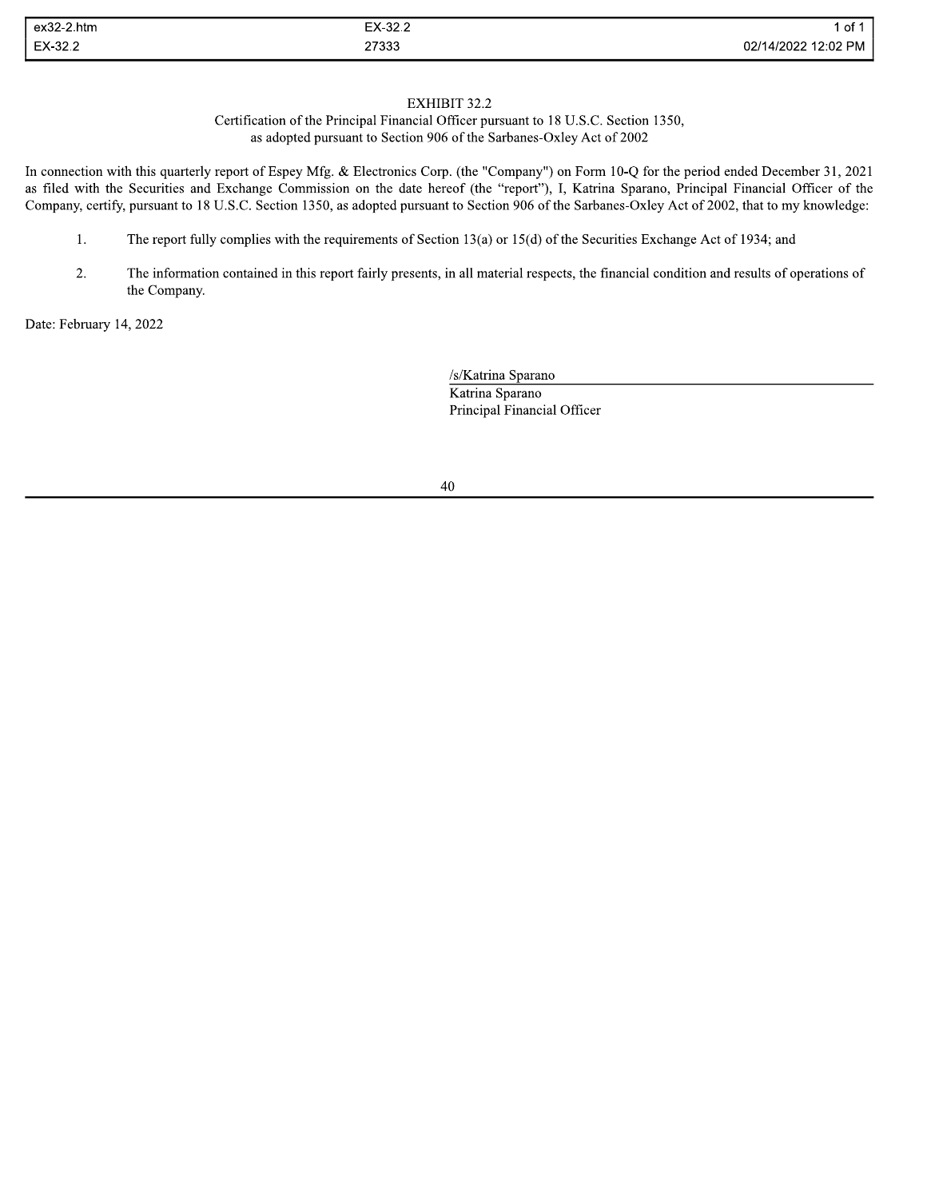EXHIBIT 32.2

Certification of the Principal Financial Officer pursuant to 18 U.S.C. Section 1350,
as adopted pursuant to Section 906 of the Sarbanes-Oxley Act of 2002

In connection with this quarterly report of Espey Mfg. & Electronics Corp. (the "Company") on Form 10-Q for the period ended December 31, 2021 as filed with the Securities and Exchange Commission on the date hereof (the "report"), I, Katrina Sparano, Principal Financial Officer of the Company, certify, pursuant to 18 U.S.C. Section 1350, as adopted pursuant to Section 906 of the Sarbanes-Oxley Act of 2002, that to my knowledge:

1. The report fully complies with the requirements of Section 13(a) or 15(d) of the Securities Exchange Act of 1934; and

2. The information contained in this report fairly presents, in all material respects, the financial condition and results of operations of the Company.

Date: February 14, 2022

/s/Katrina Sparano
Katrina Sparano
Principal Financial Officer